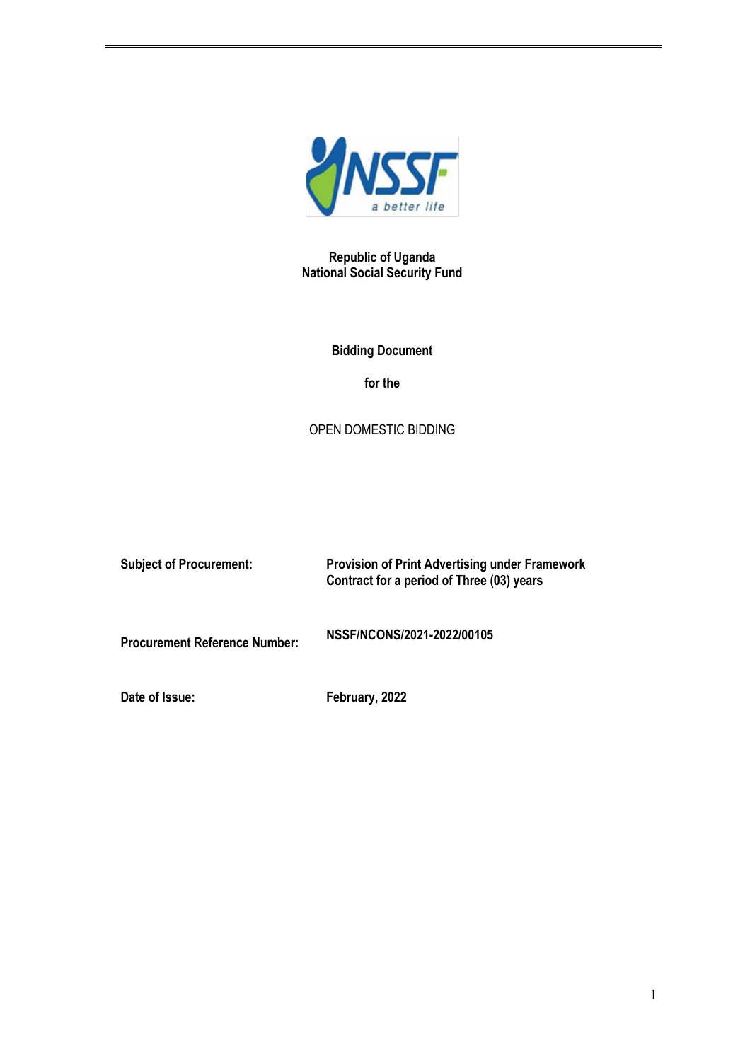**Republic of Uganda**
**National Social Security Fund**

**Bidding Document**

**for the**

OPEN DOMESTIC BIDDING

| | |
|---|---|
| **Subject of Procurement:** | **Provision of Print Advertising under Framework Contract for a period of Three (03) years** |
| **Procurement Reference Number:** | **NSSF/NCONS/2021-2022/00105** |
| **Date of Issue:** | **February, 2022** |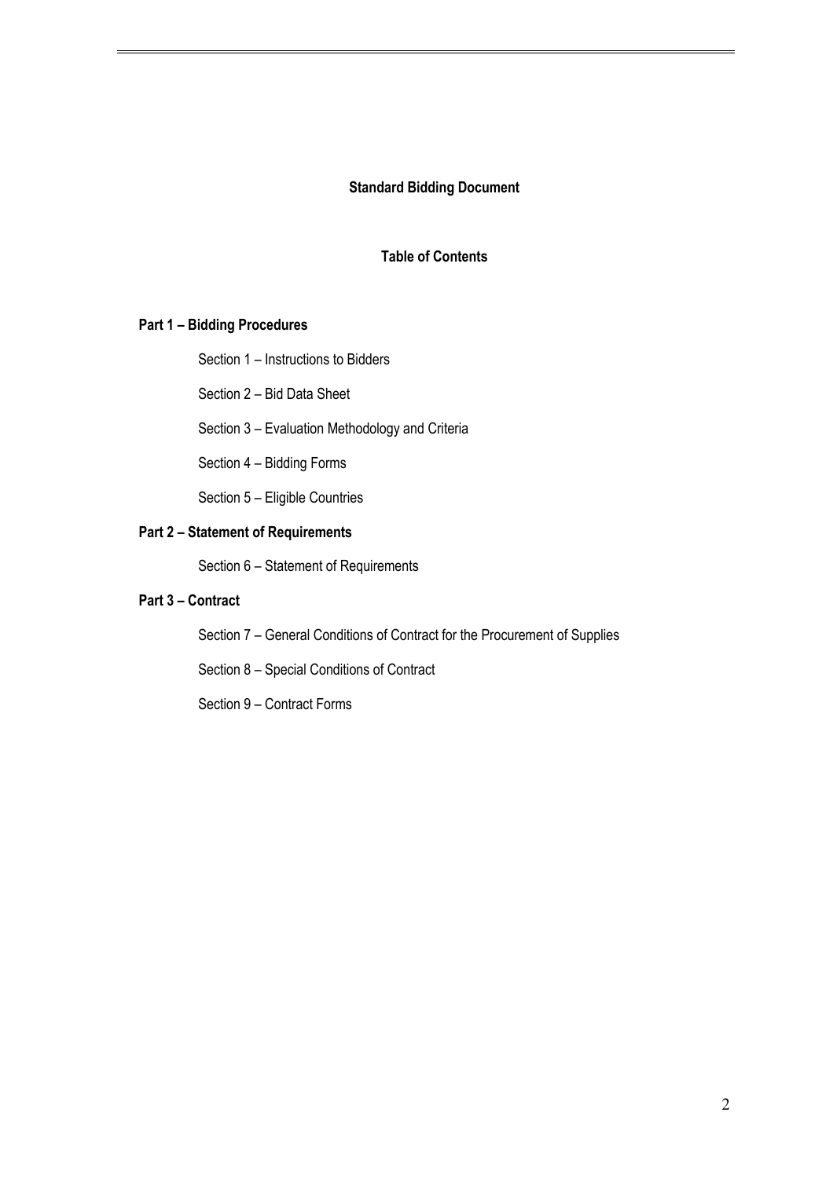# Standard Bidding Document

## Table of Contents

### Part 1 – Bidding Procedures

- Section 1 – Instructions to Bidders
- Section 2 – Bid Data Sheet
- Section 3 – Evaluation Methodology and Criteria
- Section 4 – Bidding Forms
- Section 5 – Eligible Countries

### Part 2 – Statement of Requirements

- Section 6 – Statement of Requirements

### Part 3 – Contract

- Section 7 – General Conditions of Contract for the Procurement of Supplies
- Section 8 – Special Conditions of Contract
- Section 9 – Contract Forms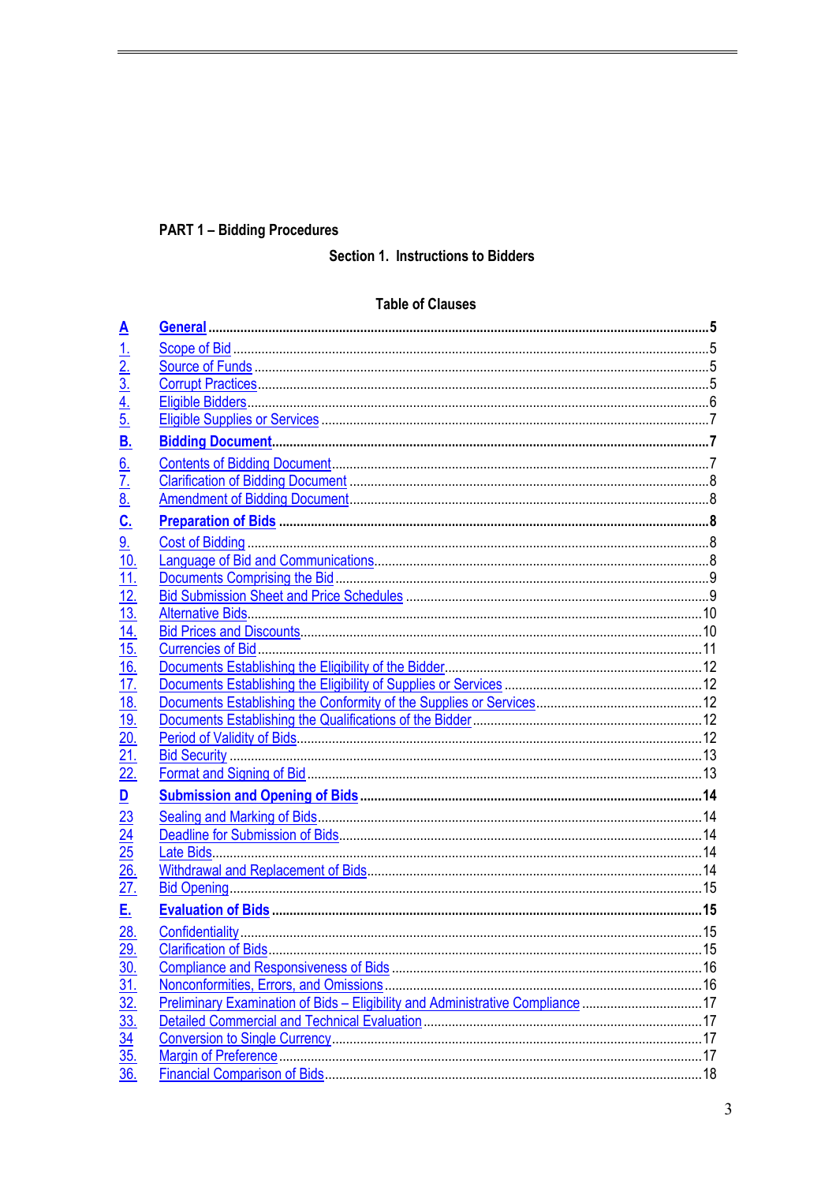**PART 1 – Bidding Procedures**

## Section 1. Instructions to Bidders

### Table of Clauses

| | | |
|---|---|---|
| **A** | **General** | **5** |
| 1. | Scope of Bid | 5 |
| 2. | Source of Funds | 5 |
| 3. | Corrupt Practices | 5 |
| 4. | Eligible Bidders | 6 |
| 5. | Eligible Supplies or Services | 7 |
| **B.** | **Bidding Document** | **7** |
| 6. | Contents of Bidding Document | 7 |
| 7. | Clarification of Bidding Document | 8 |
| 8. | Amendment of Bidding Document | 8 |
| **C.** | **Preparation of Bids** | **8** |
| 9. | Cost of Bidding | 8 |
| 10. | Language of Bid and Communications | 8 |
| 11. | Documents Comprising the Bid | 9 |
| 12. | Bid Submission Sheet and Price Schedules | 9 |
| 13. | Alternative Bids | 10 |
| 14. | Bid Prices and Discounts | 10 |
| 15. | Currencies of Bid | 11 |
| 16. | Documents Establishing the Eligibility of the Bidder | 12 |
| 17. | Documents Establishing the Eligibility of Supplies or Services | 12 |
| 18. | Documents Establishing the Conformity of the Supplies or Services | 12 |
| 19. | Documents Establishing the Qualifications of the Bidder | 12 |
| 20. | Period of Validity of Bids | 12 |
| 21. | Bid Security | 13 |
| 22. | Format and Signing of Bid | 13 |
| **D** | **Submission and Opening of Bids** | **14** |
| 23 | Sealing and Marking of Bids | 14 |
| 24 | Deadline for Submission of Bids | 14 |
| 25 | Late Bids | 14 |
| 26. | Withdrawal and Replacement of Bids | 14 |
| 27. | Bid Opening | 15 |
| **E.** | **Evaluation of Bids** | **15** |
| 28. | Confidentiality | 15 |
| 29. | Clarification of Bids | 15 |
| 30. | Compliance and Responsiveness of Bids | 16 |
| 31. | Nonconformities, Errors, and Omissions | 16 |
| 32. | Preliminary Examination of Bids – Eligibility and Administrative Compliance | 17 |
| 33. | Detailed Commercial and Technical Evaluation | 17 |
| 34 | Conversion to Single Currency | 17 |
| 35. | Margin of Preference | 17 |
| 36. | Financial Comparison of Bids | 18 |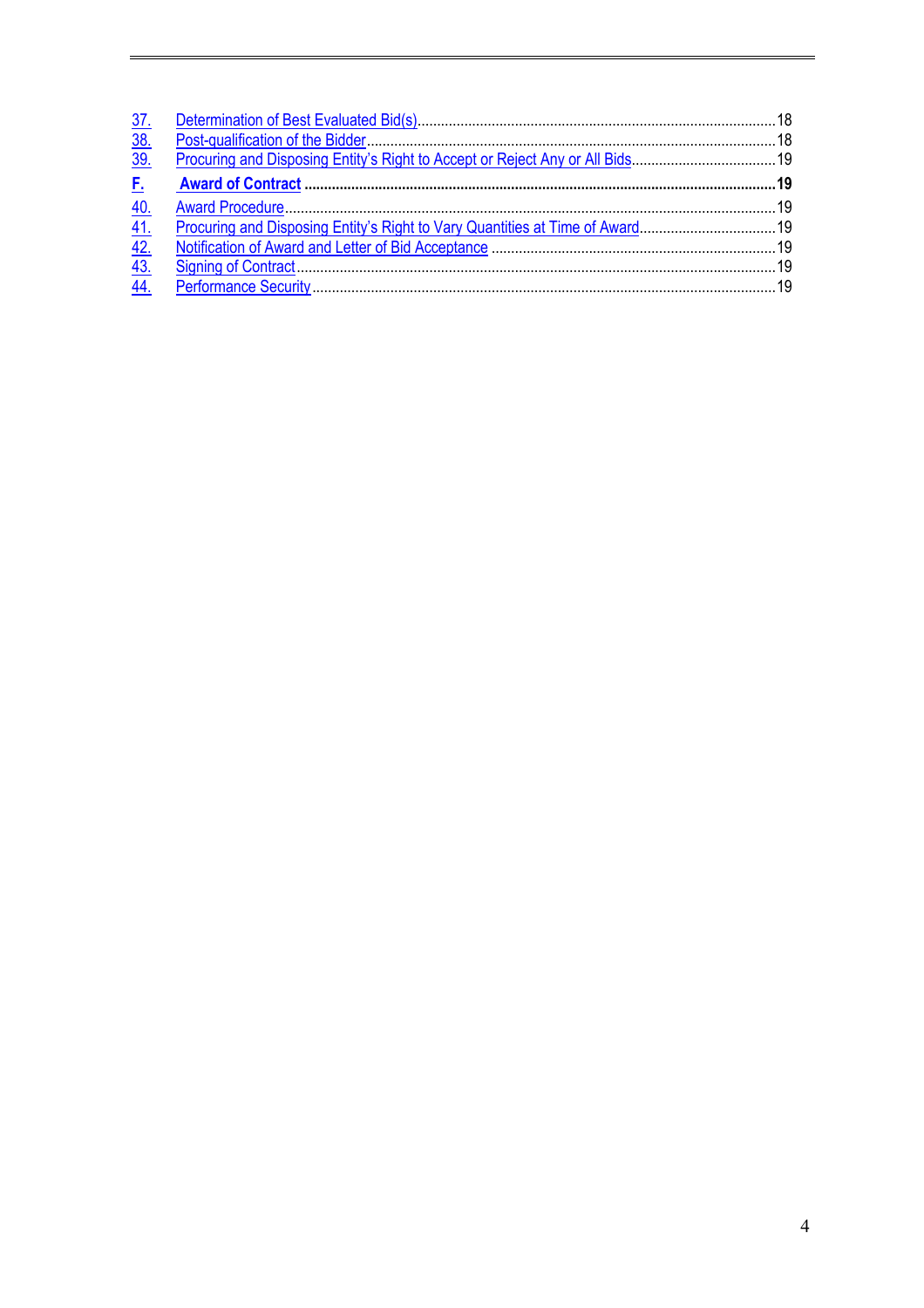37. Determination of Best Evaluated Bid(s) ... 18
38. Post-qualification of the Bidder ... 18
39. Procuring and Disposing Entity's Right to Accept or Reject Any or All Bids ... 19

**F. Award of Contract ... 19**

40. Award Procedure ... 19
41. Procuring and Disposing Entity's Right to Vary Quantities at Time of Award ... 19
42. Notification of Award and Letter of Bid Acceptance ... 19
43. Signing of Contract ... 19
44. Performance Security ... 19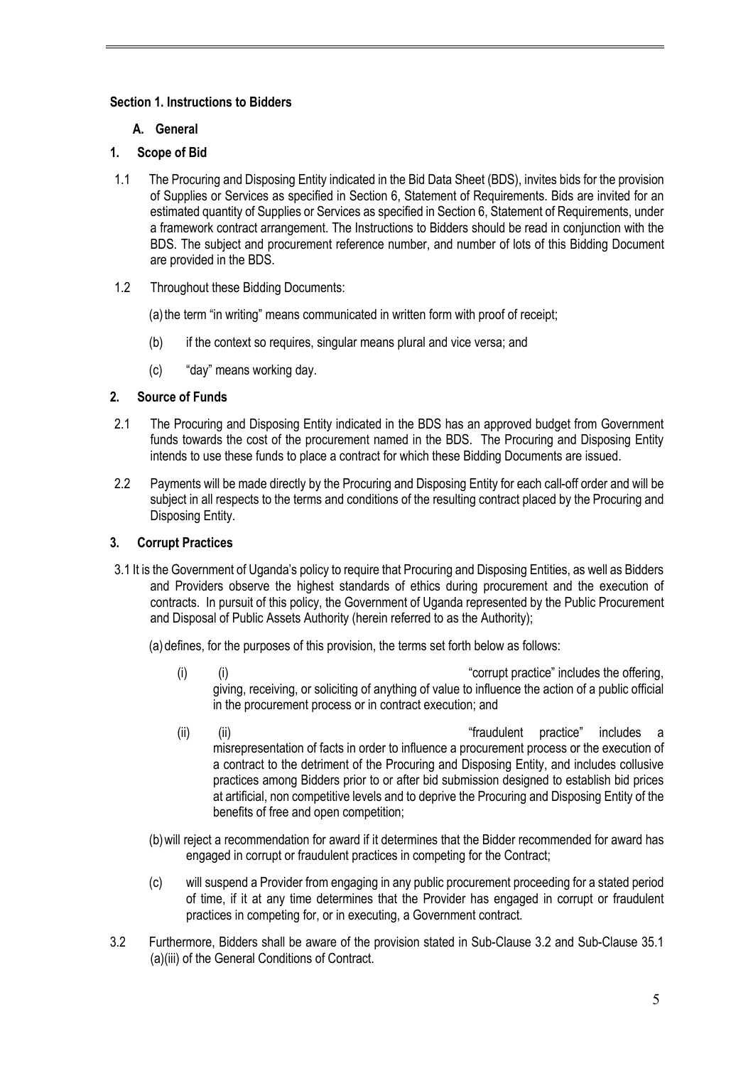## Section 1. Instructions to Bidders

### A. General

### 1. Scope of Bid

1.1 The Procuring and Disposing Entity indicated in the Bid Data Sheet (BDS), invites bids for the provision of Supplies or Services as specified in Section 6, Statement of Requirements. Bids are invited for an estimated quantity of Supplies or Services as specified in Section 6, Statement of Requirements, under a framework contract arrangement. The Instructions to Bidders should be read in conjunction with the BDS. The subject and procurement reference number, and number of lots of this Bidding Document are provided in the BDS.

1.2 Throughout these Bidding Documents:

(a) the term "in writing" means communicated in written form with proof of receipt;

(b) if the context so requires, singular means plural and vice versa; and

(c) "day" means working day.

### 2. Source of Funds

2.1 The Procuring and Disposing Entity indicated in the BDS has an approved budget from Government funds towards the cost of the procurement named in the BDS. The Procuring and Disposing Entity intends to use these funds to place a contract for which these Bidding Documents are issued.

2.2 Payments will be made directly by the Procuring and Disposing Entity for each call-off order and will be subject in all respects to the terms and conditions of the resulting contract placed by the Procuring and Disposing Entity.

### 3. Corrupt Practices

3.1 It is the Government of Uganda's policy to require that Procuring and Disposing Entities, as well as Bidders and Providers observe the highest standards of ethics during procurement and the execution of contracts. In pursuit of this policy, the Government of Uganda represented by the Public Procurement and Disposal of Public Assets Authority (herein referred to as the Authority);

(a) defines, for the purposes of this provision, the terms set forth below as follows:

(i) (i) "corrupt practice" includes the offering, giving, receiving, or soliciting of anything of value to influence the action of a public official in the procurement process or in contract execution; and

(ii) (ii) "fraudulent practice" includes a misrepresentation of facts in order to influence a procurement process or the execution of a contract to the detriment of the Procuring and Disposing Entity, and includes collusive practices among Bidders prior to or after bid submission designed to establish bid prices at artificial, non competitive levels and to deprive the Procuring and Disposing Entity of the benefits of free and open competition;

(b) will reject a recommendation for award if it determines that the Bidder recommended for award has engaged in corrupt or fraudulent practices in competing for the Contract;

(c) will suspend a Provider from engaging in any public procurement proceeding for a stated period of time, if it at any time determines that the Provider has engaged in corrupt or fraudulent practices in competing for, or in executing, a Government contract.

3.2 Furthermore, Bidders shall be aware of the provision stated in Sub-Clause 3.2 and Sub-Clause 35.1 (a)(iii) of the General Conditions of Contract.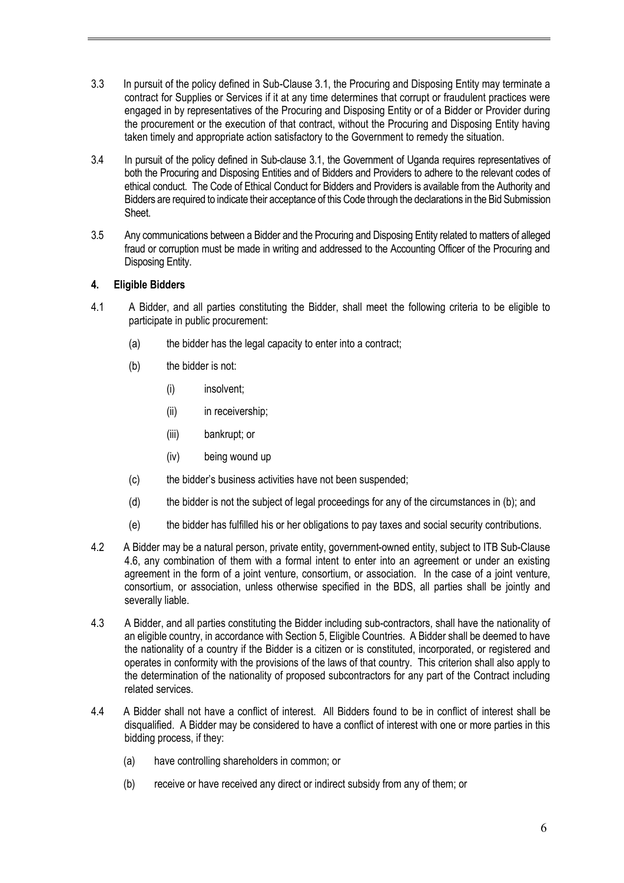3.3 In pursuit of the policy defined in Sub-Clause 3.1, the Procuring and Disposing Entity may terminate a contract for Supplies or Services if it at any time determines that corrupt or fraudulent practices were engaged in by representatives of the Procuring and Disposing Entity or of a Bidder or Provider during the procurement or the execution of that contract, without the Procuring and Disposing Entity having taken timely and appropriate action satisfactory to the Government to remedy the situation.

3.4 In pursuit of the policy defined in Sub-clause 3.1, the Government of Uganda requires representatives of both the Procuring and Disposing Entities and of Bidders and Providers to adhere to the relevant codes of ethical conduct. The Code of Ethical Conduct for Bidders and Providers is available from the Authority and Bidders are required to indicate their acceptance of this Code through the declarations in the Bid Submission Sheet.

3.5 Any communications between a Bidder and the Procuring and Disposing Entity related to matters of alleged fraud or corruption must be made in writing and addressed to the Accounting Officer of the Procuring and Disposing Entity.

**4. Eligible Bidders**

4.1 A Bidder, and all parties constituting the Bidder, shall meet the following criteria to be eligible to participate in public procurement:

(a) the bidder has the legal capacity to enter into a contract;

(b) the bidder is not:

(i) insolvent;

(ii) in receivership;

(iii) bankrupt; or

(iv) being wound up

(c) the bidder's business activities have not been suspended;

(d) the bidder is not the subject of legal proceedings for any of the circumstances in (b); and

(e) the bidder has fulfilled his or her obligations to pay taxes and social security contributions.

4.2 A Bidder may be a natural person, private entity, government-owned entity, subject to ITB Sub-Clause 4.6, any combination of them with a formal intent to enter into an agreement or under an existing agreement in the form of a joint venture, consortium, or association. In the case of a joint venture, consortium, or association, unless otherwise specified in the BDS, all parties shall be jointly and severally liable.

4.3 A Bidder, and all parties constituting the Bidder including sub-contractors, shall have the nationality of an eligible country, in accordance with Section 5, Eligible Countries. A Bidder shall be deemed to have the nationality of a country if the Bidder is a citizen or is constituted, incorporated, or registered and operates in conformity with the provisions of the laws of that country. This criterion shall also apply to the determination of the nationality of proposed subcontractors for any part of the Contract including related services.

4.4 A Bidder shall not have a conflict of interest. All Bidders found to be in conflict of interest shall be disqualified. A Bidder may be considered to have a conflict of interest with one or more parties in this bidding process, if they:

(a) have controlling shareholders in common; or

(b) receive or have received any direct or indirect subsidy from any of them; or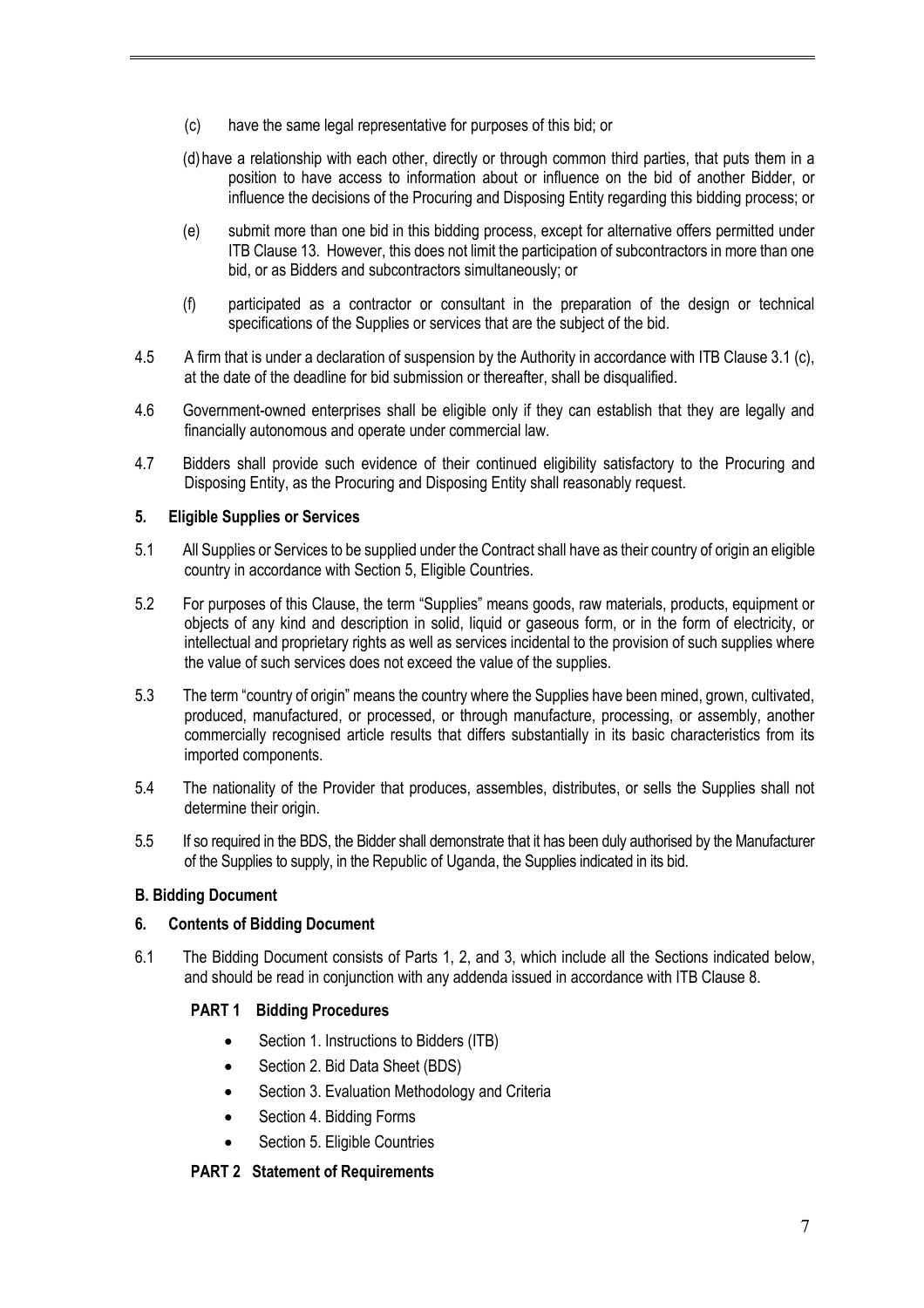(c) have the same legal representative for purposes of this bid; or

(d) have a relationship with each other, directly or through common third parties, that puts them in a position to have access to information about or influence on the bid of another Bidder, or influence the decisions of the Procuring and Disposing Entity regarding this bidding process; or

(e) submit more than one bid in this bidding process, except for alternative offers permitted under ITB Clause 13. However, this does not limit the participation of subcontractors in more than one bid, or as Bidders and subcontractors simultaneously; or

(f) participated as a contractor or consultant in the preparation of the design or technical specifications of the Supplies or services that are the subject of the bid.

4.5 A firm that is under a declaration of suspension by the Authority in accordance with ITB Clause 3.1 (c), at the date of the deadline for bid submission or thereafter, shall be disqualified.

4.6 Government-owned enterprises shall be eligible only if they can establish that they are legally and financially autonomous and operate under commercial law.

4.7 Bidders shall provide such evidence of their continued eligibility satisfactory to the Procuring and Disposing Entity, as the Procuring and Disposing Entity shall reasonably request.

### 5. Eligible Supplies or Services

5.1 All Supplies or Services to be supplied under the Contract shall have as their country of origin an eligible country in accordance with Section 5, Eligible Countries.

5.2 For purposes of this Clause, the term "Supplies" means goods, raw materials, products, equipment or objects of any kind and description in solid, liquid or gaseous form, or in the form of electricity, or intellectual and proprietary rights as well as services incidental to the provision of such supplies where the value of such services does not exceed the value of the supplies.

5.3 The term "country of origin" means the country where the Supplies have been mined, grown, cultivated, produced, manufactured, or processed, or through manufacture, processing, or assembly, another commercially recognised article results that differs substantially in its basic characteristics from its imported components.

5.4 The nationality of the Provider that produces, assembles, distributes, or sells the Supplies shall not determine their origin.

5.5 If so required in the BDS, the Bidder shall demonstrate that it has been duly authorised by the Manufacturer of the Supplies to supply, in the Republic of Uganda, the Supplies indicated in its bid.

## B. Bidding Document

### 6. Contents of Bidding Document

6.1 The Bidding Document consists of Parts 1, 2, and 3, which include all the Sections indicated below, and should be read in conjunction with any addenda issued in accordance with ITB Clause 8.

**PART 1 Bidding Procedures**

- Section 1. Instructions to Bidders (ITB)
- Section 2. Bid Data Sheet (BDS)
- Section 3. Evaluation Methodology and Criteria
- Section 4. Bidding Forms
- Section 5. Eligible Countries

**PART 2 Statement of Requirements**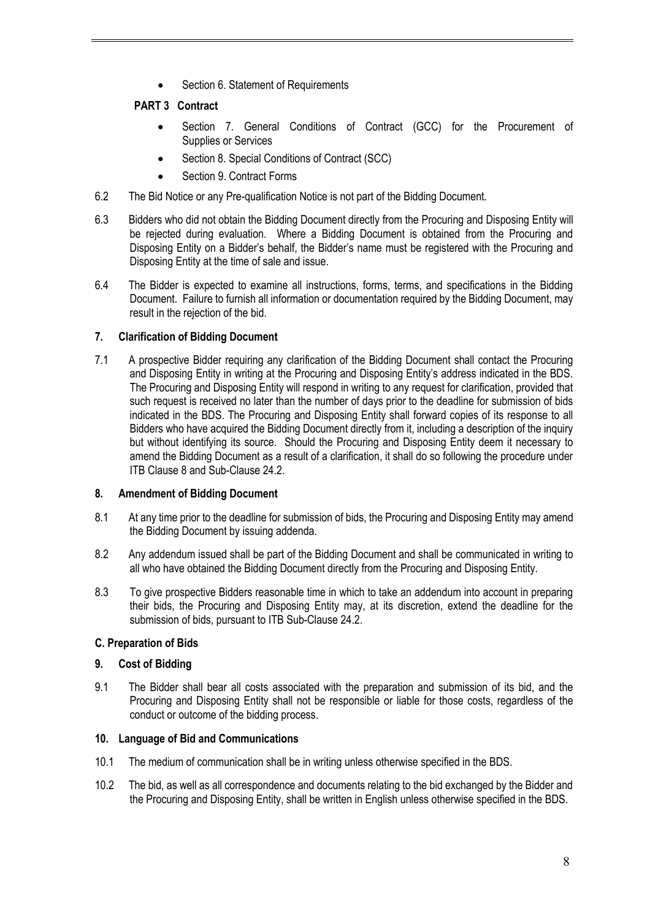- Section 6. Statement of Requirements

**PART 3 Contract**

- Section 7. General Conditions of Contract (GCC) for the Procurement of Supplies or Services
- Section 8. Special Conditions of Contract (SCC)
- Section 9. Contract Forms

6.2 The Bid Notice or any Pre-qualification Notice is not part of the Bidding Document.

6.3 Bidders who did not obtain the Bidding Document directly from the Procuring and Disposing Entity will be rejected during evaluation. Where a Bidding Document is obtained from the Procuring and Disposing Entity on a Bidder's behalf, the Bidder's name must be registered with the Procuring and Disposing Entity at the time of sale and issue.

6.4 The Bidder is expected to examine all instructions, forms, terms, and specifications in the Bidding Document. Failure to furnish all information or documentation required by the Bidding Document, may result in the rejection of the bid.

**7. Clarification of Bidding Document**

7.1 A prospective Bidder requiring any clarification of the Bidding Document shall contact the Procuring and Disposing Entity in writing at the Procuring and Disposing Entity's address indicated in the BDS. The Procuring and Disposing Entity will respond in writing to any request for clarification, provided that such request is received no later than the number of days prior to the deadline for submission of bids indicated in the BDS. The Procuring and Disposing Entity shall forward copies of its response to all Bidders who have acquired the Bidding Document directly from it, including a description of the inquiry but without identifying its source. Should the Procuring and Disposing Entity deem it necessary to amend the Bidding Document as a result of a clarification, it shall do so following the procedure under ITB Clause 8 and Sub-Clause 24.2.

**8. Amendment of Bidding Document**

8.1 At any time prior to the deadline for submission of bids, the Procuring and Disposing Entity may amend the Bidding Document by issuing addenda.

8.2 Any addendum issued shall be part of the Bidding Document and shall be communicated in writing to all who have obtained the Bidding Document directly from the Procuring and Disposing Entity.

8.3 To give prospective Bidders reasonable time in which to take an addendum into account in preparing their bids, the Procuring and Disposing Entity may, at its discretion, extend the deadline for the submission of bids, pursuant to ITB Sub-Clause 24.2.

**C. Preparation of Bids**

**9. Cost of Bidding**

9.1 The Bidder shall bear all costs associated with the preparation and submission of its bid, and the Procuring and Disposing Entity shall not be responsible or liable for those costs, regardless of the conduct or outcome of the bidding process.

**10. Language of Bid and Communications**

10.1 The medium of communication shall be in writing unless otherwise specified in the BDS.

10.2 The bid, as well as all correspondence and documents relating to the bid exchanged by the Bidder and the Procuring and Disposing Entity, shall be written in English unless otherwise specified in the BDS.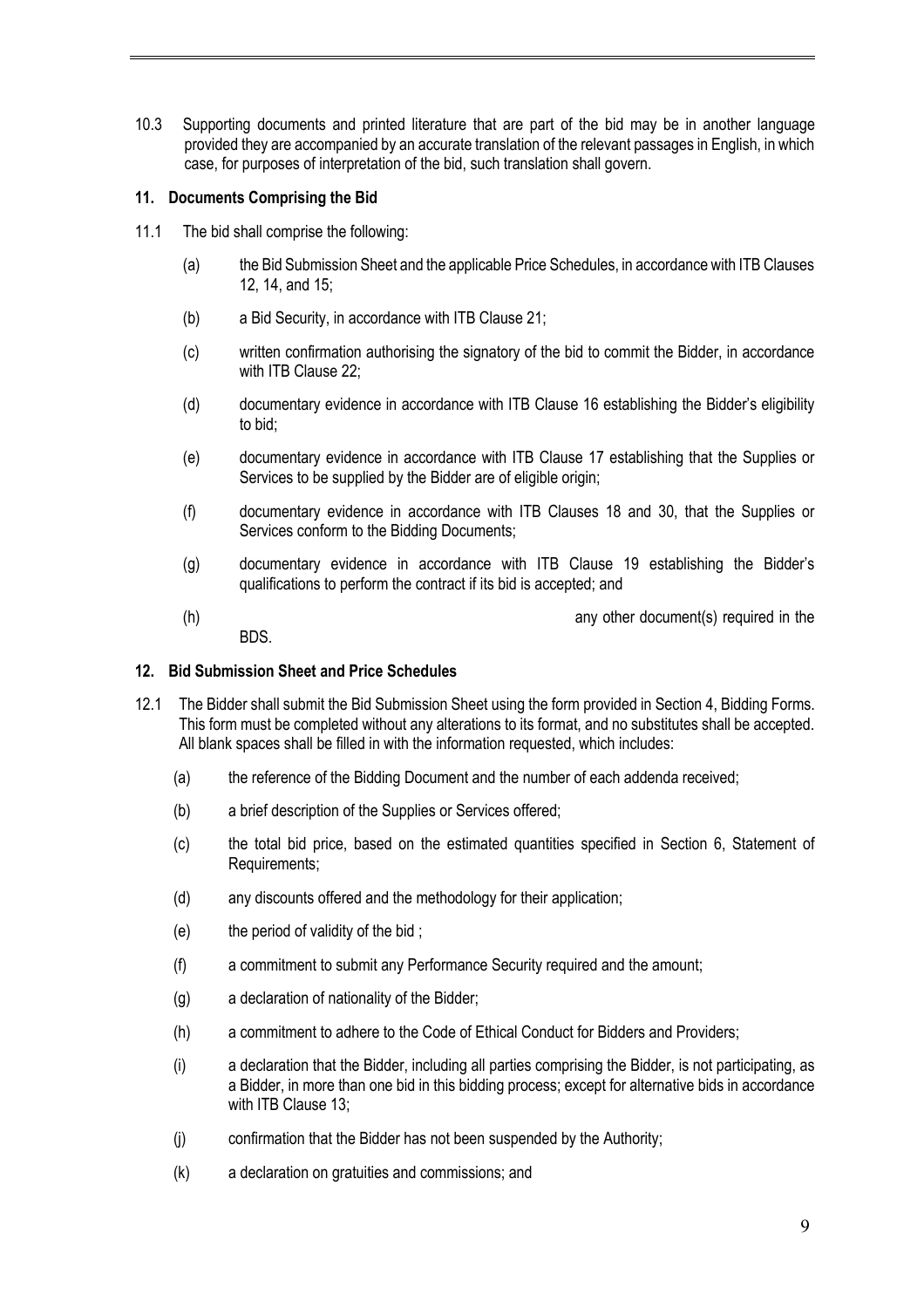10.3 Supporting documents and printed literature that are part of the bid may be in another language provided they are accompanied by an accurate translation of the relevant passages in English, in which case, for purposes of interpretation of the bid, such translation shall govern.

## 11. Documents Comprising the Bid

11.1 The bid shall comprise the following:

(a) the Bid Submission Sheet and the applicable Price Schedules, in accordance with ITB Clauses 12, 14, and 15;

(b) a Bid Security, in accordance with ITB Clause 21;

(c) written confirmation authorising the signatory of the bid to commit the Bidder, in accordance with ITB Clause 22;

(d) documentary evidence in accordance with ITB Clause 16 establishing the Bidder's eligibility to bid;

(e) documentary evidence in accordance with ITB Clause 17 establishing that the Supplies or Services to be supplied by the Bidder are of eligible origin;

(f) documentary evidence in accordance with ITB Clauses 18 and 30, that the Supplies or Services conform to the Bidding Documents;

(g) documentary evidence in accordance with ITB Clause 19 establishing the Bidder's qualifications to perform the contract if its bid is accepted; and

(h) any other document(s) required in the BDS.

## 12. Bid Submission Sheet and Price Schedules

12.1 The Bidder shall submit the Bid Submission Sheet using the form provided in Section 4, Bidding Forms. This form must be completed without any alterations to its format, and no substitutes shall be accepted. All blank spaces shall be filled in with the information requested, which includes:

(a) the reference of the Bidding Document and the number of each addenda received;

(b) a brief description of the Supplies or Services offered;

(c) the total bid price, based on the estimated quantities specified in Section 6, Statement of Requirements;

(d) any discounts offered and the methodology for their application;

(e) the period of validity of the bid ;

(f) a commitment to submit any Performance Security required and the amount;

(g) a declaration of nationality of the Bidder;

(h) a commitment to adhere to the Code of Ethical Conduct for Bidders and Providers;

(i) a declaration that the Bidder, including all parties comprising the Bidder, is not participating, as a Bidder, in more than one bid in this bidding process; except for alternative bids in accordance with ITB Clause 13;

(j) confirmation that the Bidder has not been suspended by the Authority;

(k) a declaration on gratuities and commissions; and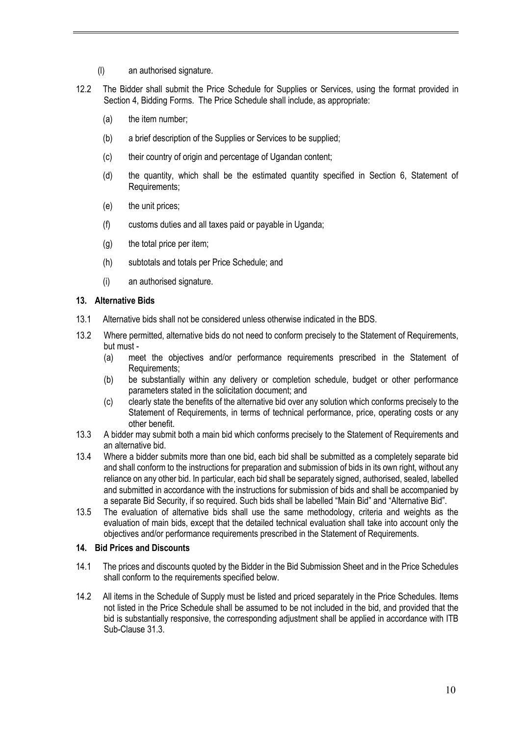(l) an authorised signature.

12.2 The Bidder shall submit the Price Schedule for Supplies or Services, using the format provided in Section 4, Bidding Forms. The Price Schedule shall include, as appropriate:

(a) the item number;

(b) a brief description of the Supplies or Services to be supplied;

(c) their country of origin and percentage of Ugandan content;

(d) the quantity, which shall be the estimated quantity specified in Section 6, Statement of Requirements;

(e) the unit prices;

(f) customs duties and all taxes paid or payable in Uganda;

(g) the total price per item;

(h) subtotals and totals per Price Schedule; and

(i) an authorised signature.

**13. Alternative Bids**

13.1 Alternative bids shall not be considered unless otherwise indicated in the BDS.

13.2 Where permitted, alternative bids do not need to conform precisely to the Statement of Requirements, but must -

(a) meet the objectives and/or performance requirements prescribed in the Statement of Requirements;

(b) be substantially within any delivery or completion schedule, budget or other performance parameters stated in the solicitation document; and

(c) clearly state the benefits of the alternative bid over any solution which conforms precisely to the Statement of Requirements, in terms of technical performance, price, operating costs or any other benefit.

13.3 A bidder may submit both a main bid which conforms precisely to the Statement of Requirements and an alternative bid.

13.4 Where a bidder submits more than one bid, each bid shall be submitted as a completely separate bid and shall conform to the instructions for preparation and submission of bids in its own right, without any reliance on any other bid. In particular, each bid shall be separately signed, authorised, sealed, labelled and submitted in accordance with the instructions for submission of bids and shall be accompanied by a separate Bid Security, if so required. Such bids shall be labelled "Main Bid" and "Alternative Bid".

13.5 The evaluation of alternative bids shall use the same methodology, criteria and weights as the evaluation of main bids, except that the detailed technical evaluation shall take into account only the objectives and/or performance requirements prescribed in the Statement of Requirements.

**14. Bid Prices and Discounts**

14.1 The prices and discounts quoted by the Bidder in the Bid Submission Sheet and in the Price Schedules shall conform to the requirements specified below.

14.2 All items in the Schedule of Supply must be listed and priced separately in the Price Schedules. Items not listed in the Price Schedule shall be assumed to be not included in the bid, and provided that the bid is substantially responsive, the corresponding adjustment shall be applied in accordance with ITB Sub-Clause 31.3.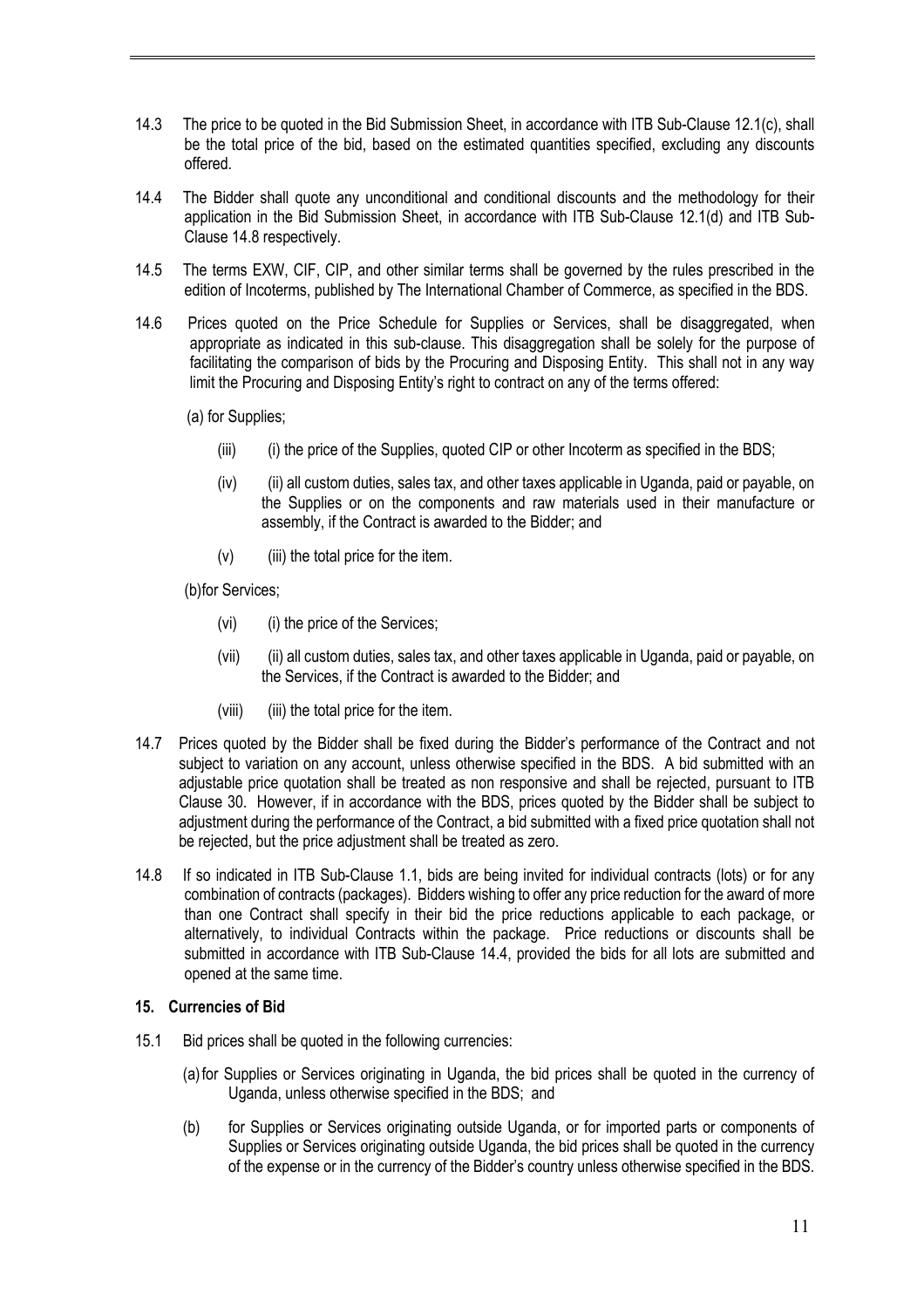14.3 The price to be quoted in the Bid Submission Sheet, in accordance with ITB Sub-Clause 12.1(c), shall be the total price of the bid, based on the estimated quantities specified, excluding any discounts offered.

14.4 The Bidder shall quote any unconditional and conditional discounts and the methodology for their application in the Bid Submission Sheet, in accordance with ITB Sub-Clause 12.1(d) and ITB Sub-Clause 14.8 respectively.

14.5 The terms EXW, CIF, CIP, and other similar terms shall be governed by the rules prescribed in the edition of Incoterms, published by The International Chamber of Commerce, as specified in the BDS.

14.6 Prices quoted on the Price Schedule for Supplies or Services, shall be disaggregated, when appropriate as indicated in this sub-clause. This disaggregation shall be solely for the purpose of facilitating the comparison of bids by the Procuring and Disposing Entity. This shall not in any way limit the Procuring and Disposing Entity's right to contract on any of the terms offered:

(a) for Supplies;

(iii) (i) the price of the Supplies, quoted CIP or other Incoterm as specified in the BDS;

(iv) (ii) all custom duties, sales tax, and other taxes applicable in Uganda, paid or payable, on the Supplies or on the components and raw materials used in their manufacture or assembly, if the Contract is awarded to the Bidder; and

(v) (iii) the total price for the item.

(b) for Services;

(vi) (i) the price of the Services;

(vii) (ii) all custom duties, sales tax, and other taxes applicable in Uganda, paid or payable, on the Services, if the Contract is awarded to the Bidder; and

(viii) (iii) the total price for the item.

14.7 Prices quoted by the Bidder shall be fixed during the Bidder's performance of the Contract and not subject to variation on any account, unless otherwise specified in the BDS. A bid submitted with an adjustable price quotation shall be treated as non responsive and shall be rejected, pursuant to ITB Clause 30. However, if in accordance with the BDS, prices quoted by the Bidder shall be subject to adjustment during the performance of the Contract, a bid submitted with a fixed price quotation shall not be rejected, but the price adjustment shall be treated as zero.

14.8 If so indicated in ITB Sub-Clause 1.1, bids are being invited for individual contracts (lots) or for any combination of contracts (packages). Bidders wishing to offer any price reduction for the award of more than one Contract shall specify in their bid the price reductions applicable to each package, or alternatively, to individual Contracts within the package. Price reductions or discounts shall be submitted in accordance with ITB Sub-Clause 14.4, provided the bids for all lots are submitted and opened at the same time.

**15. Currencies of Bid**

15.1 Bid prices shall be quoted in the following currencies:

(a) for Supplies or Services originating in Uganda, the bid prices shall be quoted in the currency of Uganda, unless otherwise specified in the BDS; and

(b) for Supplies or Services originating outside Uganda, or for imported parts or components of Supplies or Services originating outside Uganda, the bid prices shall be quoted in the currency of the expense or in the currency of the Bidder's country unless otherwise specified in the BDS.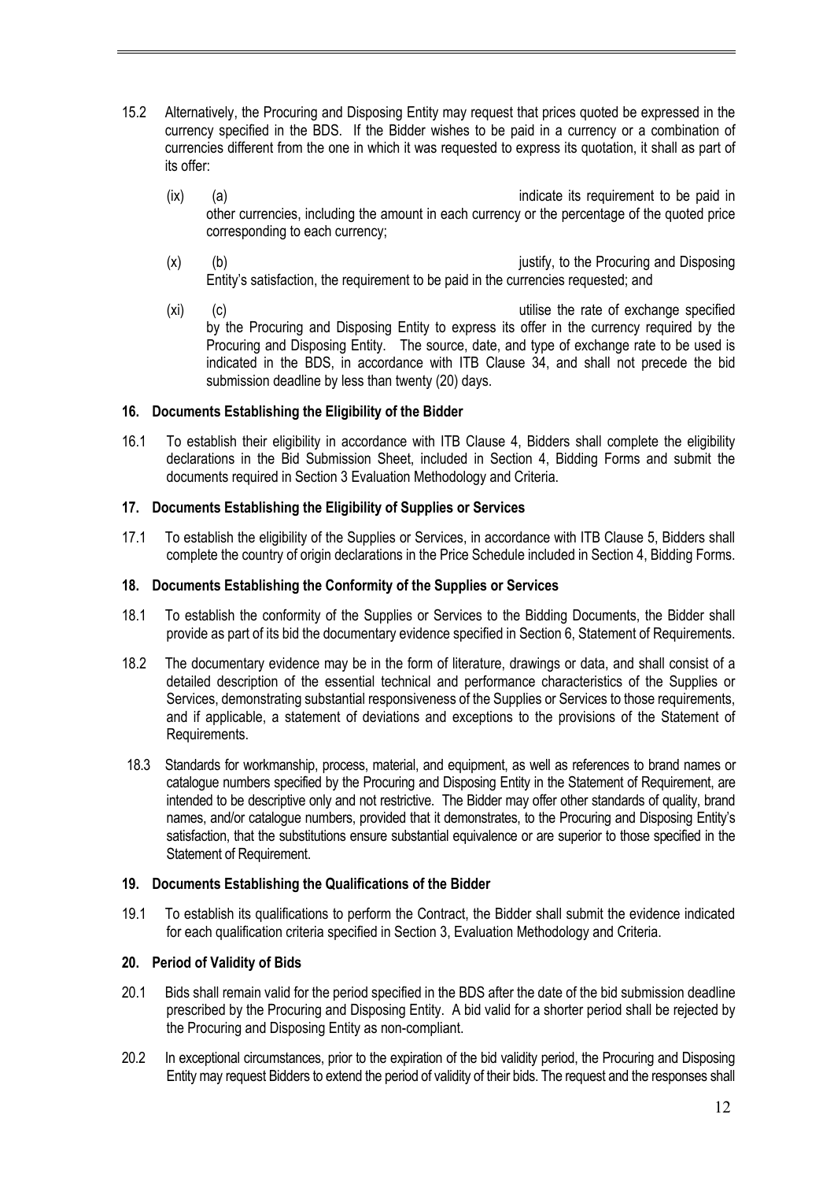15.2 Alternatively, the Procuring and Disposing Entity may request that prices quoted be expressed in the currency specified in the BDS. If the Bidder wishes to be paid in a currency or a combination of currencies different from the one in which it was requested to express its quotation, it shall as part of its offer:

(ix) (a) indicate its requirement to be paid in other currencies, including the amount in each currency or the percentage of the quoted price corresponding to each currency;

(x) (b) justify, to the Procuring and Disposing Entity's satisfaction, the requirement to be paid in the currencies requested; and

(xi) (c) utilise the rate of exchange specified by the Procuring and Disposing Entity to express its offer in the currency required by the Procuring and Disposing Entity. The source, date, and type of exchange rate to be used is indicated in the BDS, in accordance with ITB Clause 34, and shall not precede the bid submission deadline by less than twenty (20) days.

**16. Documents Establishing the Eligibility of the Bidder**

16.1 To establish their eligibility in accordance with ITB Clause 4, Bidders shall complete the eligibility declarations in the Bid Submission Sheet, included in Section 4, Bidding Forms and submit the documents required in Section 3 Evaluation Methodology and Criteria.

**17. Documents Establishing the Eligibility of Supplies or Services**

17.1 To establish the eligibility of the Supplies or Services, in accordance with ITB Clause 5, Bidders shall complete the country of origin declarations in the Price Schedule included in Section 4, Bidding Forms.

**18. Documents Establishing the Conformity of the Supplies or Services**

18.1 To establish the conformity of the Supplies or Services to the Bidding Documents, the Bidder shall provide as part of its bid the documentary evidence specified in Section 6, Statement of Requirements.

18.2 The documentary evidence may be in the form of literature, drawings or data, and shall consist of a detailed description of the essential technical and performance characteristics of the Supplies or Services, demonstrating substantial responsiveness of the Supplies or Services to those requirements, and if applicable, a statement of deviations and exceptions to the provisions of the Statement of Requirements.

18.3 Standards for workmanship, process, material, and equipment, as well as references to brand names or catalogue numbers specified by the Procuring and Disposing Entity in the Statement of Requirement, are intended to be descriptive only and not restrictive. The Bidder may offer other standards of quality, brand names, and/or catalogue numbers, provided that it demonstrates, to the Procuring and Disposing Entity's satisfaction, that the substitutions ensure substantial equivalence or are superior to those specified in the Statement of Requirement.

**19. Documents Establishing the Qualifications of the Bidder**

19.1 To establish its qualifications to perform the Contract, the Bidder shall submit the evidence indicated for each qualification criteria specified in Section 3, Evaluation Methodology and Criteria.

**20. Period of Validity of Bids**

20.1 Bids shall remain valid for the period specified in the BDS after the date of the bid submission deadline prescribed by the Procuring and Disposing Entity. A bid valid for a shorter period shall be rejected by the Procuring and Disposing Entity as non-compliant.

20.2 In exceptional circumstances, prior to the expiration of the bid validity period, the Procuring and Disposing Entity may request Bidders to extend the period of validity of their bids. The request and the responses shall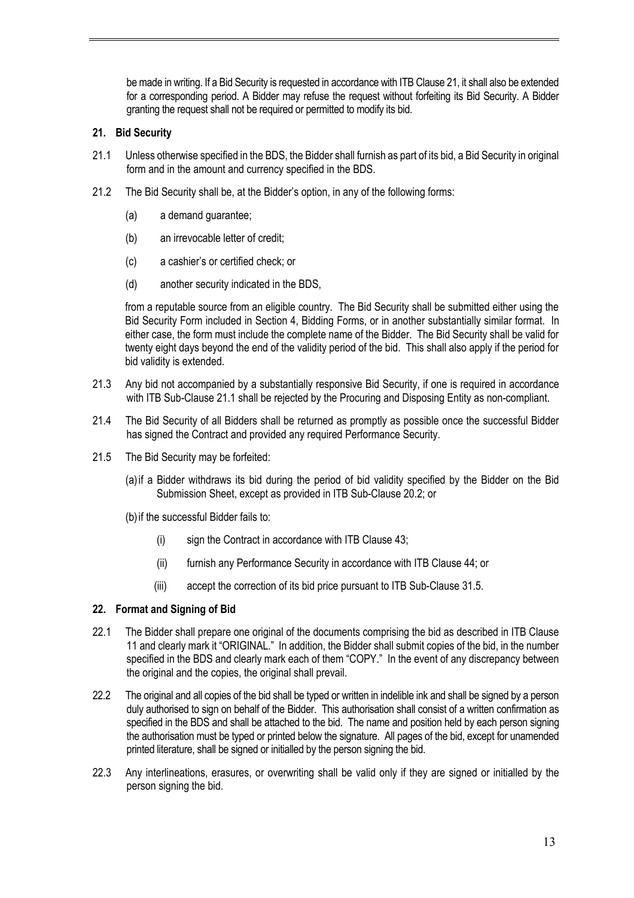be made in writing. If a Bid Security is requested in accordance with ITB Clause 21, it shall also be extended for a corresponding period. A Bidder may refuse the request without forfeiting its Bid Security. A Bidder granting the request shall not be required or permitted to modify its bid.

### 21. Bid Security

21.1 Unless otherwise specified in the BDS, the Bidder shall furnish as part of its bid, a Bid Security in original form and in the amount and currency specified in the BDS.

21.2 The Bid Security shall be, at the Bidder's option, in any of the following forms:

(a) a demand guarantee;

(b) an irrevocable letter of credit;

(c) a cashier's or certified check; or

(d) another security indicated in the BDS,

from a reputable source from an eligible country. The Bid Security shall be submitted either using the Bid Security Form included in Section 4, Bidding Forms, or in another substantially similar format. In either case, the form must include the complete name of the Bidder. The Bid Security shall be valid for twenty eight days beyond the end of the validity period of the bid. This shall also apply if the period for bid validity is extended.

21.3 Any bid not accompanied by a substantially responsive Bid Security, if one is required in accordance with ITB Sub-Clause 21.1 shall be rejected by the Procuring and Disposing Entity as non-compliant.

21.4 The Bid Security of all Bidders shall be returned as promptly as possible once the successful Bidder has signed the Contract and provided any required Performance Security.

21.5 The Bid Security may be forfeited:

(a) if a Bidder withdraws its bid during the period of bid validity specified by the Bidder on the Bid Submission Sheet, except as provided in ITB Sub-Clause 20.2; or

(b) if the successful Bidder fails to:

(i) sign the Contract in accordance with ITB Clause 43;

(ii) furnish any Performance Security in accordance with ITB Clause 44; or

(iii) accept the correction of its bid price pursuant to ITB Sub-Clause 31.5.

### 22. Format and Signing of Bid

22.1 The Bidder shall prepare one original of the documents comprising the bid as described in ITB Clause 11 and clearly mark it "ORIGINAL." In addition, the Bidder shall submit copies of the bid, in the number specified in the BDS and clearly mark each of them "COPY." In the event of any discrepancy between the original and the copies, the original shall prevail.

22.2 The original and all copies of the bid shall be typed or written in indelible ink and shall be signed by a person duly authorised to sign on behalf of the Bidder. This authorisation shall consist of a written confirmation as specified in the BDS and shall be attached to the bid. The name and position held by each person signing the authorisation must be typed or printed below the signature. All pages of the bid, except for unamended printed literature, shall be signed or initialled by the person signing the bid.

22.3 Any interlineations, erasures, or overwriting shall be valid only if they are signed or initialled by the person signing the bid.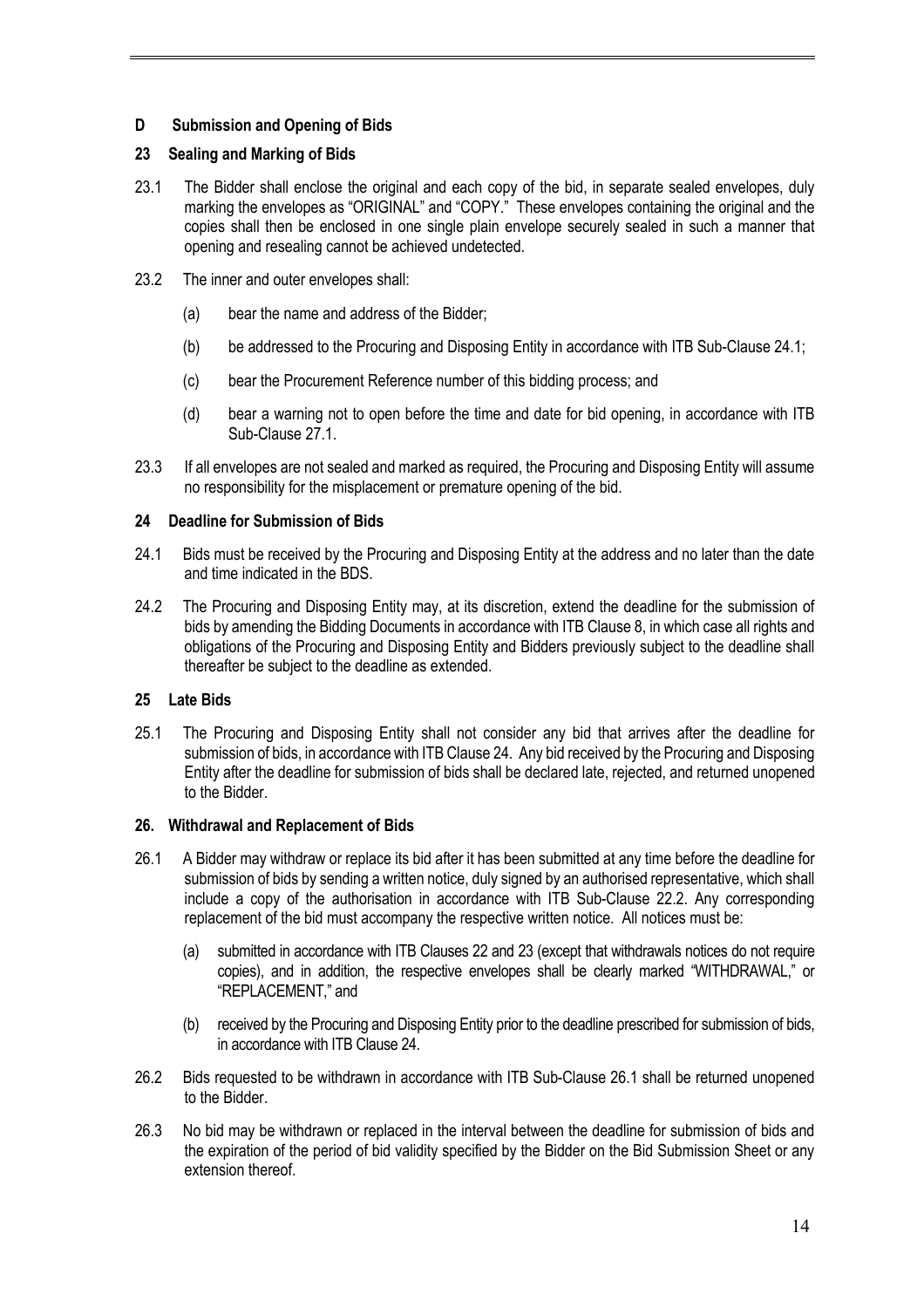## D Submission and Opening of Bids

### 23 Sealing and Marking of Bids

23.1 The Bidder shall enclose the original and each copy of the bid, in separate sealed envelopes, duly marking the envelopes as "ORIGINAL" and "COPY." These envelopes containing the original and the copies shall then be enclosed in one single plain envelope securely sealed in such a manner that opening and resealing cannot be achieved undetected.

23.2 The inner and outer envelopes shall:

(a) bear the name and address of the Bidder;

(b) be addressed to the Procuring and Disposing Entity in accordance with ITB Sub-Clause 24.1;

(c) bear the Procurement Reference number of this bidding process; and

(d) bear a warning not to open before the time and date for bid opening, in accordance with ITB Sub-Clause 27.1.

23.3 If all envelopes are not sealed and marked as required, the Procuring and Disposing Entity will assume no responsibility for the misplacement or premature opening of the bid.

### 24 Deadline for Submission of Bids

24.1 Bids must be received by the Procuring and Disposing Entity at the address and no later than the date and time indicated in the BDS.

24.2 The Procuring and Disposing Entity may, at its discretion, extend the deadline for the submission of bids by amending the Bidding Documents in accordance with ITB Clause 8, in which case all rights and obligations of the Procuring and Disposing Entity and Bidders previously subject to the deadline shall thereafter be subject to the deadline as extended.

### 25 Late Bids

25.1 The Procuring and Disposing Entity shall not consider any bid that arrives after the deadline for submission of bids, in accordance with ITB Clause 24. Any bid received by the Procuring and Disposing Entity after the deadline for submission of bids shall be declared late, rejected, and returned unopened to the Bidder.

### 26. Withdrawal and Replacement of Bids

26.1 A Bidder may withdraw or replace its bid after it has been submitted at any time before the deadline for submission of bids by sending a written notice, duly signed by an authorised representative, which shall include a copy of the authorisation in accordance with ITB Sub-Clause 22.2. Any corresponding replacement of the bid must accompany the respective written notice. All notices must be:

(a) submitted in accordance with ITB Clauses 22 and 23 (except that withdrawals notices do not require copies), and in addition, the respective envelopes shall be clearly marked "WITHDRAWAL," or "REPLACEMENT," and

(b) received by the Procuring and Disposing Entity prior to the deadline prescribed for submission of bids, in accordance with ITB Clause 24.

26.2 Bids requested to be withdrawn in accordance with ITB Sub-Clause 26.1 shall be returned unopened to the Bidder.

26.3 No bid may be withdrawn or replaced in the interval between the deadline for submission of bids and the expiration of the period of bid validity specified by the Bidder on the Bid Submission Sheet or any extension thereof.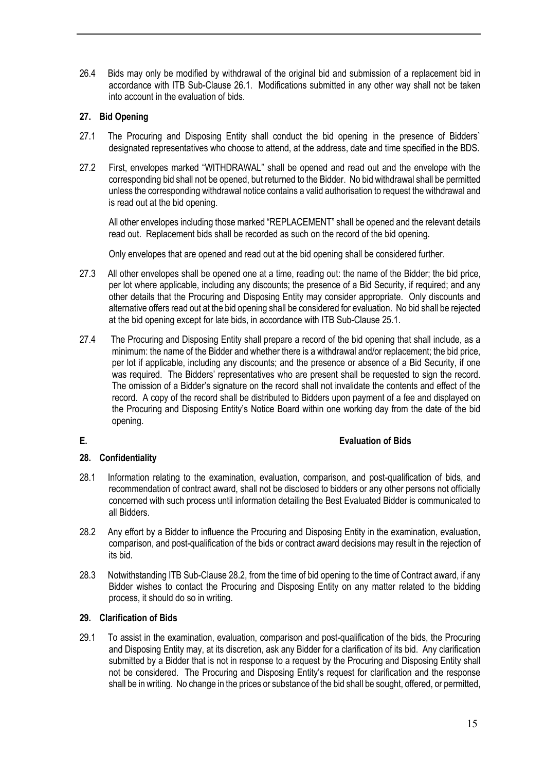26.4 Bids may only be modified by withdrawal of the original bid and submission of a replacement bid in accordance with ITB Sub-Clause 26.1. Modifications submitted in any other way shall not be taken into account in the evaluation of bids.

**27. Bid Opening**

27.1 The Procuring and Disposing Entity shall conduct the bid opening in the presence of Bidders` designated representatives who choose to attend, at the address, date and time specified in the BDS.

27.2 First, envelopes marked "WITHDRAWAL" shall be opened and read out and the envelope with the corresponding bid shall not be opened, but returned to the Bidder. No bid withdrawal shall be permitted unless the corresponding withdrawal notice contains a valid authorisation to request the withdrawal and is read out at the bid opening.

All other envelopes including those marked "REPLACEMENT" shall be opened and the relevant details read out. Replacement bids shall be recorded as such on the record of the bid opening.

Only envelopes that are opened and read out at the bid opening shall be considered further.

27.3 All other envelopes shall be opened one at a time, reading out: the name of the Bidder; the bid price, per lot where applicable, including any discounts; the presence of a Bid Security, if required; and any other details that the Procuring and Disposing Entity may consider appropriate. Only discounts and alternative offers read out at the bid opening shall be considered for evaluation. No bid shall be rejected at the bid opening except for late bids, in accordance with ITB Sub-Clause 25.1.

27.4 The Procuring and Disposing Entity shall prepare a record of the bid opening that shall include, as a minimum: the name of the Bidder and whether there is a withdrawal and/or replacement; the bid price, per lot if applicable, including any discounts; and the presence or absence of a Bid Security, if one was required. The Bidders' representatives who are present shall be requested to sign the record. The omission of a Bidder's signature on the record shall not invalidate the contents and effect of the record. A copy of the record shall be distributed to Bidders upon payment of a fee and displayed on the Procuring and Disposing Entity's Notice Board within one working day from the date of the bid opening.

## E. Evaluation of Bids

**28. Confidentiality**

28.1 Information relating to the examination, evaluation, comparison, and post-qualification of bids, and recommendation of contract award, shall not be disclosed to bidders or any other persons not officially concerned with such process until information detailing the Best Evaluated Bidder is communicated to all Bidders.

28.2 Any effort by a Bidder to influence the Procuring and Disposing Entity in the examination, evaluation, comparison, and post-qualification of the bids or contract award decisions may result in the rejection of its bid.

28.3 Notwithstanding ITB Sub-Clause 28.2, from the time of bid opening to the time of Contract award, if any Bidder wishes to contact the Procuring and Disposing Entity on any matter related to the bidding process, it should do so in writing.

**29. Clarification of Bids**

29.1 To assist in the examination, evaluation, comparison and post-qualification of the bids, the Procuring and Disposing Entity may, at its discretion, ask any Bidder for a clarification of its bid. Any clarification submitted by a Bidder that is not in response to a request by the Procuring and Disposing Entity shall not be considered. The Procuring and Disposing Entity's request for clarification and the response shall be in writing. No change in the prices or substance of the bid shall be sought, offered, or permitted,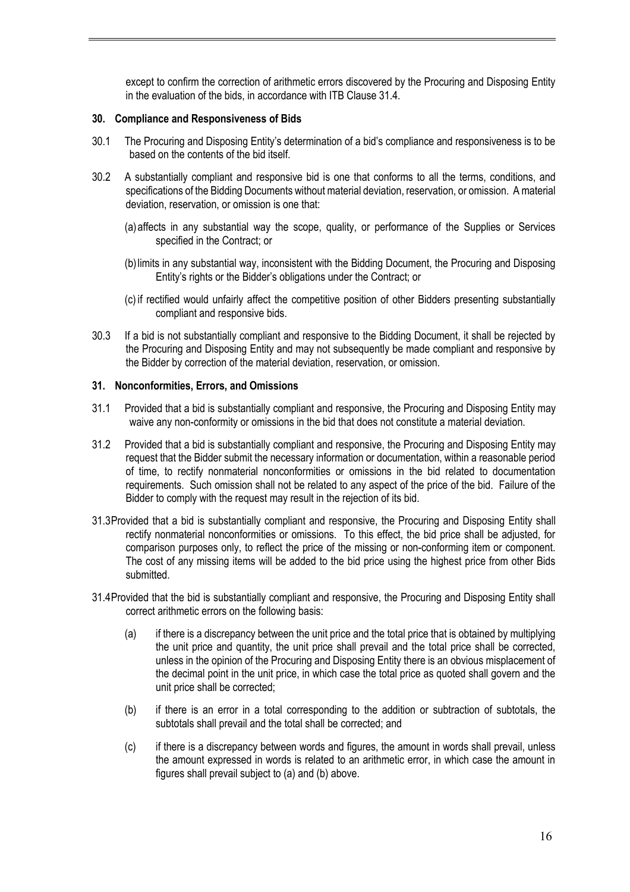except to confirm the correction of arithmetic errors discovered by the Procuring and Disposing Entity in the evaluation of the bids, in accordance with ITB Clause 31.4.

### 30. Compliance and Responsiveness of Bids

30.1 The Procuring and Disposing Entity's determination of a bid's compliance and responsiveness is to be based on the contents of the bid itself.

30.2 A substantially compliant and responsive bid is one that conforms to all the terms, conditions, and specifications of the Bidding Documents without material deviation, reservation, or omission. A material deviation, reservation, or omission is one that:

(a) affects in any substantial way the scope, quality, or performance of the Supplies or Services specified in the Contract; or

(b) limits in any substantial way, inconsistent with the Bidding Document, the Procuring and Disposing Entity's rights or the Bidder's obligations under the Contract; or

(c) if rectified would unfairly affect the competitive position of other Bidders presenting substantially compliant and responsive bids.

30.3 If a bid is not substantially compliant and responsive to the Bidding Document, it shall be rejected by the Procuring and Disposing Entity and may not subsequently be made compliant and responsive by the Bidder by correction of the material deviation, reservation, or omission.

### 31. Nonconformities, Errors, and Omissions

31.1 Provided that a bid is substantially compliant and responsive, the Procuring and Disposing Entity may waive any non-conformity or omissions in the bid that does not constitute a material deviation.

31.2 Provided that a bid is substantially compliant and responsive, the Procuring and Disposing Entity may request that the Bidder submit the necessary information or documentation, within a reasonable period of time, to rectify nonmaterial nonconformities or omissions in the bid related to documentation requirements. Such omission shall not be related to any aspect of the price of the bid. Failure of the Bidder to comply with the request may result in the rejection of its bid.

31.3 Provided that a bid is substantially compliant and responsive, the Procuring and Disposing Entity shall rectify nonmaterial nonconformities or omissions. To this effect, the bid price shall be adjusted, for comparison purposes only, to reflect the price of the missing or non-conforming item or component. The cost of any missing items will be added to the bid price using the highest price from other Bids submitted.

31.4 Provided that the bid is substantially compliant and responsive, the Procuring and Disposing Entity shall correct arithmetic errors on the following basis:

(a) if there is a discrepancy between the unit price and the total price that is obtained by multiplying the unit price and quantity, the unit price shall prevail and the total price shall be corrected, unless in the opinion of the Procuring and Disposing Entity there is an obvious misplacement of the decimal point in the unit price, in which case the total price as quoted shall govern and the unit price shall be corrected;

(b) if there is an error in a total corresponding to the addition or subtraction of subtotals, the subtotals shall prevail and the total shall be corrected; and

(c) if there is a discrepancy between words and figures, the amount in words shall prevail, unless the amount expressed in words is related to an arithmetic error, in which case the amount in figures shall prevail subject to (a) and (b) above.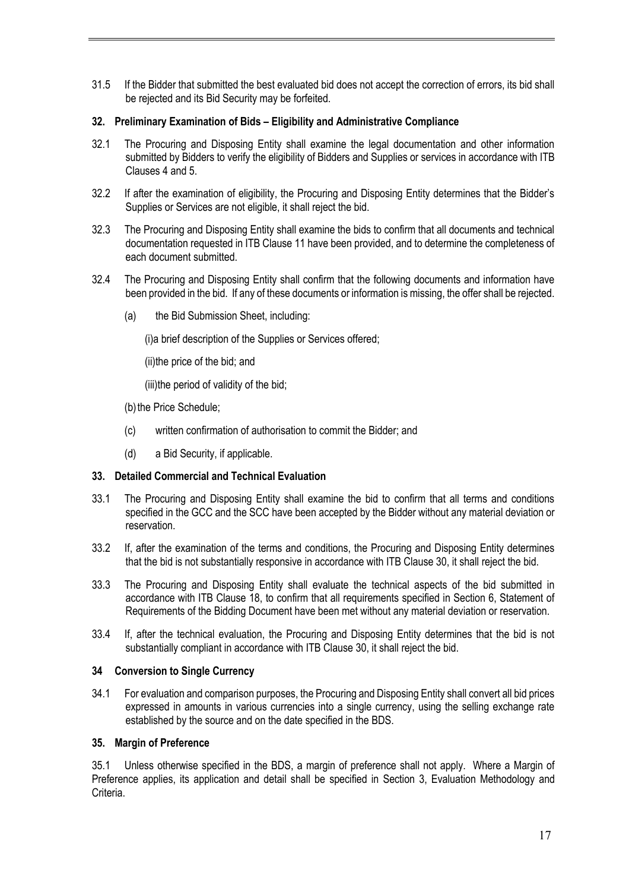31.5 If the Bidder that submitted the best evaluated bid does not accept the correction of errors, its bid shall be rejected and its Bid Security may be forfeited.

**32. Preliminary Examination of Bids – Eligibility and Administrative Compliance**

32.1 The Procuring and Disposing Entity shall examine the legal documentation and other information submitted by Bidders to verify the eligibility of Bidders and Supplies or services in accordance with ITB Clauses 4 and 5.

32.2 If after the examination of eligibility, the Procuring and Disposing Entity determines that the Bidder's Supplies or Services are not eligible, it shall reject the bid.

32.3 The Procuring and Disposing Entity shall examine the bids to confirm that all documents and technical documentation requested in ITB Clause 11 have been provided, and to determine the completeness of each document submitted.

32.4 The Procuring and Disposing Entity shall confirm that the following documents and information have been provided in the bid. If any of these documents or information is missing, the offer shall be rejected.

(a) the Bid Submission Sheet, including:

(i)a brief description of the Supplies or Services offered;

(ii)the price of the bid; and

(iii)the period of validity of the bid;

(b) the Price Schedule;

(c) written confirmation of authorisation to commit the Bidder; and

(d) a Bid Security, if applicable.

**33. Detailed Commercial and Technical Evaluation**

33.1 The Procuring and Disposing Entity shall examine the bid to confirm that all terms and conditions specified in the GCC and the SCC have been accepted by the Bidder without any material deviation or reservation.

33.2 If, after the examination of the terms and conditions, the Procuring and Disposing Entity determines that the bid is not substantially responsive in accordance with ITB Clause 30, it shall reject the bid.

33.3 The Procuring and Disposing Entity shall evaluate the technical aspects of the bid submitted in accordance with ITB Clause 18, to confirm that all requirements specified in Section 6, Statement of Requirements of the Bidding Document have been met without any material deviation or reservation.

33.4 If, after the technical evaluation, the Procuring and Disposing Entity determines that the bid is not substantially compliant in accordance with ITB Clause 30, it shall reject the bid.

**34 Conversion to Single Currency**

34.1 For evaluation and comparison purposes, the Procuring and Disposing Entity shall convert all bid prices expressed in amounts in various currencies into a single currency, using the selling exchange rate established by the source and on the date specified in the BDS.

**35. Margin of Preference**

35.1 Unless otherwise specified in the BDS, a margin of preference shall not apply. Where a Margin of Preference applies, its application and detail shall be specified in Section 3, Evaluation Methodology and Criteria.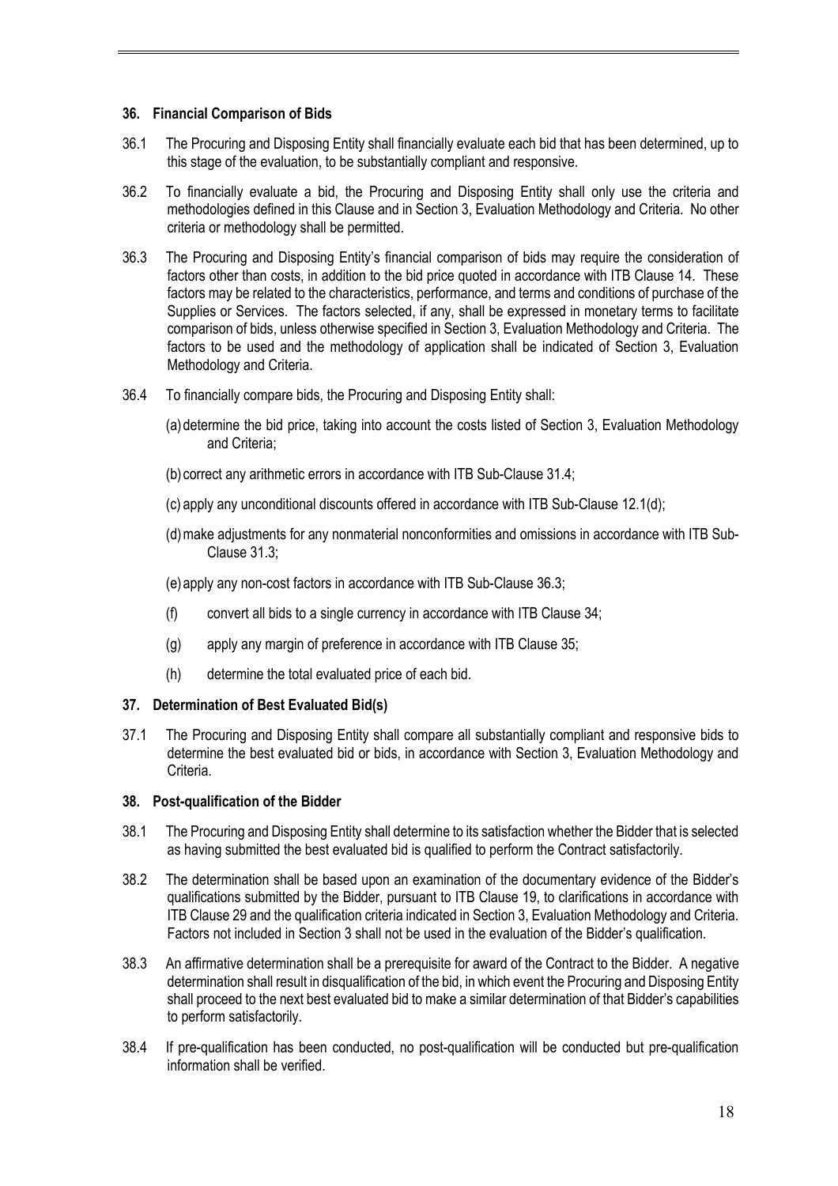### 36. Financial Comparison of Bids

36.1 The Procuring and Disposing Entity shall financially evaluate each bid that has been determined, up to this stage of the evaluation, to be substantially compliant and responsive.

36.2 To financially evaluate a bid, the Procuring and Disposing Entity shall only use the criteria and methodologies defined in this Clause and in Section 3, Evaluation Methodology and Criteria. No other criteria or methodology shall be permitted.

36.3 The Procuring and Disposing Entity's financial comparison of bids may require the consideration of factors other than costs, in addition to the bid price quoted in accordance with ITB Clause 14. These factors may be related to the characteristics, performance, and terms and conditions of purchase of the Supplies or Services. The factors selected, if any, shall be expressed in monetary terms to facilitate comparison of bids, unless otherwise specified in Section 3, Evaluation Methodology and Criteria. The factors to be used and the methodology of application shall be indicated of Section 3, Evaluation Methodology and Criteria.

36.4 To financially compare bids, the Procuring and Disposing Entity shall:

(a) determine the bid price, taking into account the costs listed of Section 3, Evaluation Methodology and Criteria;

(b) correct any arithmetic errors in accordance with ITB Sub-Clause 31.4;

(c) apply any unconditional discounts offered in accordance with ITB Sub-Clause 12.1(d);

(d) make adjustments for any nonmaterial nonconformities and omissions in accordance with ITB Sub-Clause 31.3;

(e) apply any non-cost factors in accordance with ITB Sub-Clause 36.3;

(f) convert all bids to a single currency in accordance with ITB Clause 34;

(g) apply any margin of preference in accordance with ITB Clause 35;

(h) determine the total evaluated price of each bid.

### 37. Determination of Best Evaluated Bid(s)

37.1 The Procuring and Disposing Entity shall compare all substantially compliant and responsive bids to determine the best evaluated bid or bids, in accordance with Section 3, Evaluation Methodology and Criteria.

### 38. Post-qualification of the Bidder

38.1 The Procuring and Disposing Entity shall determine to its satisfaction whether the Bidder that is selected as having submitted the best evaluated bid is qualified to perform the Contract satisfactorily.

38.2 The determination shall be based upon an examination of the documentary evidence of the Bidder's qualifications submitted by the Bidder, pursuant to ITB Clause 19, to clarifications in accordance with ITB Clause 29 and the qualification criteria indicated in Section 3, Evaluation Methodology and Criteria. Factors not included in Section 3 shall not be used in the evaluation of the Bidder's qualification.

38.3 An affirmative determination shall be a prerequisite for award of the Contract to the Bidder. A negative determination shall result in disqualification of the bid, in which event the Procuring and Disposing Entity shall proceed to the next best evaluated bid to make a similar determination of that Bidder's capabilities to perform satisfactorily.

38.4 If pre-qualification has been conducted, no post-qualification will be conducted but pre-qualification information shall be verified.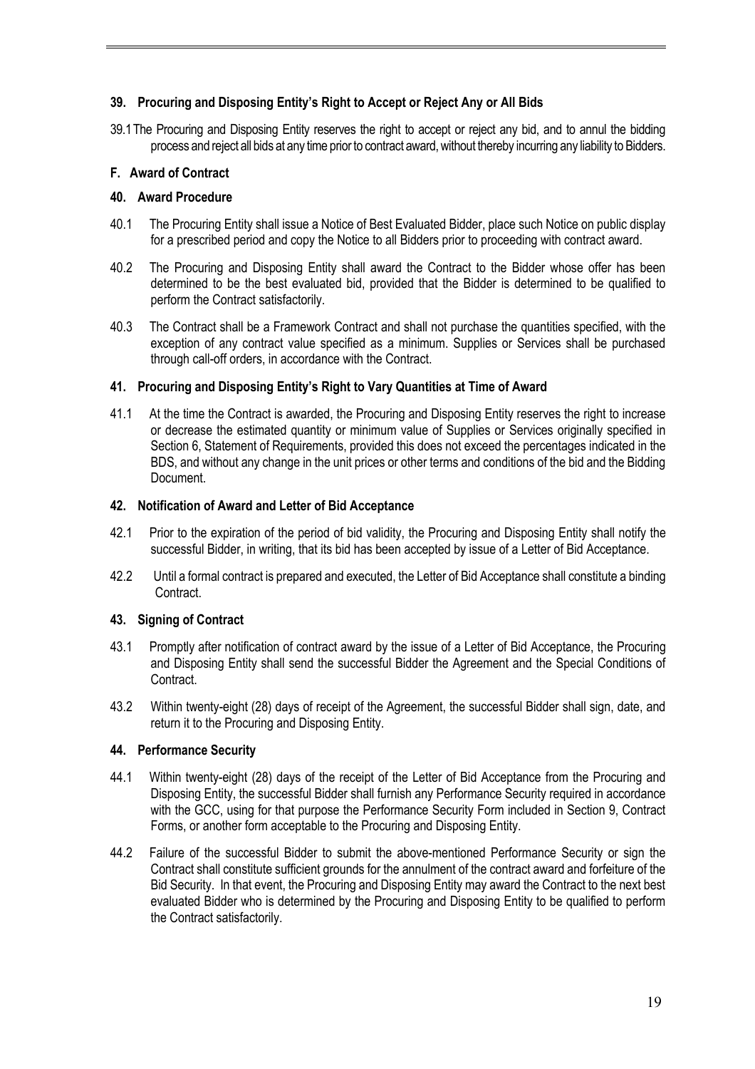### 39. Procuring and Disposing Entity's Right to Accept or Reject Any or All Bids

39.1 The Procuring and Disposing Entity reserves the right to accept or reject any bid, and to annul the bidding process and reject all bids at any time prior to contract award, without thereby incurring any liability to Bidders.

## F. Award of Contract

### 40. Award Procedure

40.1 The Procuring Entity shall issue a Notice of Best Evaluated Bidder, place such Notice on public display for a prescribed period and copy the Notice to all Bidders prior to proceeding with contract award.

40.2 The Procuring and Disposing Entity shall award the Contract to the Bidder whose offer has been determined to be the best evaluated bid, provided that the Bidder is determined to be qualified to perform the Contract satisfactorily.

40.3 The Contract shall be a Framework Contract and shall not purchase the quantities specified, with the exception of any contract value specified as a minimum. Supplies or Services shall be purchased through call-off orders, in accordance with the Contract.

### 41. Procuring and Disposing Entity's Right to Vary Quantities at Time of Award

41.1 At the time the Contract is awarded, the Procuring and Disposing Entity reserves the right to increase or decrease the estimated quantity or minimum value of Supplies or Services originally specified in Section 6, Statement of Requirements, provided this does not exceed the percentages indicated in the BDS, and without any change in the unit prices or other terms and conditions of the bid and the Bidding Document.

### 42. Notification of Award and Letter of Bid Acceptance

42.1 Prior to the expiration of the period of bid validity, the Procuring and Disposing Entity shall notify the successful Bidder, in writing, that its bid has been accepted by issue of a Letter of Bid Acceptance.

42.2 Until a formal contract is prepared and executed, the Letter of Bid Acceptance shall constitute a binding Contract.

### 43. Signing of Contract

43.1 Promptly after notification of contract award by the issue of a Letter of Bid Acceptance, the Procuring and Disposing Entity shall send the successful Bidder the Agreement and the Special Conditions of Contract.

43.2 Within twenty-eight (28) days of receipt of the Agreement, the successful Bidder shall sign, date, and return it to the Procuring and Disposing Entity.

### 44. Performance Security

44.1 Within twenty-eight (28) days of the receipt of the Letter of Bid Acceptance from the Procuring and Disposing Entity, the successful Bidder shall furnish any Performance Security required in accordance with the GCC, using for that purpose the Performance Security Form included in Section 9, Contract Forms, or another form acceptable to the Procuring and Disposing Entity.

44.2 Failure of the successful Bidder to submit the above-mentioned Performance Security or sign the Contract shall constitute sufficient grounds for the annulment of the contract award and forfeiture of the Bid Security. In that event, the Procuring and Disposing Entity may award the Contract to the next best evaluated Bidder who is determined by the Procuring and Disposing Entity to be qualified to perform the Contract satisfactorily.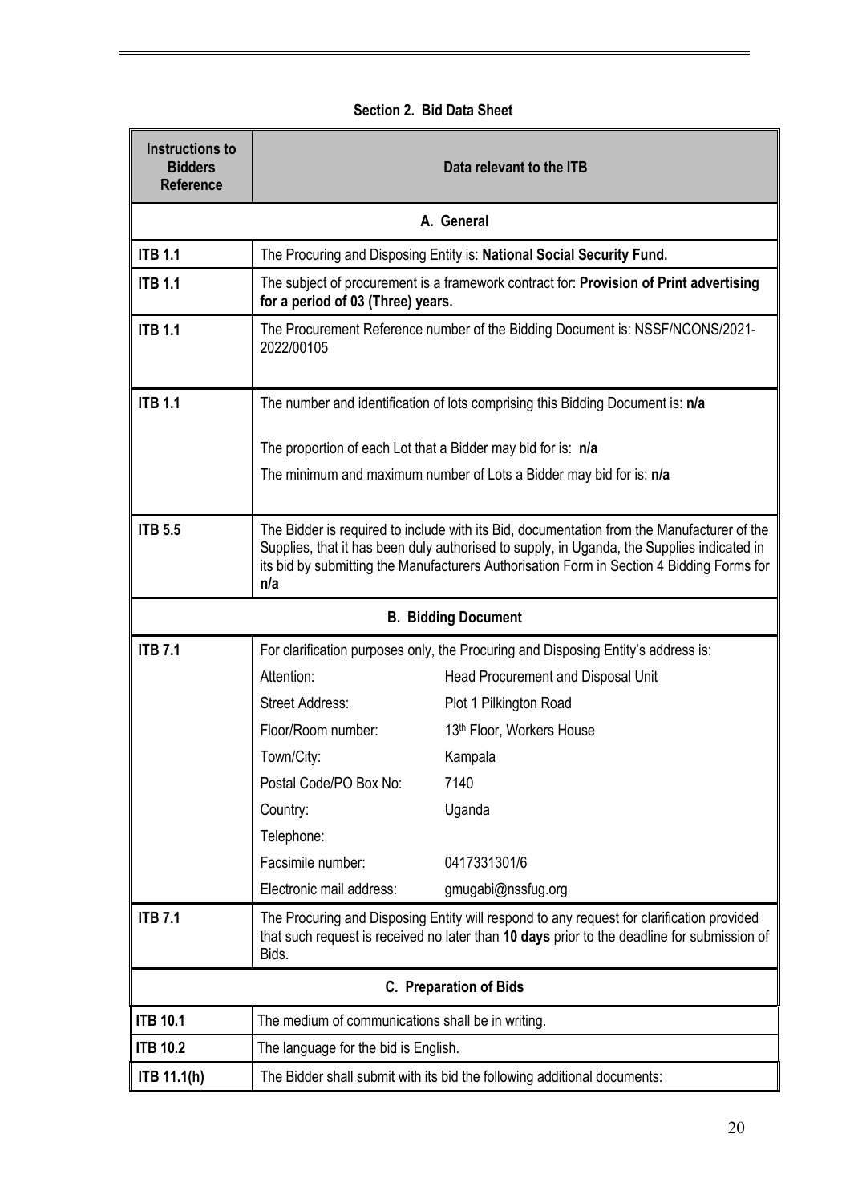## Section 2. Bid Data Sheet

| Instructions to Bidders Reference | Data relevant to the ITB |
|---|---|
| | **A. General** |
| **ITB 1.1** | The Procuring and Disposing Entity is: **National Social Security Fund.** |
| **ITB 1.1** | The subject of procurement is a framework contract for: **Provision of Print advertising for a period of 03 (Three) years.** |
| **ITB 1.1** | The Procurement Reference number of the Bidding Document is: NSSF/NCONS/2021-2022/00105 |
| **ITB 1.1** | The number and identification of lots comprising this Bidding Document is: **n/a**<br><br>The proportion of each Lot that a Bidder may bid for is: **n/a**<br><br>The minimum and maximum number of Lots a Bidder may bid for is: **n/a** |
| **ITB 5.5** | The Bidder is required to include with its Bid, documentation from the Manufacturer of the Supplies, that it has been duly authorised to supply, in Uganda, the Supplies indicated in its bid by submitting the Manufacturers Authorisation Form in Section 4 Bidding Forms for **n/a** |
| | **B. Bidding Document** |
| **ITB 7.1** | For clarification purposes only, the Procuring and Disposing Entity's address is:<br>Attention: Head Procurement and Disposal Unit<br>Street Address: Plot 1 Pilkington Road<br>Floor/Room number: 13th Floor, Workers House<br>Town/City: Kampala<br>Postal Code/PO Box No: 7140<br>Country: Uganda<br>Telephone:<br>Facsimile number: 0417331301/6<br>Electronic mail address: gmugabi@nssfug.org |
| **ITB 7.1** | The Procuring and Disposing Entity will respond to any request for clarification provided that such request is received no later than **10 days** prior to the deadline for submission of Bids. |
| | **C. Preparation of Bids** |
| **ITB 10.1** | The medium of communications shall be in writing. |
| **ITB 10.2** | The language for the bid is English. |
| **ITB 11.1(h)** | The Bidder shall submit with its bid the following additional documents: |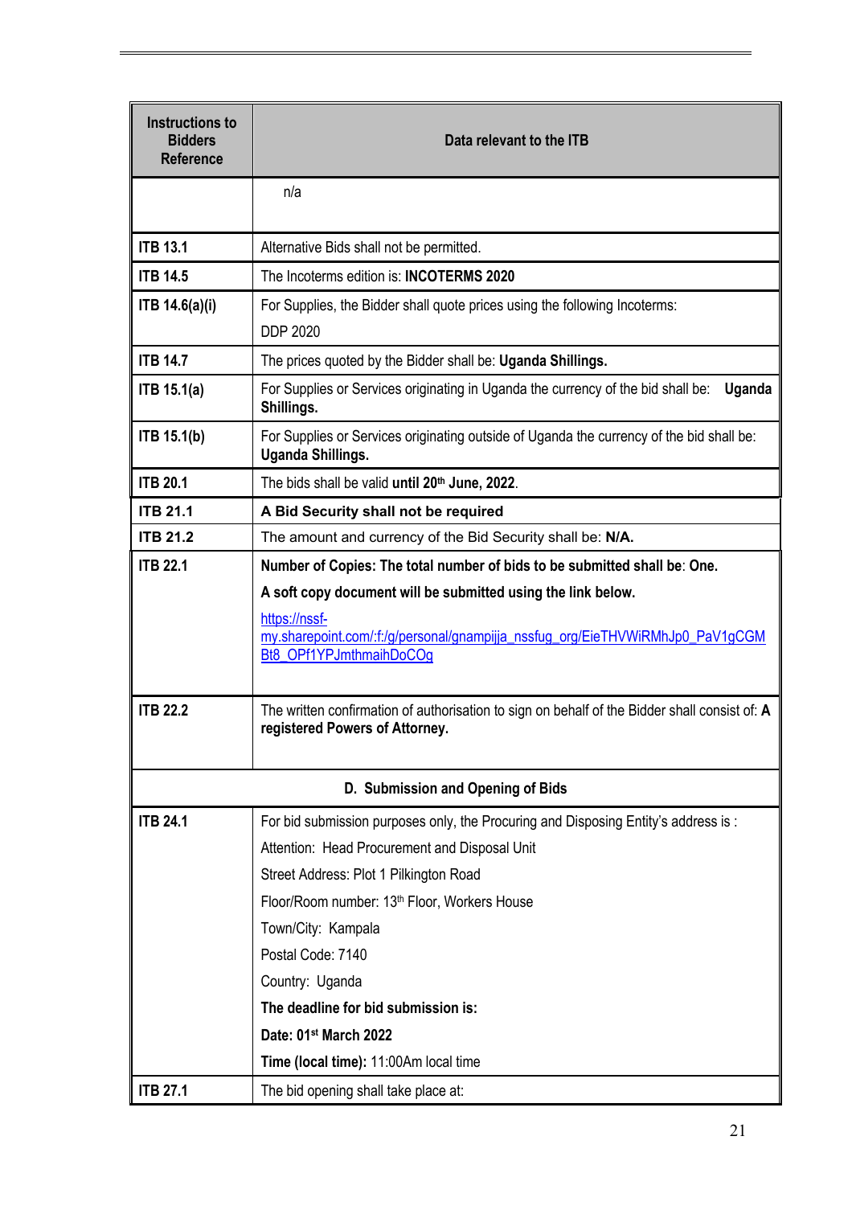| Instructions to Bidders Reference | Data relevant to the ITB |
|---|---|
| | n/a |
| **ITB 13.1** | Alternative Bids shall not be permitted. |
| **ITB 14.5** | The Incoterms edition is: **INCOTERMS 2020** |
| **ITB 14.6(a)(i)** | For Supplies, the Bidder shall quote prices using the following Incoterms:<br>DDP 2020 |
| **ITB 14.7** | The prices quoted by the Bidder shall be: **Uganda Shillings.** |
| **ITB 15.1(a)** | For Supplies or Services originating in Uganda the currency of the bid shall be: **Uganda Shillings.** |
| **ITB 15.1(b)** | For Supplies or Services originating outside of Uganda the currency of the bid shall be: **Uganda Shillings.** |
| **ITB 20.1** | The bids shall be valid **until 20th June, 2022**. |
| **ITB 21.1** | **A Bid Security shall not be required** |
| **ITB 21.2** | The amount and currency of the Bid Security shall be: **N/A.** |
| **ITB 22.1** | **Number of Copies: The total number of bids to be submitted shall be**: **One.**<br>**A soft copy document will be submitted using the link below.**<br>https://nssf-my.sharepoint.com/:f:/g/personal/gnampijja_nssfug_org/EieTHVWiRMhJp0_PaV1gCGMBt8_OPf1YPJmthmaihDoCOg |
| **ITB 22.2** | The written confirmation of authorisation to sign on behalf of the Bidder shall consist of: **A registered Powers of Attorney.** |
| **D. Submission and Opening of Bids** | |
| **ITB 24.1** | For bid submission purposes only, the Procuring and Disposing Entity's address is :<br>Attention: Head Procurement and Disposal Unit<br>Street Address: Plot 1 Pilkington Road<br>Floor/Room number: 13th Floor, Workers House<br>Town/City: Kampala<br>Postal Code: 7140<br>Country: Uganda<br>**The deadline for bid submission is:**<br>**Date: 01st March 2022**<br>**Time (local time):** 11:00Am local time |
| **ITB 27.1** | The bid opening shall take place at: |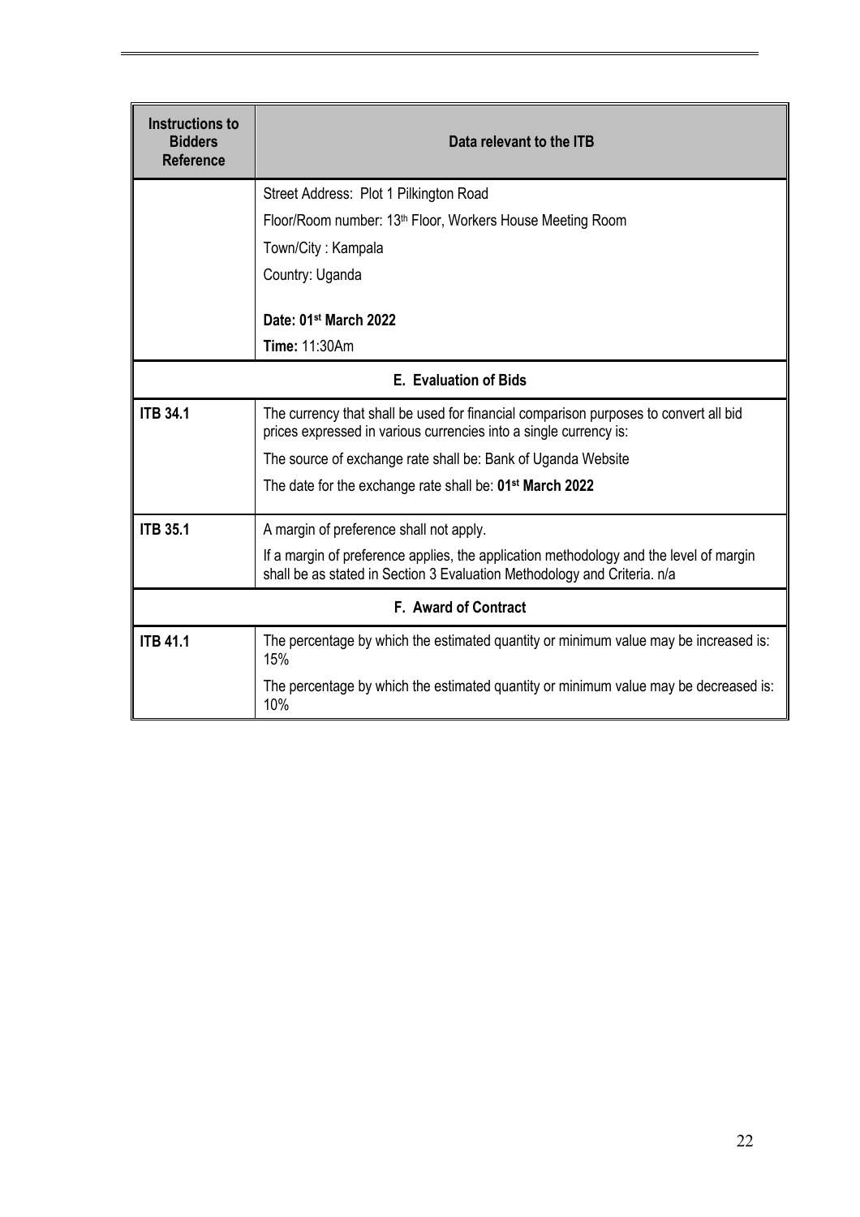| Instructions to Bidders Reference | Data relevant to the ITB |
|---|---|
| | Street Address: Plot 1 Pilkington Road<br>Floor/Room number: 13th Floor, Workers House Meeting Room<br>Town/City : Kampala<br>Country: Uganda<br><br>**Date: 01st March 2022**<br>**Time:** 11:30Am |
| **E. Evaluation of Bids** | |
| **ITB 34.1** | The currency that shall be used for financial comparison purposes to convert all bid prices expressed in various currencies into a single currency is:<br>The source of exchange rate shall be: Bank of Uganda Website<br>The date for the exchange rate shall be: **01st March 2022** |
| **ITB 35.1** | A margin of preference shall not apply.<br>If a margin of preference applies, the application methodology and the level of margin shall be as stated in Section 3 Evaluation Methodology and Criteria. n/a |
| **F. Award of Contract** | |
| **ITB 41.1** | The percentage by which the estimated quantity or minimum value may be increased is: 15%<br>The percentage by which the estimated quantity or minimum value may be decreased is: 10% |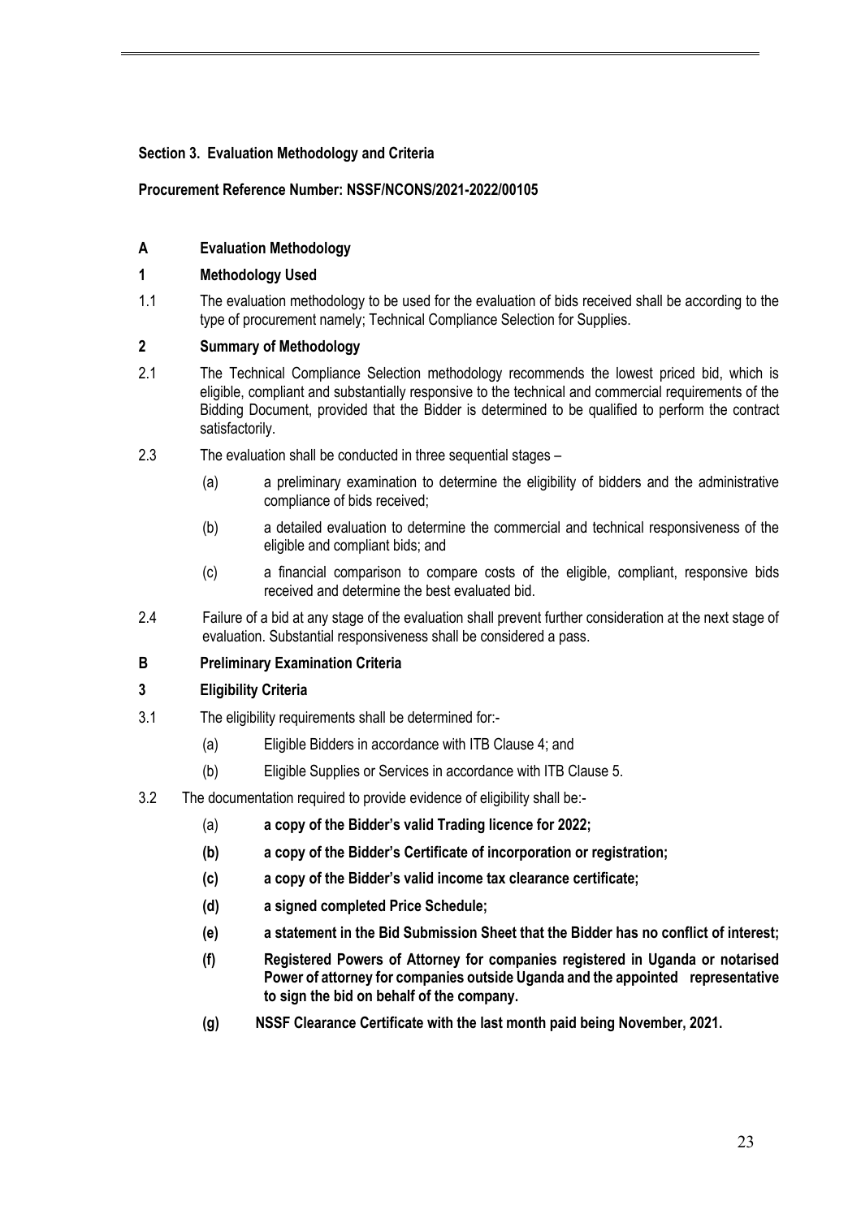**Section 3. Evaluation Methodology and Criteria**

**Procurement Reference Number: NSSF/NCONS/2021-2022/00105**

## A Evaluation Methodology

### 1 Methodology Used

1.1 The evaluation methodology to be used for the evaluation of bids received shall be according to the type of procurement namely; Technical Compliance Selection for Supplies.

### 2 Summary of Methodology

2.1 The Technical Compliance Selection methodology recommends the lowest priced bid, which is eligible, compliant and substantially responsive to the technical and commercial requirements of the Bidding Document, provided that the Bidder is determined to be qualified to perform the contract satisfactorily.

2.3 The evaluation shall be conducted in three sequential stages –

- (a) a preliminary examination to determine the eligibility of bidders and the administrative compliance of bids received;
- (b) a detailed evaluation to determine the commercial and technical responsiveness of the eligible and compliant bids; and
- (c) a financial comparison to compare costs of the eligible, compliant, responsive bids received and determine the best evaluated bid.

2.4 Failure of a bid at any stage of the evaluation shall prevent further consideration at the next stage of evaluation. Substantial responsiveness shall be considered a pass.

## B Preliminary Examination Criteria

### 3 Eligibility Criteria

3.1 The eligibility requirements shall be determined for:-

- (a) Eligible Bidders in accordance with ITB Clause 4; and
- (b) Eligible Supplies or Services in accordance with ITB Clause 5.

3.2 The documentation required to provide evidence of eligibility shall be:-

- (a) **a copy of the Bidder's valid Trading licence for 2022;**
- **(b) a copy of the Bidder's Certificate of incorporation or registration;**
- **(c) a copy of the Bidder's valid income tax clearance certificate;**
- **(d) a signed completed Price Schedule;**
- **(e) a statement in the Bid Submission Sheet that the Bidder has no conflict of interest;**
- **(f) Registered Powers of Attorney for companies registered in Uganda or notarised Power of attorney for companies outside Uganda and the appointed representative to sign the bid on behalf of the company.**
- **(g) NSSF Clearance Certificate with the last month paid being November, 2021.**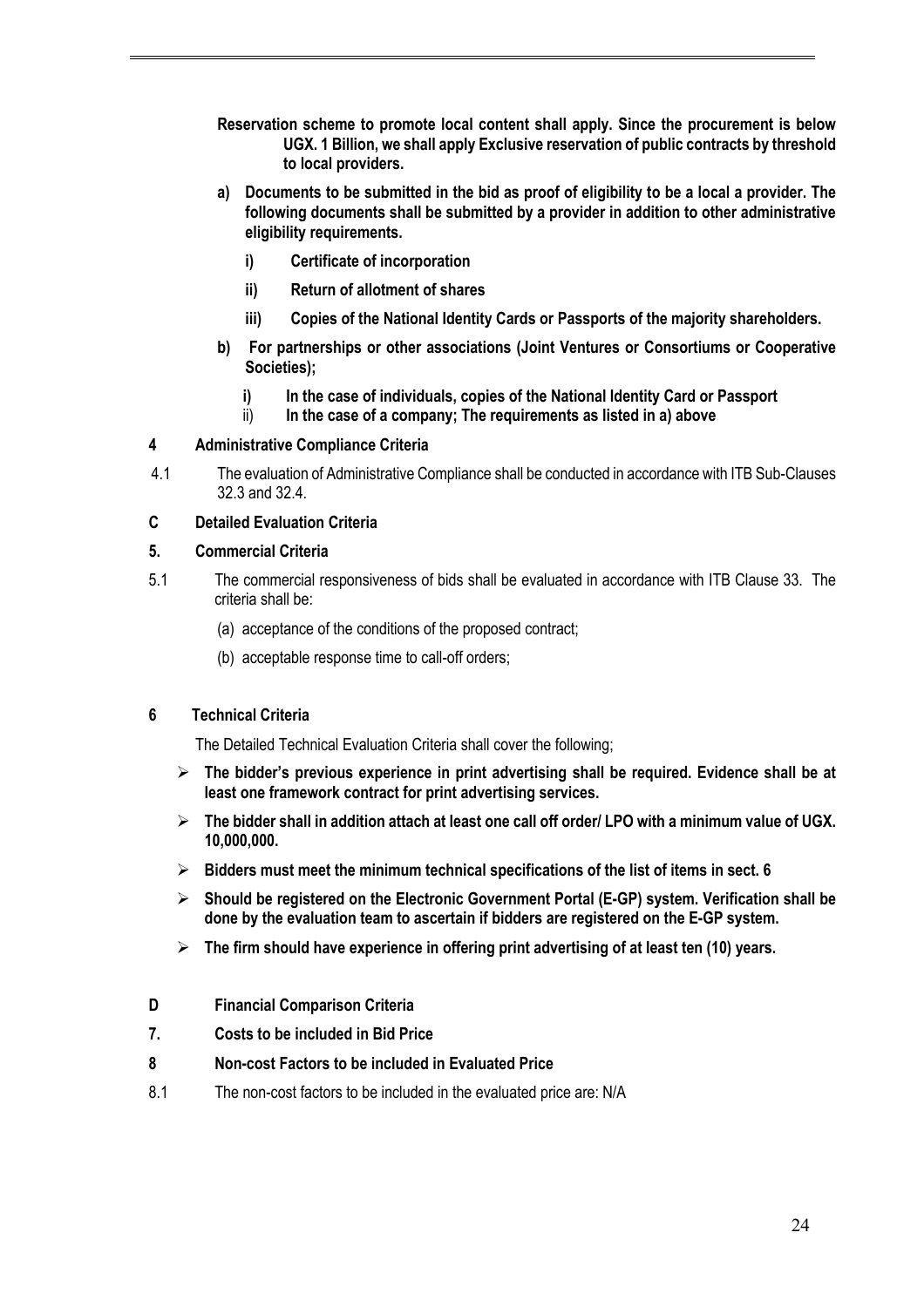**Reservation scheme to promote local content shall apply. Since the procurement is below UGX. 1 Billion, we shall apply Exclusive reservation of public contracts by threshold to local providers.**

**a) Documents to be submitted in the bid as proof of eligibility to be a local a provider. The following documents shall be submitted by a provider in addition to other administrative eligibility requirements.**

- **i) Certificate of incorporation**
- **ii) Return of allotment of shares**
- **iii) Copies of the National Identity Cards or Passports of the majority shareholders.**

**b) For partnerships or other associations (Joint Ventures or Consortiums or Cooperative Societies);**

- **i) In the case of individuals, copies of the National Identity Card or Passport**
- ii) **In the case of a company; The requirements as listed in a) above**

### 4 Administrative Compliance Criteria

4.1 The evaluation of Administrative Compliance shall be conducted in accordance with ITB Sub-Clauses 32.3 and 32.4.

## C Detailed Evaluation Criteria

### 5. Commercial Criteria

5.1 The commercial responsiveness of bids shall be evaluated in accordance with ITB Clause 33. The criteria shall be:

(a) acceptance of the conditions of the proposed contract;

(b) acceptable response time to call-off orders;

### 6 Technical Criteria

The Detailed Technical Evaluation Criteria shall cover the following;

- **The bidder's previous experience in print advertising shall be required. Evidence shall be at least one framework contract for print advertising services.**
- **The bidder shall in addition attach at least one call off order/ LPO with a minimum value of UGX. 10,000,000.**
- **Bidders must meet the minimum technical specifications of the list of items in sect. 6**
- **Should be registered on the Electronic Government Portal (E-GP) system. Verification shall be done by the evaluation team to ascertain if bidders are registered on the E-GP system.**
- **The firm should have experience in offering print advertising of at least ten (10) years.**

## D Financial Comparison Criteria

### 7. Costs to be included in Bid Price

### 8 Non-cost Factors to be included in Evaluated Price

8.1 The non-cost factors to be included in the evaluated price are: N/A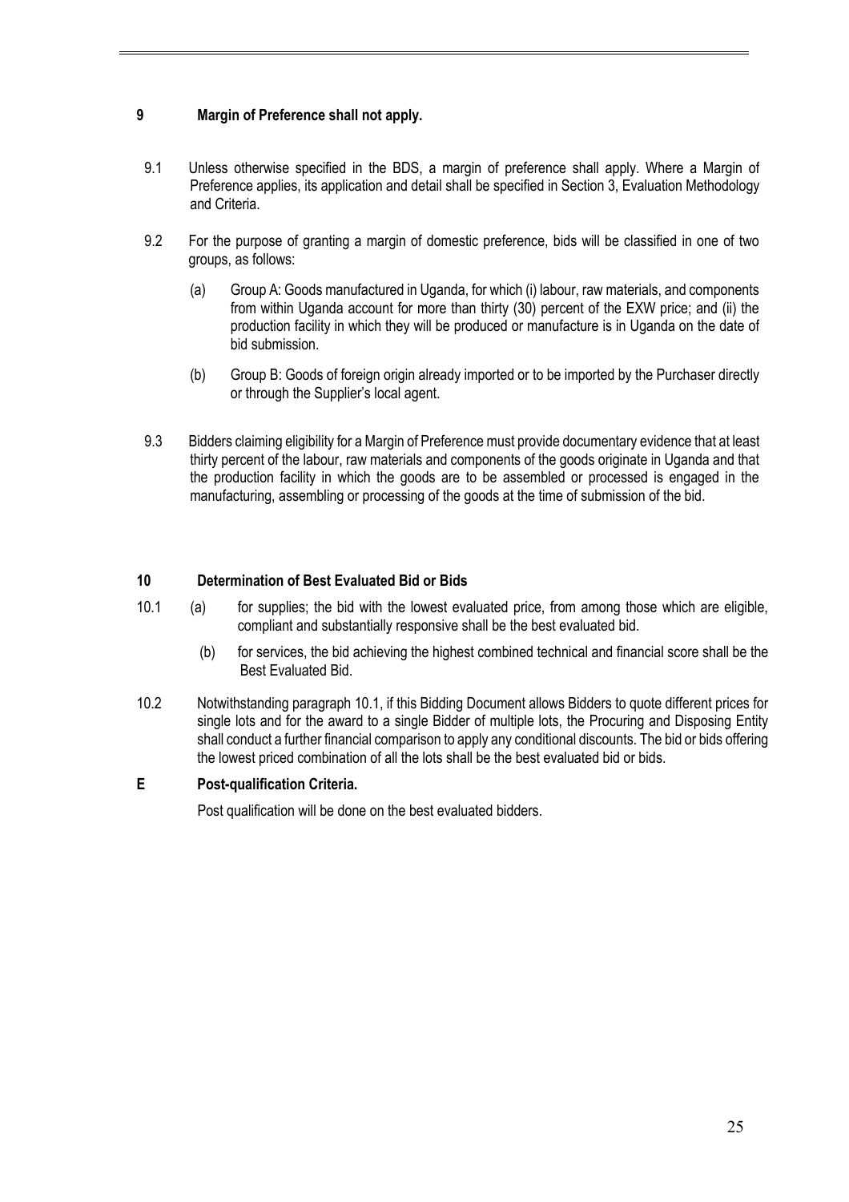### 9 Margin of Preference shall not apply.

9.1 Unless otherwise specified in the BDS, a margin of preference shall apply. Where a Margin of Preference applies, its application and detail shall be specified in Section 3, Evaluation Methodology and Criteria.

9.2 For the purpose of granting a margin of domestic preference, bids will be classified in one of two groups, as follows:

(a) Group A: Goods manufactured in Uganda, for which (i) labour, raw materials, and components from within Uganda account for more than thirty (30) percent of the EXW price; and (ii) the production facility in which they will be produced or manufacture is in Uganda on the date of bid submission.

(b) Group B: Goods of foreign origin already imported or to be imported by the Purchaser directly or through the Supplier's local agent.

9.3 Bidders claiming eligibility for a Margin of Preference must provide documentary evidence that at least thirty percent of the labour, raw materials and components of the goods originate in Uganda and that the production facility in which the goods are to be assembled or processed is engaged in the manufacturing, assembling or processing of the goods at the time of submission of the bid.

### 10 Determination of Best Evaluated Bid or Bids

10.1 (a) for supplies; the bid with the lowest evaluated price, from among those which are eligible, compliant and substantially responsive shall be the best evaluated bid.

(b) for services, the bid achieving the highest combined technical and financial score shall be the Best Evaluated Bid.

10.2 Notwithstanding paragraph 10.1, if this Bidding Document allows Bidders to quote different prices for single lots and for the award to a single Bidder of multiple lots, the Procuring and Disposing Entity shall conduct a further financial comparison to apply any conditional discounts. The bid or bids offering the lowest priced combination of all the lots shall be the best evaluated bid or bids.

### E Post-qualification Criteria.

Post qualification will be done on the best evaluated bidders.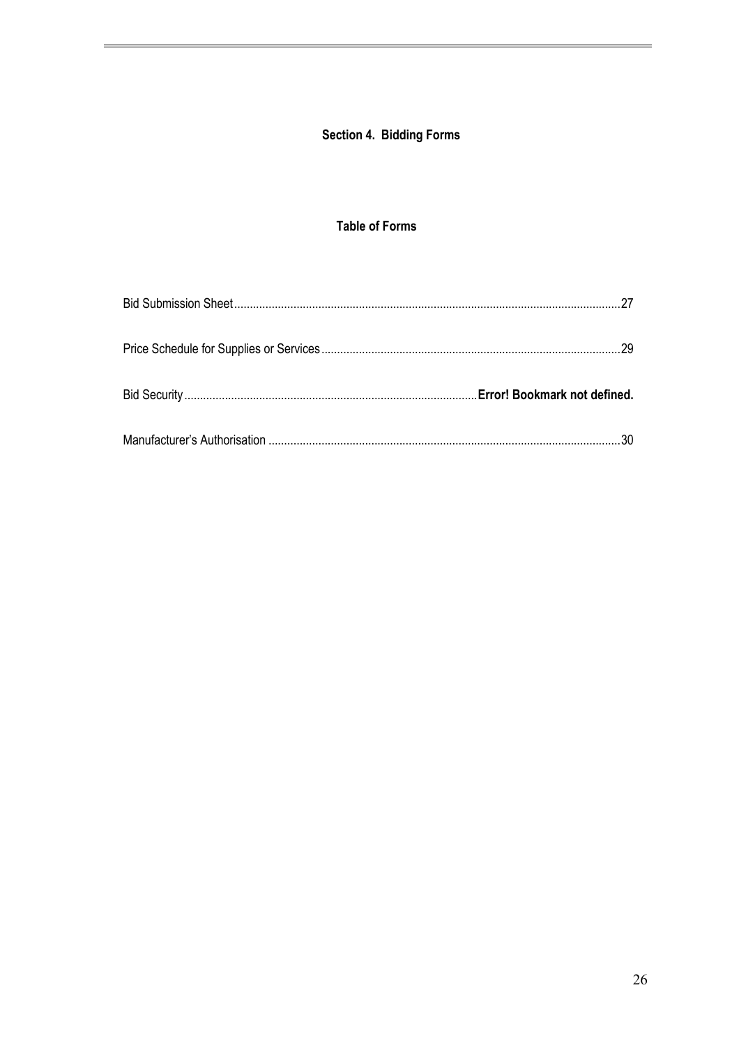## Section 4. Bidding Forms

### Table of Forms

Bid Submission Sheet........................................................................................................................27

Price Schedule for Supplies or Services..............................................................................................29

Bid Security.............................................................................................**Error! Bookmark not defined.**

Manufacturer's Authorisation ................................................................................................................30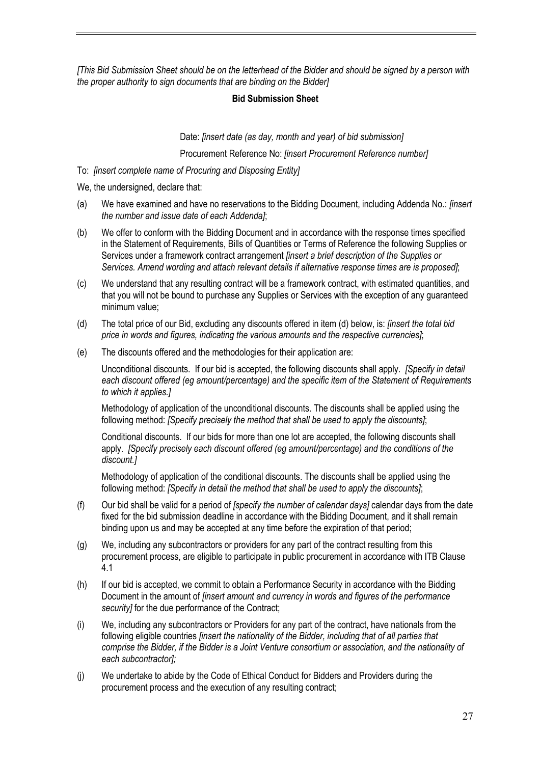*[This Bid Submission Sheet should be on the letterhead of the Bidder and should be signed by a person with the proper authority to sign documents that are binding on the Bidder]*

**Bid Submission Sheet**

Date: *[insert date (as day, month and year) of bid submission]*

Procurement Reference No: *[insert Procurement Reference number]*

To: *[insert complete name of Procuring and Disposing Entity]*

We, the undersigned, declare that:

(a) We have examined and have no reservations to the Bidding Document, including Addenda No.: *[insert the number and issue date of each Addenda]*;

(b) We offer to conform with the Bidding Document and in accordance with the response times specified in the Statement of Requirements, Bills of Quantities or Terms of Reference the following Supplies or Services under a framework contract arrangement *[insert a brief description of the Supplies or Services. Amend wording and attach relevant details if alternative response times are is proposed]*;

(c) We understand that any resulting contract will be a framework contract, with estimated quantities, and that you will not be bound to purchase any Supplies or Services with the exception of any guaranteed minimum value;

(d) The total price of our Bid, excluding any discounts offered in item (d) below, is: *[insert the total bid price in words and figures, indicating the various amounts and the respective currencies]*;

(e) The discounts offered and the methodologies for their application are:

Unconditional discounts. If our bid is accepted, the following discounts shall apply. *[Specify in detail each discount offered (eg amount/percentage) and the specific item of the Statement of Requirements to which it applies.]*

Methodology of application of the unconditional discounts. The discounts shall be applied using the following method: *[Specify precisely the method that shall be used to apply the discounts]*;

Conditional discounts. If our bids for more than one lot are accepted, the following discounts shall apply. *[Specify precisely each discount offered (eg amount/percentage) and the conditions of the discount.]*

Methodology of application of the conditional discounts. The discounts shall be applied using the following method: *[Specify in detail the method that shall be used to apply the discounts]*;

(f) Our bid shall be valid for a period of *[specify the number of calendar days]* calendar days from the date fixed for the bid submission deadline in accordance with the Bidding Document, and it shall remain binding upon us and may be accepted at any time before the expiration of that period;

(g) We, including any subcontractors or providers for any part of the contract resulting from this procurement process, are eligible to participate in public procurement in accordance with ITB Clause 4.1

(h) If our bid is accepted, we commit to obtain a Performance Security in accordance with the Bidding Document in the amount of *[insert amount and currency in words and figures of the performance security]* for the due performance of the Contract;

(i) We, including any subcontractors or Providers for any part of the contract, have nationals from the following eligible countries *[insert the nationality of the Bidder, including that of all parties that comprise the Bidder, if the Bidder is a Joint Venture consortium or association, and the nationality of each subcontractor];*

(j) We undertake to abide by the Code of Ethical Conduct for Bidders and Providers during the procurement process and the execution of any resulting contract;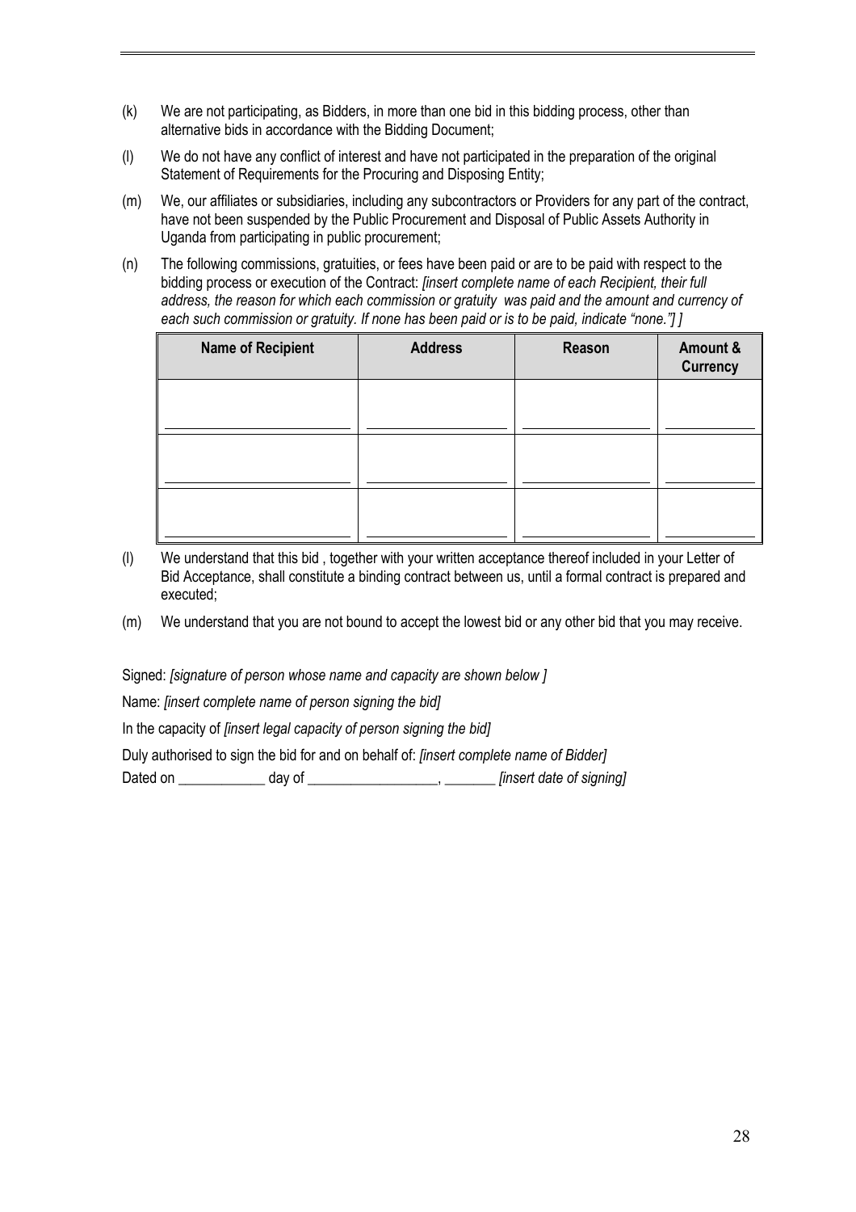(k) We are not participating, as Bidders, in more than one bid in this bidding process, other than alternative bids in accordance with the Bidding Document;

(l) We do not have any conflict of interest and have not participated in the preparation of the original Statement of Requirements for the Procuring and Disposing Entity;

(m) We, our affiliates or subsidiaries, including any subcontractors or Providers for any part of the contract, have not been suspended by the Public Procurement and Disposal of Public Assets Authority in Uganda from participating in public procurement;

(n) The following commissions, gratuities, or fees have been paid or are to be paid with respect to the bidding process or execution of the Contract: *[insert complete name of each Recipient, their full address, the reason for which each commission or gratuity was paid and the amount and currency of each such commission or gratuity. If none has been paid or is to be paid, indicate "none."] ]*

| Name of Recipient | Address | Reason | Amount & Currency |
|---|---|---|---|
| ________________________ | __________________ | _________________ | ____________ |
| ________________________ | __________________ | _________________ | ____________ |
| ________________________ | __________________ | _________________ | ____________ |

(l) We understand that this bid , together with your written acceptance thereof included in your Letter of Bid Acceptance, shall constitute a binding contract between us, until a formal contract is prepared and executed;

(m) We understand that you are not bound to accept the lowest bid or any other bid that you may receive.

Signed: *[signature of person whose name and capacity are shown below ]*

Name: *[insert complete name of person signing the bid]*

In the capacity of *[insert legal capacity of person signing the bid]*

Duly authorised to sign the bid for and on behalf of: *[insert complete name of Bidder]*

Dated on ____________ day of __________________, _______ *[insert date of signing]*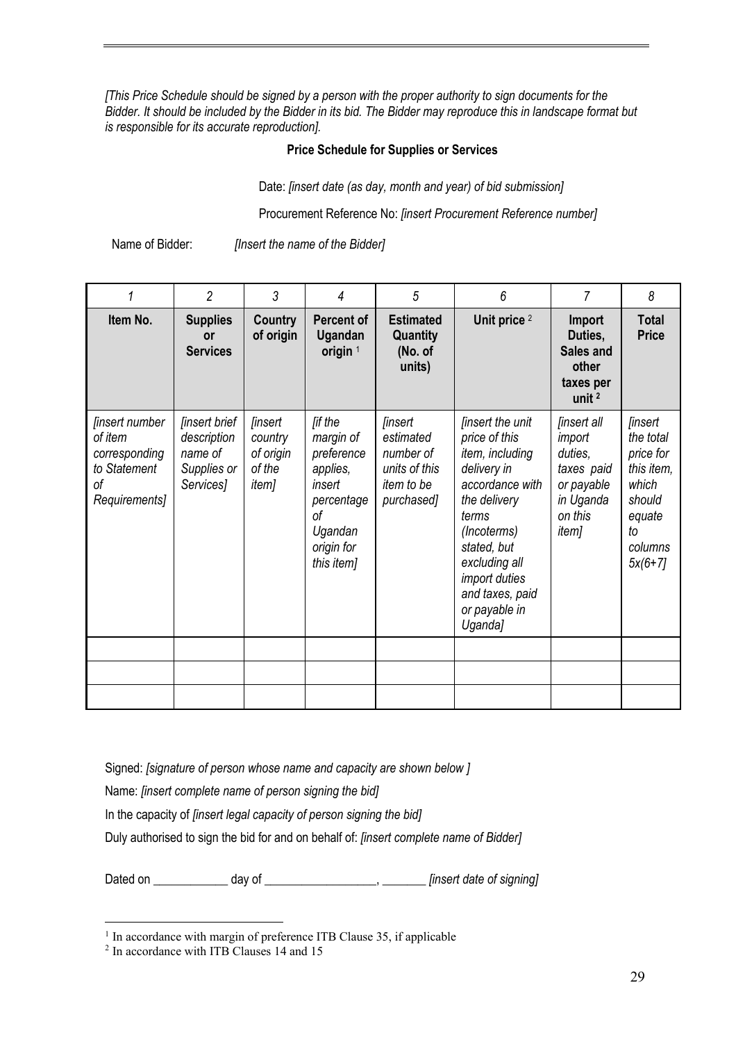*[This Price Schedule should be signed by a person with the proper authority to sign documents for the Bidder. It should be included by the Bidder in its bid. The Bidder may reproduce this in landscape format but is responsible for its accurate reproduction].*

**Price Schedule for Supplies or Services**

Date: *[insert date (as day, month and year) of bid submission]*

Procurement Reference No: *[insert Procurement Reference number]*

Name of Bidder: *[Insert the name of the Bidder]*

| 1 | 2 | 3 | 4 | 5 | 6 | 7 | 8 |
|---|---|---|---|---|---|---|---|
| **Item No.** | **Supplies or Services** | **Country of origin** | **Percent of Ugandan origin** [1] | **Estimated Quantity (No. of units)** | **Unit price** [2] | **Import Duties, Sales and other taxes per unit** [2] | **Total Price** |
| *[insert number of item corresponding to Statement of Requirements]* | *[insert brief description name of Supplies or Services]* | *[insert country of origin of the item]* | *[if the margin of preference applies, insert percentage of Ugandan origin for this item]* | *[insert estimated number of units of this item to be purchased]* | *[insert the unit price of this item, including delivery in accordance with the delivery terms (Incoterms) stated, but excluding all import duties and taxes, paid or payable in Uganda]* | *[insert all import duties, taxes paid or payable in Uganda on this item]* | *[insert the total price for this item, which should equate to columns 5x(6+7]* |
| | | | | | | | |
| | | | | | | | |
| | | | | | | | |

Signed: *[signature of person whose name and capacity are shown below ]*

Name: *[insert complete name of person signing the bid]*

In the capacity of *[insert legal capacity of person signing the bid]*

Duly authorised to sign the bid for and on behalf of: *[insert complete name of Bidder]*

Dated on ____________ day of __________________, _______ *[insert date of signing]*

---

[1] In accordance with margin of preference ITB Clause 35, if applicable

[2] In accordance with ITB Clauses 14 and 15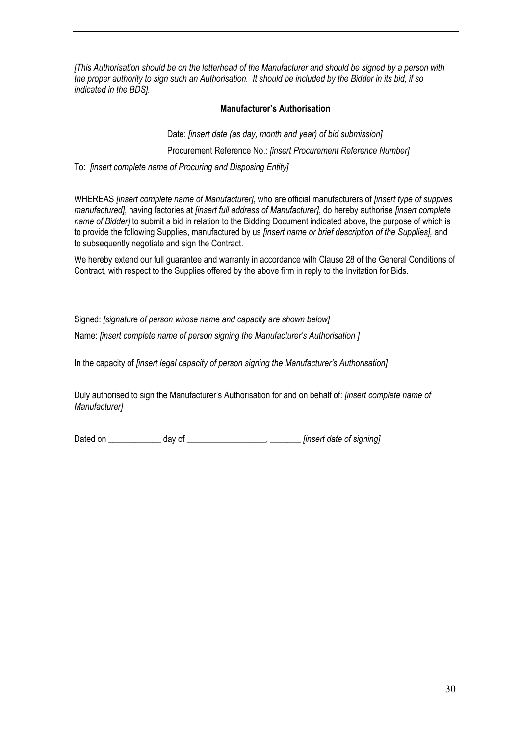*[This Authorisation should be on the letterhead of the Manufacturer and should be signed by a person with the proper authority to sign such an Authorisation. It should be included by the Bidder in its bid, if so indicated in the BDS].*

**Manufacturer's Authorisation**

Date: *[insert date (as day, month and year) of bid submission]*

Procurement Reference No.: *[insert Procurement Reference Number]*

To: *[insert complete name of Procuring and Disposing Entity]*

WHEREAS *[insert complete name of Manufacturer]*, who are official manufacturers of *[insert type of supplies manufactured]*, having factories at *[insert full address of Manufacturer]*, do hereby authorise *[insert complete name of Bidder]* to submit a bid in relation to the Bidding Document indicated above, the purpose of which is to provide the following Supplies, manufactured by us *[insert name or brief description of the Supplies],* and to subsequently negotiate and sign the Contract.

We hereby extend our full guarantee and warranty in accordance with Clause 28 of the General Conditions of Contract, with respect to the Supplies offered by the above firm in reply to the Invitation for Bids.

Signed: *[signature of person whose name and capacity are shown below]*

Name: *[insert complete name of person signing the Manufacturer's Authorisation ]*

In the capacity of *[insert legal capacity of person signing the Manufacturer's Authorisation]*

Duly authorised to sign the Manufacturer's Authorisation for and on behalf of: *[insert complete name of Manufacturer]*

Dated on ____________ day of __________________, _______ *[insert date of signing]*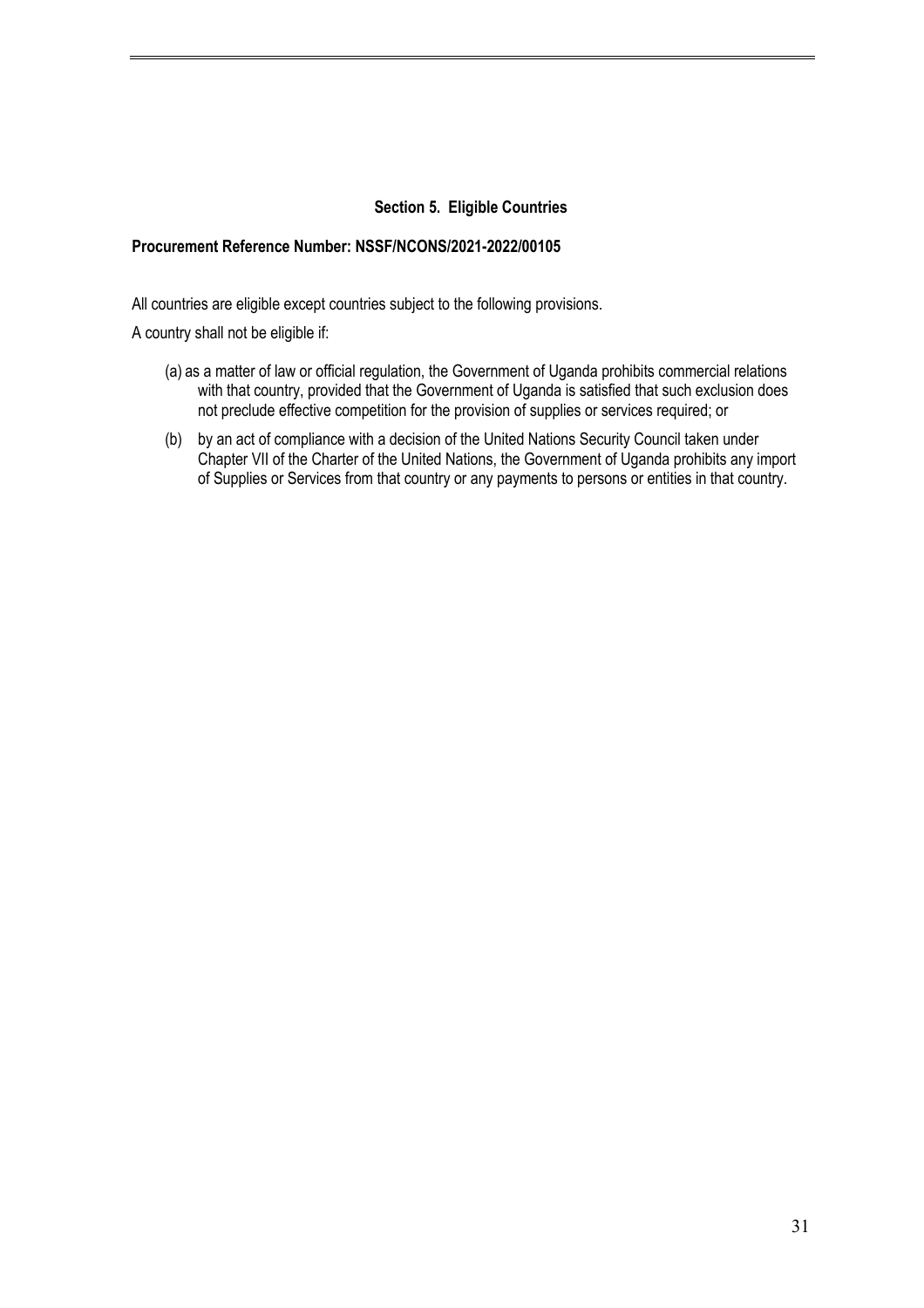## Section 5. Eligible Countries

**Procurement Reference Number: NSSF/NCONS/2021-2022/00105**

All countries are eligible except countries subject to the following provisions.

A country shall not be eligible if:

(a) as a matter of law or official regulation, the Government of Uganda prohibits commercial relations with that country, provided that the Government of Uganda is satisfied that such exclusion does not preclude effective competition for the provision of supplies or services required; or

(b) by an act of compliance with a decision of the United Nations Security Council taken under Chapter VII of the Charter of the United Nations, the Government of Uganda prohibits any import of Supplies or Services from that country or any payments to persons or entities in that country.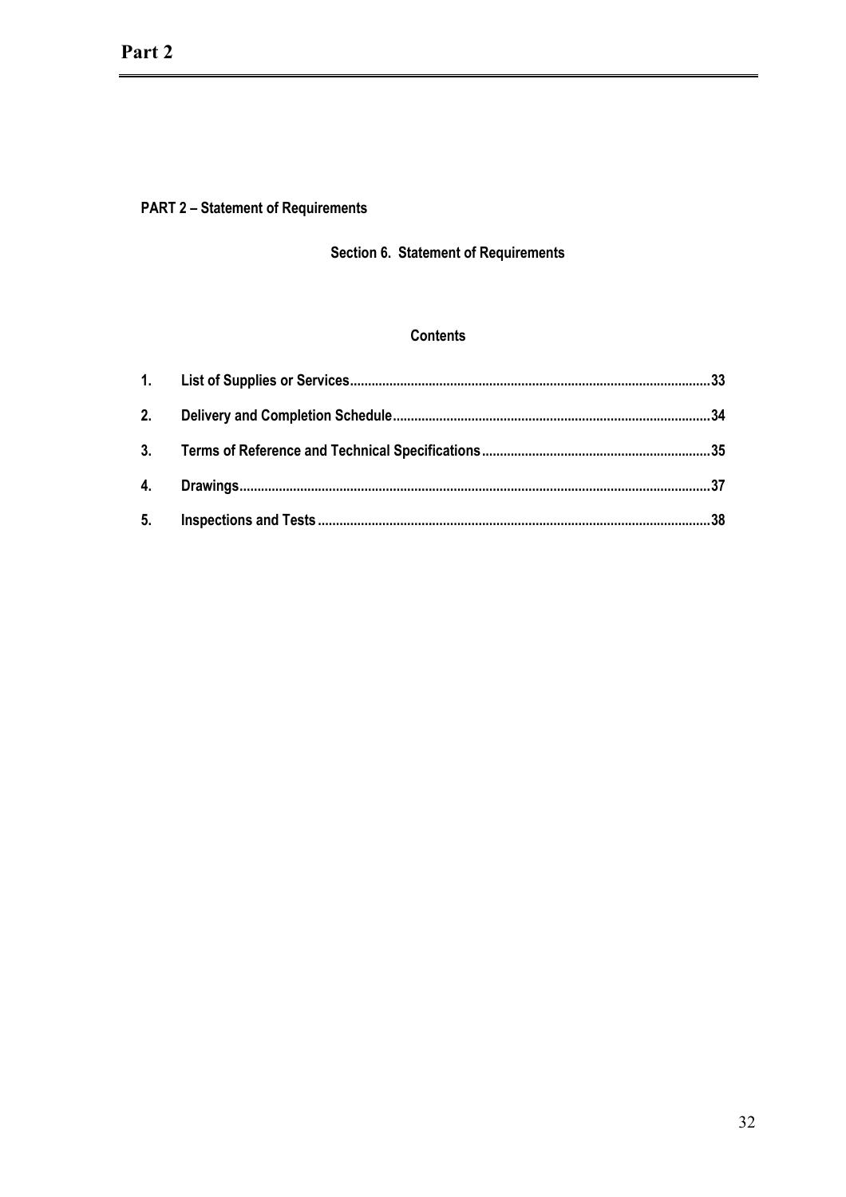# Part 2

## PART 2 – Statement of Requirements

### Section 6. Statement of Requirements

#### Contents

1. List of Supplies or Services....................33
2. Delivery and Completion Schedule....................34
3. Terms of Reference and Technical Specifications....................35
4. Drawings....................37
5. Inspections and Tests....................38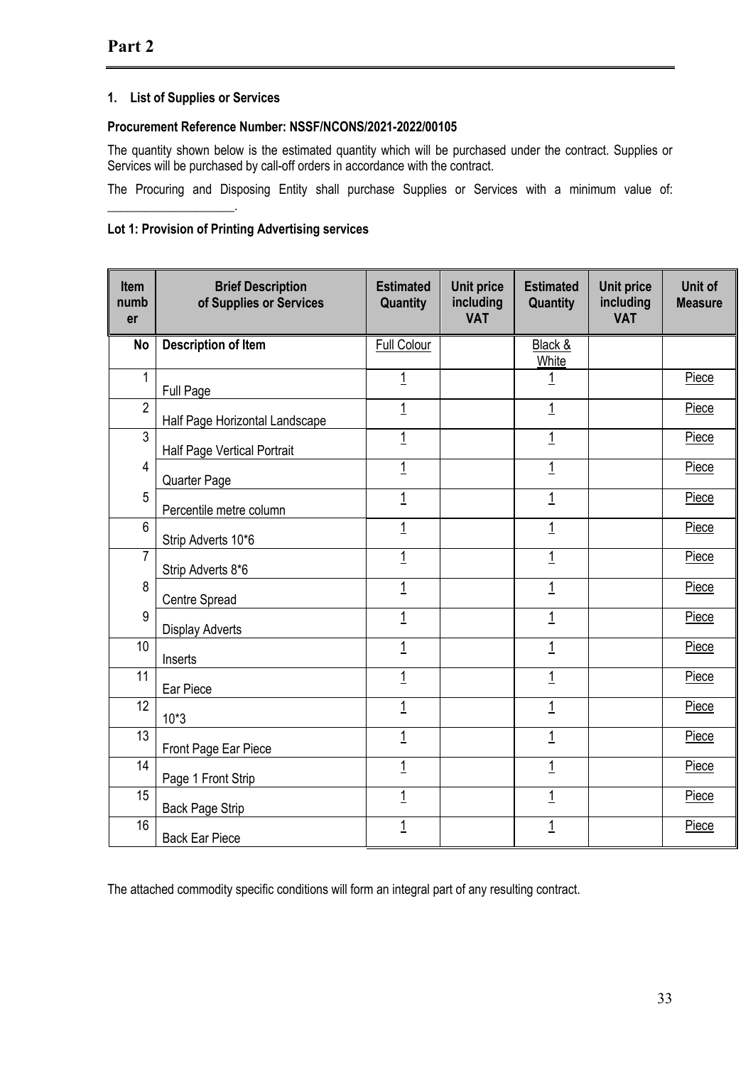# Part 2

### 1. List of Supplies or Services

**Procurement Reference Number: NSSF/NCONS/2021-2022/00105**

The quantity shown below is the estimated quantity which will be purchased under the contract. Supplies or Services will be purchased by call-off orders in accordance with the contract.

The Procuring and Disposing Entity shall purchase Supplies or Services with a minimum value of: ____________________.

**Lot 1: Provision of Printing Advertising services**

| Item number | Brief Description of Supplies or Services | Estimated Quantity | Unit price including VAT | Estimated Quantity | Unit price including VAT | Unit of Measure |
|---|---|---|---|---|---|---|
| **No** | **Description of Item** | Full Colour | | Black & White | | |
| 1 | Full Page | 1 | | 1 | | Piece |
| 2 | Half Page Horizontal Landscape | 1 | | 1 | | Piece |
| 3 | Half Page Vertical Portrait | 1 | | 1 | | Piece |
| 4 | Quarter Page | 1 | | 1 | | Piece |
| 5 | Percentile metre column | 1 | | 1 | | Piece |
| 6 | Strip Adverts 10*6 | 1 | | 1 | | Piece |
| 7 | Strip Adverts 8*6 | 1 | | 1 | | Piece |
| 8 | Centre Spread | 1 | | 1 | | Piece |
| 9 | Display Adverts | 1 | | 1 | | Piece |
| 10 | Inserts | 1 | | 1 | | Piece |
| 11 | Ear Piece | 1 | | 1 | | Piece |
| 12 | 10*3 | 1 | | 1 | | Piece |
| 13 | Front Page Ear Piece | 1 | | 1 | | Piece |
| 14 | Page 1 Front Strip | 1 | | 1 | | Piece |
| 15 | Back Page Strip | 1 | | 1 | | Piece |
| 16 | Back Ear Piece | 1 | | 1 | | Piece |

The attached commodity specific conditions will form an integral part of any resulting contract.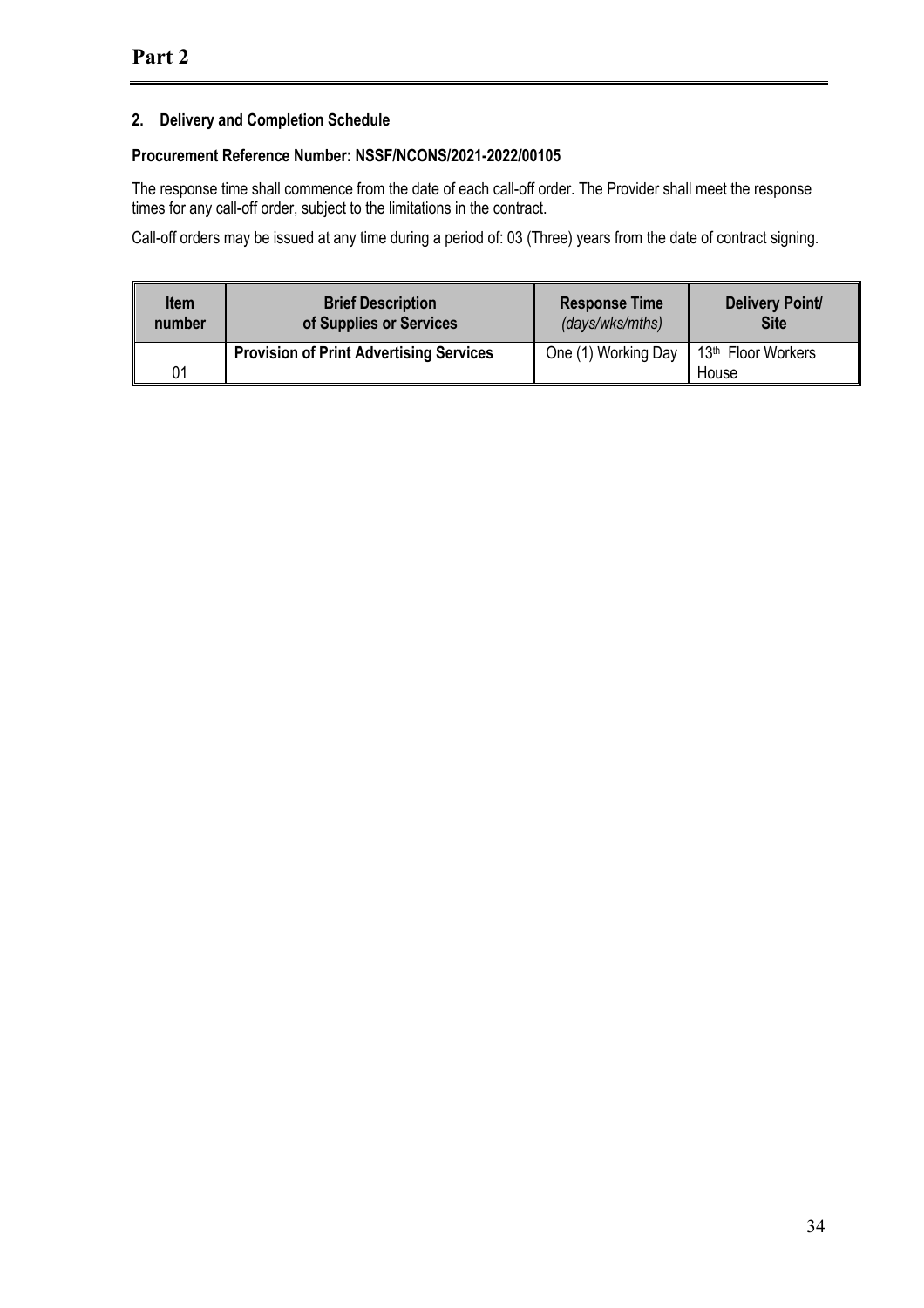# Part 2

**2. Delivery and Completion Schedule**

**Procurement Reference Number: NSSF/NCONS/2021-2022/00105**

The response time shall commence from the date of each call-off order. The Provider shall meet the response times for any call-off order, subject to the limitations in the contract.

Call-off orders may be issued at any time during a period of: 03 (Three) years from the date of contract signing.

| Item number | Brief Description of Supplies or Services | Response Time *(days/wks/mths)* | Delivery Point/ Site |
|---|---|---|---|
| 01 | **Provision of Print Advertising Services** | One (1) Working Day | 13th Floor Workers House |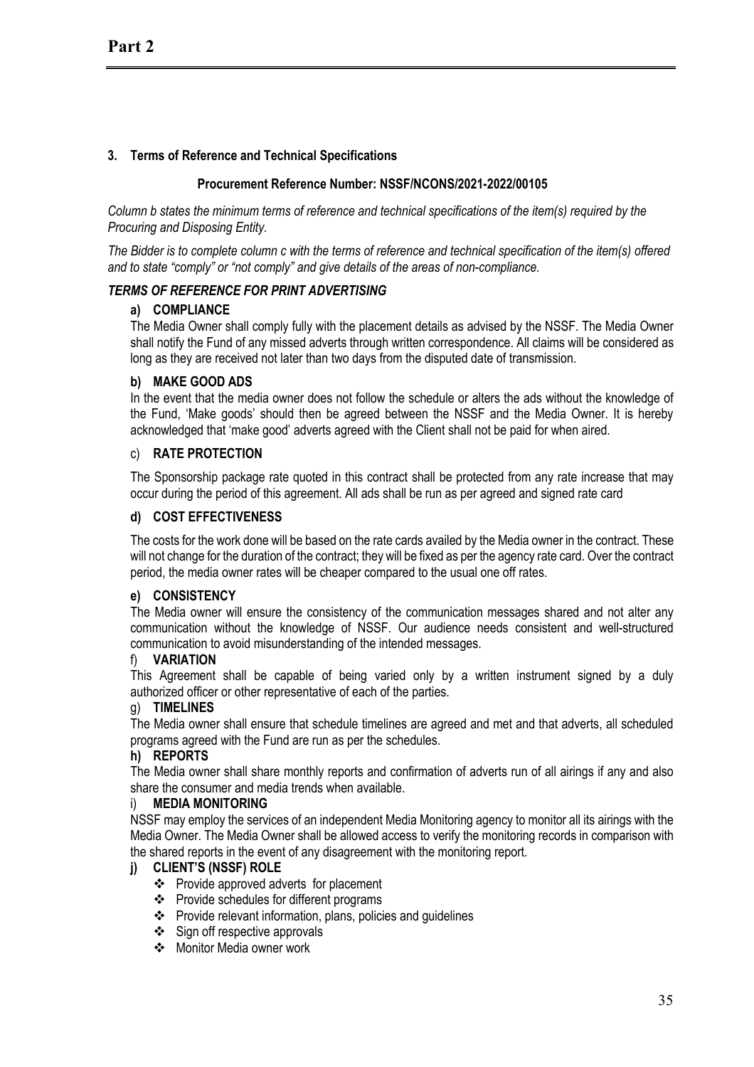# Part 2

### 3. Terms of Reference and Technical Specifications

**Procurement Reference Number: NSSF/NCONS/2021-2022/00105**

*Column b states the minimum terms of reference and technical specifications of the item(s) required by the Procuring and Disposing Entity.*

*The Bidder is to complete column c with the terms of reference and technical specification of the item(s) offered and to state "comply" or "not comply" and give details of the areas of non-compliance.*

***TERMS OF REFERENCE FOR PRINT ADVERTISING***

**a) COMPLIANCE**

The Media Owner shall comply fully with the placement details as advised by the NSSF. The Media Owner shall notify the Fund of any missed adverts through written correspondence. All claims will be considered as long as they are received not later than two days from the disputed date of transmission.

**b) MAKE GOOD ADS**

In the event that the media owner does not follow the schedule or alters the ads without the knowledge of the Fund, 'Make goods' should then be agreed between the NSSF and the Media Owner. It is hereby acknowledged that 'make good' adverts agreed with the Client shall not be paid for when aired.

c) **RATE PROTECTION**

The Sponsorship package rate quoted in this contract shall be protected from any rate increase that may occur during the period of this agreement. All ads shall be run as per agreed and signed rate card

**d) COST EFFECTIVENESS**

The costs for the work done will be based on the rate cards availed by the Media owner in the contract. These will not change for the duration of the contract; they will be fixed as per the agency rate card. Over the contract period, the media owner rates will be cheaper compared to the usual one off rates.

**e) CONSISTENCY**

The Media owner will ensure the consistency of the communication messages shared and not alter any communication without the knowledge of NSSF. Our audience needs consistent and well-structured communication to avoid misunderstanding of the intended messages.

f) **VARIATION**

This Agreement shall be capable of being varied only by a written instrument signed by a duly authorized officer or other representative of each of the parties.

g) **TIMELINES**

The Media owner shall ensure that schedule timelines are agreed and met and that adverts, all scheduled programs agreed with the Fund are run as per the schedules.

**h) REPORTS**

The Media owner shall share monthly reports and confirmation of adverts run of all airings if any and also share the consumer and media trends when available.

i) **MEDIA MONITORING**

NSSF may employ the services of an independent Media Monitoring agency to monitor all its airings with the Media Owner. The Media Owner shall be allowed access to verify the monitoring records in comparison with the shared reports in the event of any disagreement with the monitoring report.

**j) CLIENT'S (NSSF) ROLE**

- Provide approved adverts for placement
- Provide schedules for different programs
- Provide relevant information, plans, policies and guidelines
- Sign off respective approvals
- Monitor Media owner work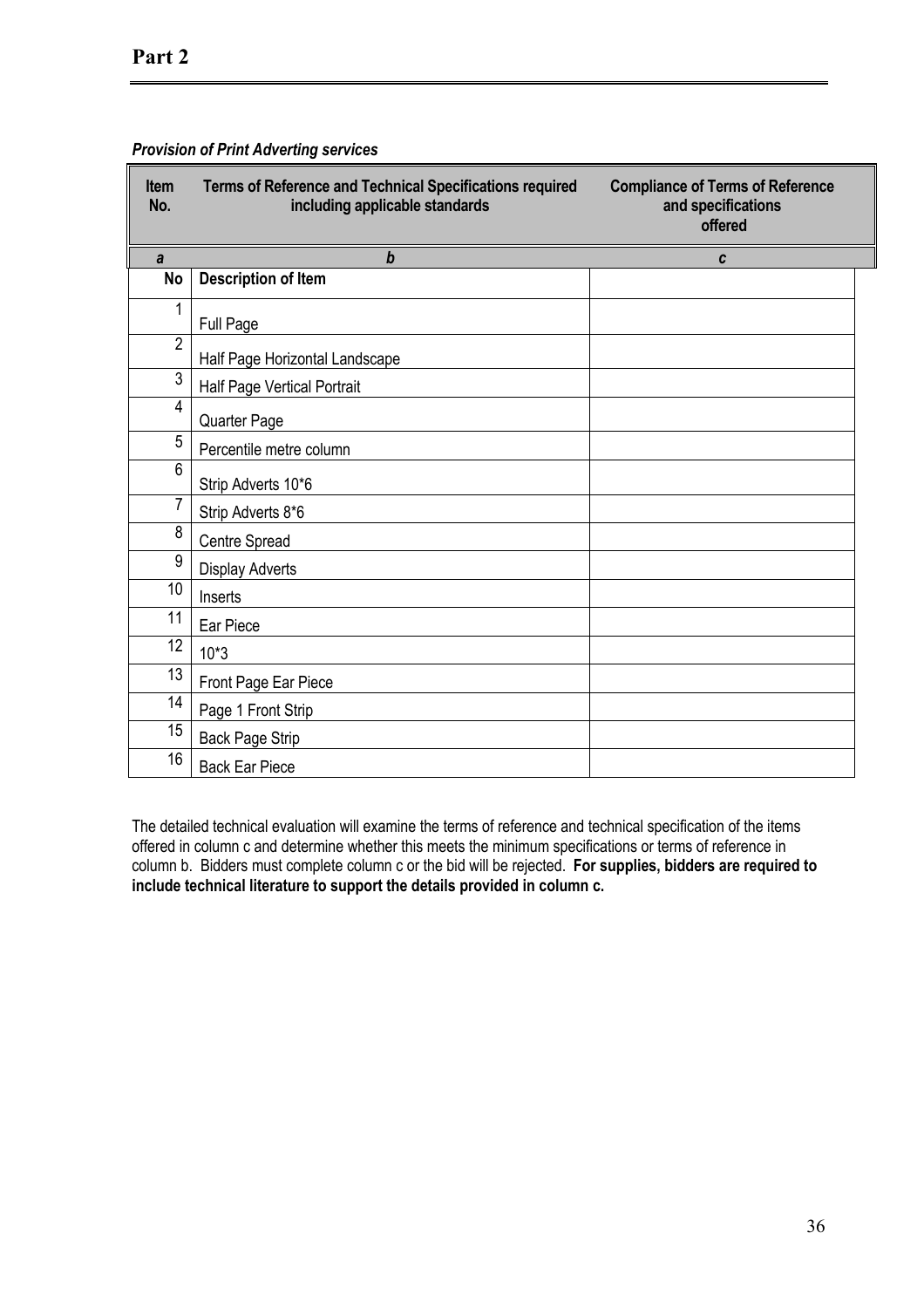# Part 2

***Provision of Print Adverting services***

| Item No. | Terms of Reference and Technical Specifications required including applicable standards | Compliance of Terms of Reference and specifications offered |
|---|---|---|
| ***a*** | ***b*** | ***c*** |
| **No** | **Description of Item** | |
| 1 | Full Page | |
| 2 | Half Page Horizontal Landscape | |
| 3 | Half Page Vertical Portrait | |
| 4 | Quarter Page | |
| 5 | Percentile metre column | |
| 6 | Strip Adverts 10*6 | |
| 7 | Strip Adverts 8*6 | |
| 8 | Centre Spread | |
| 9 | Display Adverts | |
| 10 | Inserts | |
| 11 | Ear Piece | |
| 12 | 10*3 | |
| 13 | Front Page Ear Piece | |
| 14 | Page 1 Front Strip | |
| 15 | Back Page Strip | |
| 16 | Back Ear Piece | |

The detailed technical evaluation will examine the terms of reference and technical specification of the items offered in column c and determine whether this meets the minimum specifications or terms of reference in column b. Bidders must complete column c or the bid will be rejected. **For supplies, bidders are required to include technical literature to support the details provided in column c.**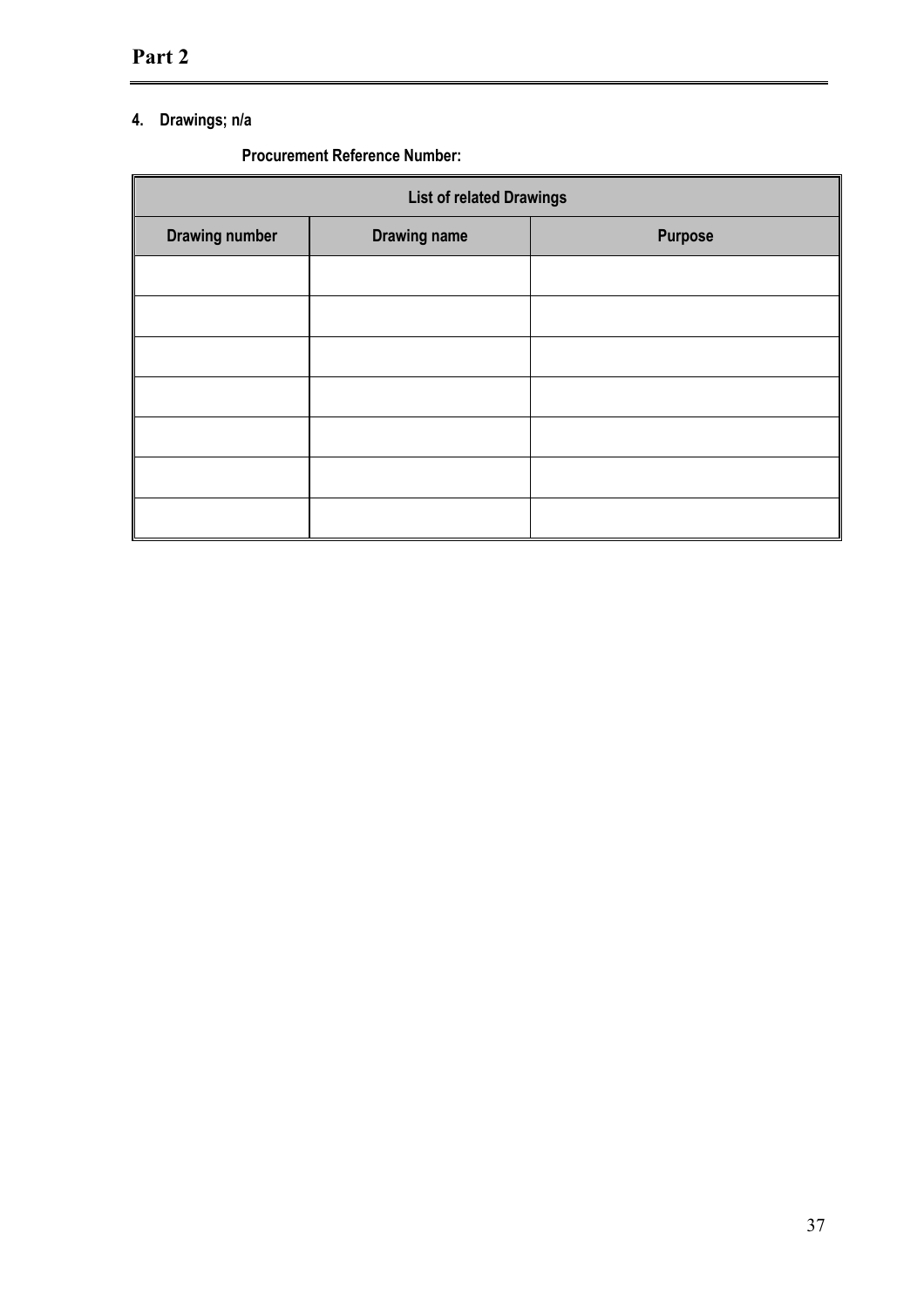# Part 2

**4. Drawings; n/a**

**Procurement Reference Number:**

| List of related Drawings | | |
|---|---|---|
| **Drawing number** | **Drawing name** | **Purpose** |
| | | |
| | | |
| | | |
| | | |
| | | |
| | | |
| | | |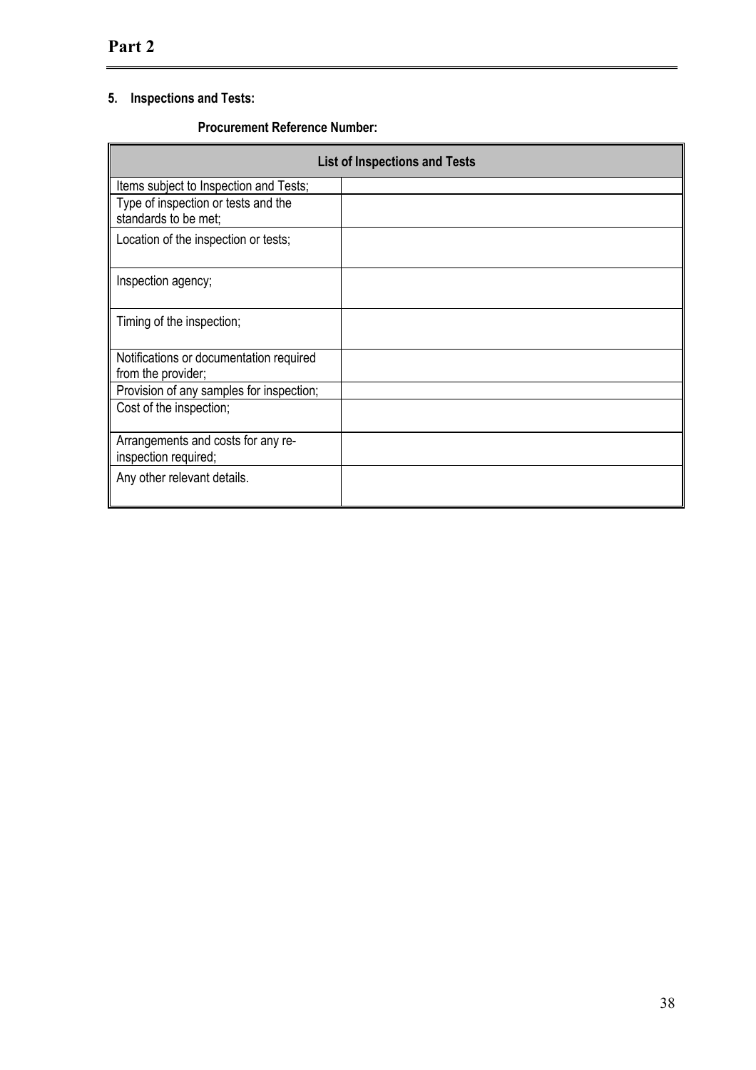# Part 2

## 5. Inspections and Tests:

**Procurement Reference Number:**

| List of Inspections and Tests | |
|---|---|
| Items subject to Inspection and Tests; | |
| Type of inspection or tests and the standards to be met; | |
| Location of the inspection or tests; | |
| Inspection agency; | |
| Timing of the inspection; | |
| Notifications or documentation required from the provider; | |
| Provision of any samples for inspection; | |
| Cost of the inspection; | |
| Arrangements and costs for any re-inspection required; | |
| Any other relevant details. | |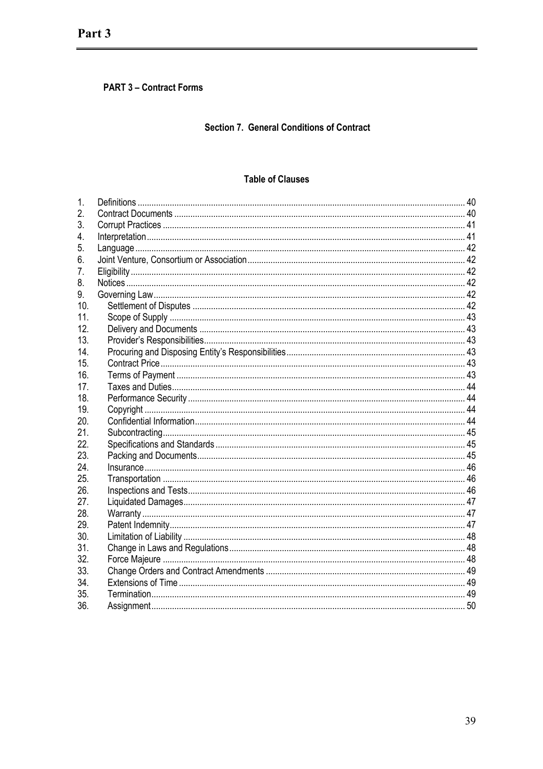## PART 3 – Contract Forms

### Section 7. General Conditions of Contract

#### Table of Clauses

| No. | Clause | Page |
|---|---|---|
| 1. | Definitions | 40 |
| 2. | Contract Documents | 40 |
| 3. | Corrupt Practices | 41 |
| 4. | Interpretation | 41 |
| 5. | Language | 42 |
| 6. | Joint Venture, Consortium or Association | 42 |
| 7. | Eligibility | 42 |
| 8. | Notices | 42 |
| 9. | Governing Law | 42 |
| 10. | Settlement of Disputes | 42 |
| 11. | Scope of Supply | 43 |
| 12. | Delivery and Documents | 43 |
| 13. | Provider's Responsibilities | 43 |
| 14. | Procuring and Disposing Entity's Responsibilities | 43 |
| 15. | Contract Price | 43 |
| 16. | Terms of Payment | 43 |
| 17. | Taxes and Duties | 44 |
| 18. | Performance Security | 44 |
| 19. | Copyright | 44 |
| 20. | Confidential Information | 44 |
| 21. | Subcontracting | 45 |
| 22. | Specifications and Standards | 45 |
| 23. | Packing and Documents | 45 |
| 24. | Insurance | 46 |
| 25. | Transportation | 46 |
| 26. | Inspections and Tests | 46 |
| 27. | Liquidated Damages | 47 |
| 28. | Warranty | 47 |
| 29. | Patent Indemnity | 47 |
| 30. | Limitation of Liability | 48 |
| 31. | Change in Laws and Regulations | 48 |
| 32. | Force Majeure | 48 |
| 33. | Change Orders and Contract Amendments | 49 |
| 34. | Extensions of Time | 49 |
| 35. | Termination | 49 |
| 36. | Assignment | 50 |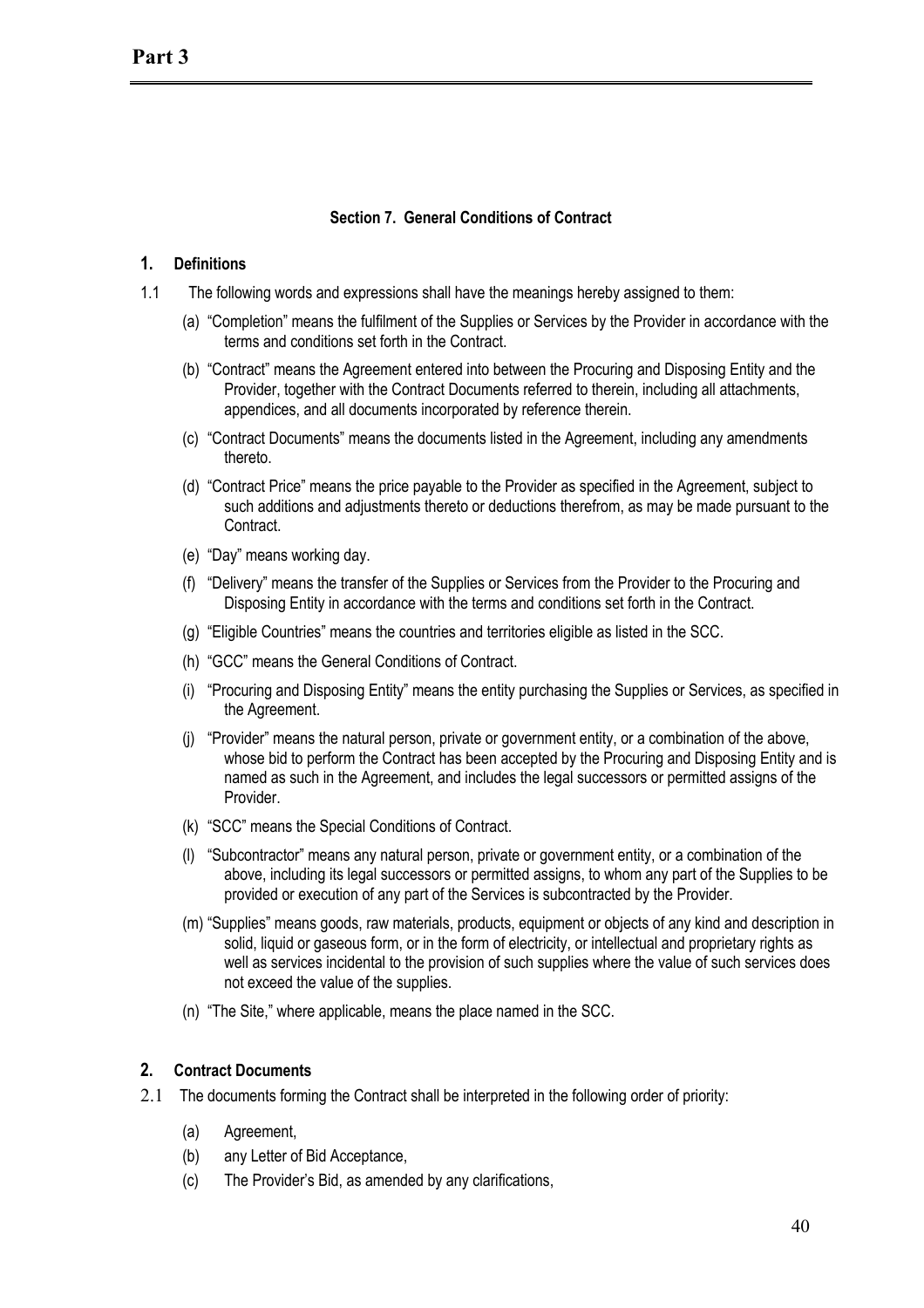# Part 3

### Section 7. General Conditions of Contract

#### 1. Definitions

1.1 The following words and expressions shall have the meanings hereby assigned to them:

(a) "Completion" means the fulfilment of the Supplies or Services by the Provider in accordance with the terms and conditions set forth in the Contract.

(b) "Contract" means the Agreement entered into between the Procuring and Disposing Entity and the Provider, together with the Contract Documents referred to therein, including all attachments, appendices, and all documents incorporated by reference therein.

(c) "Contract Documents" means the documents listed in the Agreement, including any amendments thereto.

(d) "Contract Price" means the price payable to the Provider as specified in the Agreement, subject to such additions and adjustments thereto or deductions therefrom, as may be made pursuant to the Contract.

(e) "Day" means working day.

(f) "Delivery" means the transfer of the Supplies or Services from the Provider to the Procuring and Disposing Entity in accordance with the terms and conditions set forth in the Contract.

(g) "Eligible Countries" means the countries and territories eligible as listed in the SCC.

(h) "GCC" means the General Conditions of Contract.

(i) "Procuring and Disposing Entity" means the entity purchasing the Supplies or Services, as specified in the Agreement.

(j) "Provider" means the natural person, private or government entity, or a combination of the above, whose bid to perform the Contract has been accepted by the Procuring and Disposing Entity and is named as such in the Agreement, and includes the legal successors or permitted assigns of the Provider.

(k) "SCC" means the Special Conditions of Contract.

(l) "Subcontractor" means any natural person, private or government entity, or a combination of the above, including its legal successors or permitted assigns, to whom any part of the Supplies to be provided or execution of any part of the Services is subcontracted by the Provider.

(m) "Supplies" means goods, raw materials, products, equipment or objects of any kind and description in solid, liquid or gaseous form, or in the form of electricity, or intellectual and proprietary rights as well as services incidental to the provision of such supplies where the value of such services does not exceed the value of the supplies.

(n) "The Site," where applicable, means the place named in the SCC.

#### 2. Contract Documents

2.1 The documents forming the Contract shall be interpreted in the following order of priority:

(a) Agreement,

(b) any Letter of Bid Acceptance,

(c) The Provider's Bid, as amended by any clarifications,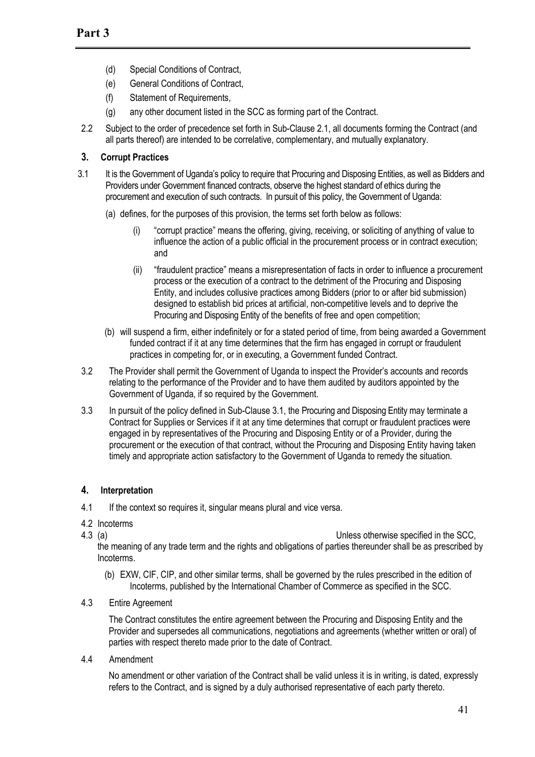(d) Special Conditions of Contract,

(e) General Conditions of Contract,

(f) Statement of Requirements,

(g) any other document listed in the SCC as forming part of the Contract.

2.2 Subject to the order of precedence set forth in Sub-Clause 2.1, all documents forming the Contract (and all parts thereof) are intended to be correlative, complementary, and mutually explanatory.

## 3. Corrupt Practices

3.1 It is the Government of Uganda's policy to require that Procuring and Disposing Entities, as well as Bidders and Providers under Government financed contracts, observe the highest standard of ethics during the procurement and execution of such contracts. In pursuit of this policy, the Government of Uganda:

(a) defines, for the purposes of this provision, the terms set forth below as follows:

(i) "corrupt practice" means the offering, giving, receiving, or soliciting of anything of value to influence the action of a public official in the procurement process or in contract execution; and

(ii) "fraudulent practice" means a misrepresentation of facts in order to influence a procurement process or the execution of a contract to the detriment of the Procuring and Disposing Entity, and includes collusive practices among Bidders (prior to or after bid submission) designed to establish bid prices at artificial, non-competitive levels and to deprive the Procuring and Disposing Entity of the benefits of free and open competition;

(b) will suspend a firm, either indefinitely or for a stated period of time, from being awarded a Government funded contract if it at any time determines that the firm has engaged in corrupt or fraudulent practices in competing for, or in executing, a Government funded Contract.

3.2 The Provider shall permit the Government of Uganda to inspect the Provider's accounts and records relating to the performance of the Provider and to have them audited by auditors appointed by the Government of Uganda, if so required by the Government.

3.3 In pursuit of the policy defined in Sub-Clause 3.1, the Procuring and Disposing Entity may terminate a Contract for Supplies or Services if it at any time determines that corrupt or fraudulent practices were engaged in by representatives of the Procuring and Disposing Entity or of a Provider, during the procurement or the execution of that contract, without the Procuring and Disposing Entity having taken timely and appropriate action satisfactory to the Government of Uganda to remedy the situation.

## 4. Interpretation

4.1 If the context so requires it, singular means plural and vice versa.

4.2 Incoterms

4.3 (a) Unless otherwise specified in the SCC, the meaning of any trade term and the rights and obligations of parties thereunder shall be as prescribed by Incoterms.

(b) EXW, CIF, CIP, and other similar terms, shall be governed by the rules prescribed in the edition of Incoterms, published by the International Chamber of Commerce as specified in the SCC.

4.3 Entire Agreement

The Contract constitutes the entire agreement between the Procuring and Disposing Entity and the Provider and supersedes all communications, negotiations and agreements (whether written or oral) of parties with respect thereto made prior to the date of Contract.

4.4 Amendment

No amendment or other variation of the Contract shall be valid unless it is in writing, is dated, expressly refers to the Contract, and is signed by a duly authorised representative of each party thereto.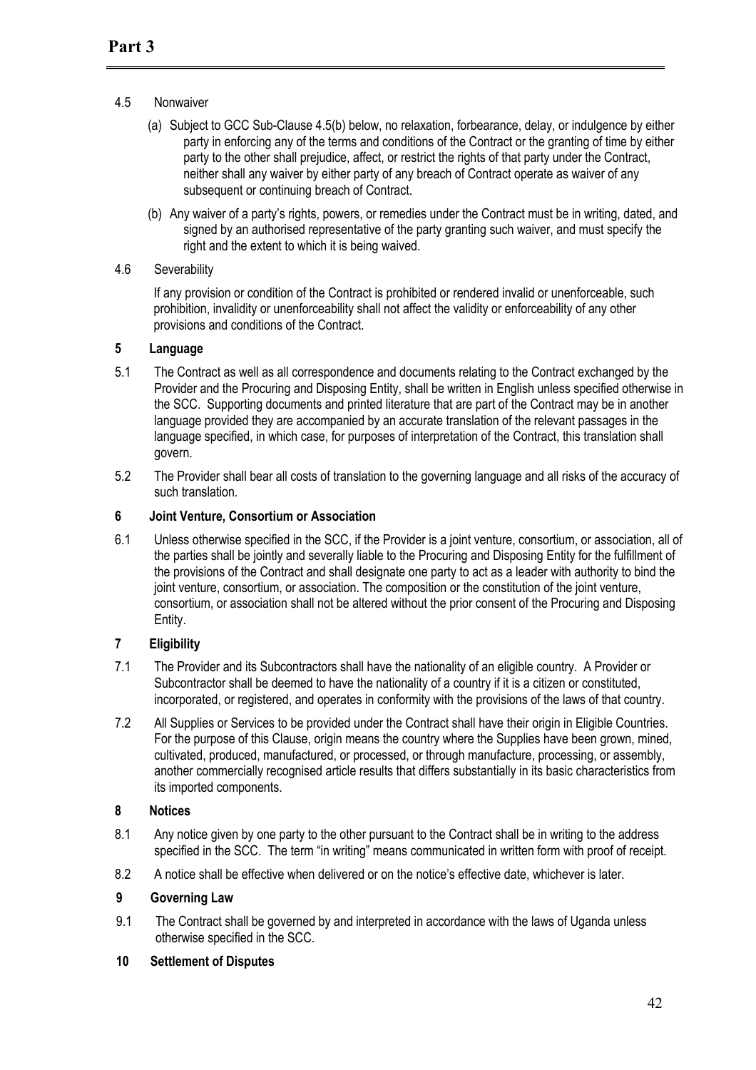# Part 3

4.5 Nonwaiver

(a) Subject to GCC Sub-Clause 4.5(b) below, no relaxation, forbearance, delay, or indulgence by either party in enforcing any of the terms and conditions of the Contract or the granting of time by either party to the other shall prejudice, affect, or restrict the rights of that party under the Contract, neither shall any waiver by either party of any breach of Contract operate as waiver of any subsequent or continuing breach of Contract.

(b) Any waiver of a party's rights, powers, or remedies under the Contract must be in writing, dated, and signed by an authorised representative of the party granting such waiver, and must specify the right and the extent to which it is being waived.

4.6 Severability

If any provision or condition of the Contract is prohibited or rendered invalid or unenforceable, such prohibition, invalidity or unenforceability shall not affect the validity or enforceability of any other provisions and conditions of the Contract.

**5 Language**

5.1 The Contract as well as all correspondence and documents relating to the Contract exchanged by the Provider and the Procuring and Disposing Entity, shall be written in English unless specified otherwise in the SCC. Supporting documents and printed literature that are part of the Contract may be in another language provided they are accompanied by an accurate translation of the relevant passages in the language specified, in which case, for purposes of interpretation of the Contract, this translation shall govern.

5.2 The Provider shall bear all costs of translation to the governing language and all risks of the accuracy of such translation.

**6 Joint Venture, Consortium or Association**

6.1 Unless otherwise specified in the SCC, if the Provider is a joint venture, consortium, or association, all of the parties shall be jointly and severally liable to the Procuring and Disposing Entity for the fulfillment of the provisions of the Contract and shall designate one party to act as a leader with authority to bind the joint venture, consortium, or association. The composition or the constitution of the joint venture, consortium, or association shall not be altered without the prior consent of the Procuring and Disposing Entity.

**7 Eligibility**

7.1 The Provider and its Subcontractors shall have the nationality of an eligible country. A Provider or Subcontractor shall be deemed to have the nationality of a country if it is a citizen or constituted, incorporated, or registered, and operates in conformity with the provisions of the laws of that country.

7.2 All Supplies or Services to be provided under the Contract shall have their origin in Eligible Countries. For the purpose of this Clause, origin means the country where the Supplies have been grown, mined, cultivated, produced, manufactured, or processed, or through manufacture, processing, or assembly, another commercially recognised article results that differs substantially in its basic characteristics from its imported components.

**8 Notices**

8.1 Any notice given by one party to the other pursuant to the Contract shall be in writing to the address specified in the SCC. The term "in writing" means communicated in written form with proof of receipt.

8.2 A notice shall be effective when delivered or on the notice's effective date, whichever is later.

**9 Governing Law**

9.1 The Contract shall be governed by and interpreted in accordance with the laws of Uganda unless otherwise specified in the SCC.

**10 Settlement of Disputes**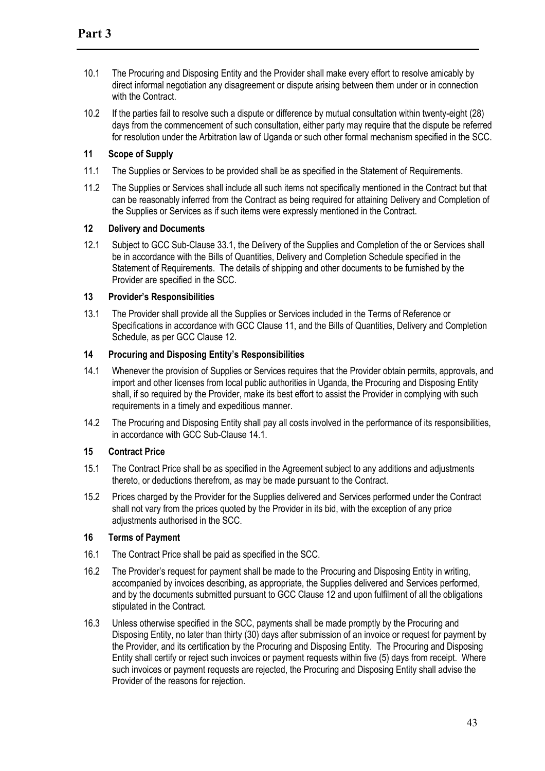10.1 The Procuring and Disposing Entity and the Provider shall make every effort to resolve amicably by direct informal negotiation any disagreement or dispute arising between them under or in connection with the Contract.

10.2 If the parties fail to resolve such a dispute or difference by mutual consultation within twenty-eight (28) days from the commencement of such consultation, either party may require that the dispute be referred for resolution under the Arbitration law of Uganda or such other formal mechanism specified in the SCC.

### 11 Scope of Supply

11.1 The Supplies or Services to be provided shall be as specified in the Statement of Requirements.

11.2 The Supplies or Services shall include all such items not specifically mentioned in the Contract but that can be reasonably inferred from the Contract as being required for attaining Delivery and Completion of the Supplies or Services as if such items were expressly mentioned in the Contract.

### 12 Delivery and Documents

12.1 Subject to GCC Sub-Clause 33.1, the Delivery of the Supplies and Completion of the or Services shall be in accordance with the Bills of Quantities, Delivery and Completion Schedule specified in the Statement of Requirements. The details of shipping and other documents to be furnished by the Provider are specified in the SCC.

### 13 Provider's Responsibilities

13.1 The Provider shall provide all the Supplies or Services included in the Terms of Reference or Specifications in accordance with GCC Clause 11, and the Bills of Quantities, Delivery and Completion Schedule, as per GCC Clause 12.

### 14 Procuring and Disposing Entity's Responsibilities

14.1 Whenever the provision of Supplies or Services requires that the Provider obtain permits, approvals, and import and other licenses from local public authorities in Uganda, the Procuring and Disposing Entity shall, if so required by the Provider, make its best effort to assist the Provider in complying with such requirements in a timely and expeditious manner.

14.2 The Procuring and Disposing Entity shall pay all costs involved in the performance of its responsibilities, in accordance with GCC Sub-Clause 14.1.

### 15 Contract Price

15.1 The Contract Price shall be as specified in the Agreement subject to any additions and adjustments thereto, or deductions therefrom, as may be made pursuant to the Contract.

15.2 Prices charged by the Provider for the Supplies delivered and Services performed under the Contract shall not vary from the prices quoted by the Provider in its bid, with the exception of any price adjustments authorised in the SCC.

### 16 Terms of Payment

16.1 The Contract Price shall be paid as specified in the SCC.

16.2 The Provider's request for payment shall be made to the Procuring and Disposing Entity in writing, accompanied by invoices describing, as appropriate, the Supplies delivered and Services performed, and by the documents submitted pursuant to GCC Clause 12 and upon fulfilment of all the obligations stipulated in the Contract.

16.3 Unless otherwise specified in the SCC, payments shall be made promptly by the Procuring and Disposing Entity, no later than thirty (30) days after submission of an invoice or request for payment by the Provider, and its certification by the Procuring and Disposing Entity. The Procuring and Disposing Entity shall certify or reject such invoices or payment requests within five (5) days from receipt. Where such invoices or payment requests are rejected, the Procuring and Disposing Entity shall advise the Provider of the reasons for rejection.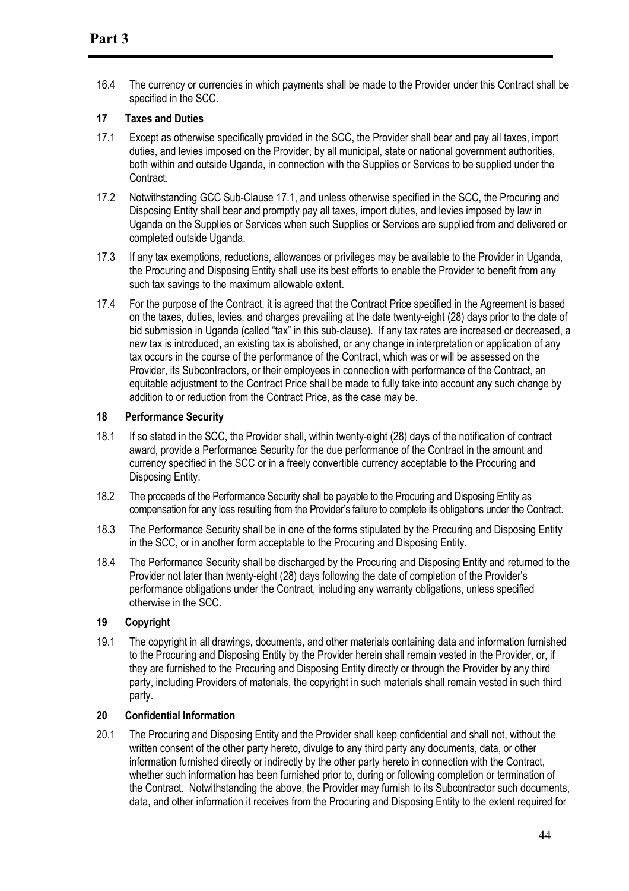16.4 The currency or currencies in which payments shall be made to the Provider under this Contract shall be specified in the SCC.

### 17 Taxes and Duties

17.1 Except as otherwise specifically provided in the SCC, the Provider shall bear and pay all taxes, import duties, and levies imposed on the Provider, by all municipal, state or national government authorities, both within and outside Uganda, in connection with the Supplies or Services to be supplied under the Contract.

17.2 Notwithstanding GCC Sub-Clause 17.1, and unless otherwise specified in the SCC, the Procuring and Disposing Entity shall bear and promptly pay all taxes, import duties, and levies imposed by law in Uganda on the Supplies or Services when such Supplies or Services are supplied from and delivered or completed outside Uganda.

17.3 If any tax exemptions, reductions, allowances or privileges may be available to the Provider in Uganda, the Procuring and Disposing Entity shall use its best efforts to enable the Provider to benefit from any such tax savings to the maximum allowable extent.

17.4 For the purpose of the Contract, it is agreed that the Contract Price specified in the Agreement is based on the taxes, duties, levies, and charges prevailing at the date twenty-eight (28) days prior to the date of bid submission in Uganda (called "tax" in this sub-clause). If any tax rates are increased or decreased, a new tax is introduced, an existing tax is abolished, or any change in interpretation or application of any tax occurs in the course of the performance of the Contract, which was or will be assessed on the Provider, its Subcontractors, or their employees in connection with performance of the Contract, an equitable adjustment to the Contract Price shall be made to fully take into account any such change by addition to or reduction from the Contract Price, as the case may be.

### 18 Performance Security

18.1 If so stated in the SCC, the Provider shall, within twenty-eight (28) days of the notification of contract award, provide a Performance Security for the due performance of the Contract in the amount and currency specified in the SCC or in a freely convertible currency acceptable to the Procuring and Disposing Entity.

18.2 The proceeds of the Performance Security shall be payable to the Procuring and Disposing Entity as compensation for any loss resulting from the Provider's failure to complete its obligations under the Contract.

18.3 The Performance Security shall be in one of the forms stipulated by the Procuring and Disposing Entity in the SCC, or in another form acceptable to the Procuring and Disposing Entity.

18.4 The Performance Security shall be discharged by the Procuring and Disposing Entity and returned to the Provider not later than twenty-eight (28) days following the date of completion of the Provider's performance obligations under the Contract, including any warranty obligations, unless specified otherwise in the SCC.

### 19 Copyright

19.1 The copyright in all drawings, documents, and other materials containing data and information furnished to the Procuring and Disposing Entity by the Provider herein shall remain vested in the Provider, or, if they are furnished to the Procuring and Disposing Entity directly or through the Provider by any third party, including Providers of materials, the copyright in such materials shall remain vested in such third party.

### 20 Confidential Information

20.1 The Procuring and Disposing Entity and the Provider shall keep confidential and shall not, without the written consent of the other party hereto, divulge to any third party any documents, data, or other information furnished directly or indirectly by the other party hereto in connection with the Contract, whether such information has been furnished prior to, during or following completion or termination of the Contract. Notwithstanding the above, the Provider may furnish to its Subcontractor such documents, data, and other information it receives from the Procuring and Disposing Entity to the extent required for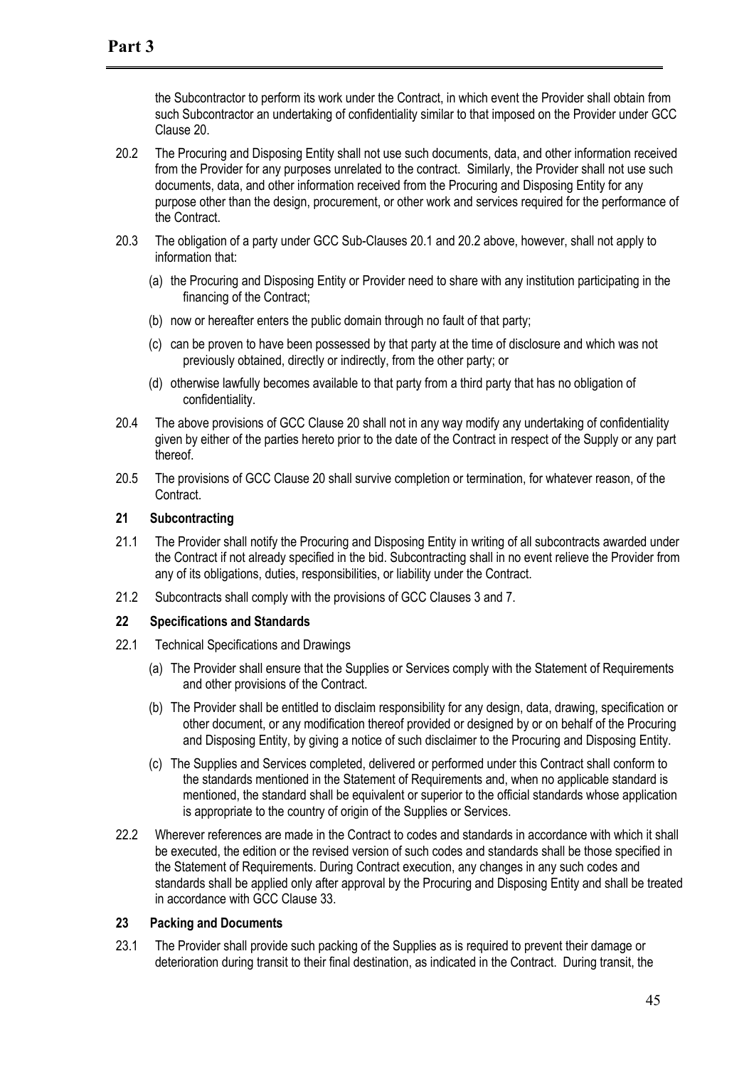the Subcontractor to perform its work under the Contract, in which event the Provider shall obtain from such Subcontractor an undertaking of confidentiality similar to that imposed on the Provider under GCC Clause 20.

20.2 The Procuring and Disposing Entity shall not use such documents, data, and other information received from the Provider for any purposes unrelated to the contract. Similarly, the Provider shall not use such documents, data, and other information received from the Procuring and Disposing Entity for any purpose other than the design, procurement, or other work and services required for the performance of the Contract.

20.3 The obligation of a party under GCC Sub-Clauses 20.1 and 20.2 above, however, shall not apply to information that:

(a) the Procuring and Disposing Entity or Provider need to share with any institution participating in the financing of the Contract;

(b) now or hereafter enters the public domain through no fault of that party;

(c) can be proven to have been possessed by that party at the time of disclosure and which was not previously obtained, directly or indirectly, from the other party; or

(d) otherwise lawfully becomes available to that party from a third party that has no obligation of confidentiality.

20.4 The above provisions of GCC Clause 20 shall not in any way modify any undertaking of confidentiality given by either of the parties hereto prior to the date of the Contract in respect of the Supply or any part thereof.

20.5 The provisions of GCC Clause 20 shall survive completion or termination, for whatever reason, of the Contract.

**21 Subcontracting**

21.1 The Provider shall notify the Procuring and Disposing Entity in writing of all subcontracts awarded under the Contract if not already specified in the bid. Subcontracting shall in no event relieve the Provider from any of its obligations, duties, responsibilities, or liability under the Contract.

21.2 Subcontracts shall comply with the provisions of GCC Clauses 3 and 7.

**22 Specifications and Standards**

22.1 Technical Specifications and Drawings

(a) The Provider shall ensure that the Supplies or Services comply with the Statement of Requirements and other provisions of the Contract.

(b) The Provider shall be entitled to disclaim responsibility for any design, data, drawing, specification or other document, or any modification thereof provided or designed by or on behalf of the Procuring and Disposing Entity, by giving a notice of such disclaimer to the Procuring and Disposing Entity.

(c) The Supplies and Services completed, delivered or performed under this Contract shall conform to the standards mentioned in the Statement of Requirements and, when no applicable standard is mentioned, the standard shall be equivalent or superior to the official standards whose application is appropriate to the country of origin of the Supplies or Services.

22.2 Wherever references are made in the Contract to codes and standards in accordance with which it shall be executed, the edition or the revised version of such codes and standards shall be those specified in the Statement of Requirements. During Contract execution, any changes in any such codes and standards shall be applied only after approval by the Procuring and Disposing Entity and shall be treated in accordance with GCC Clause 33.

**23 Packing and Documents**

23.1 The Provider shall provide such packing of the Supplies as is required to prevent their damage or deterioration during transit to their final destination, as indicated in the Contract. During transit, the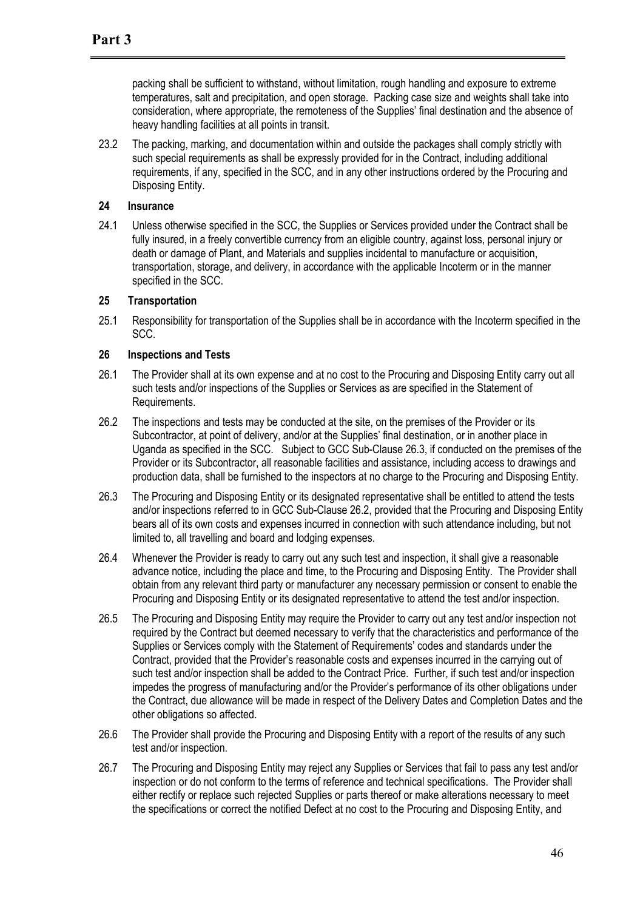packing shall be sufficient to withstand, without limitation, rough handling and exposure to extreme temperatures, salt and precipitation, and open storage. Packing case size and weights shall take into consideration, where appropriate, the remoteness of the Supplies' final destination and the absence of heavy handling facilities at all points in transit.

23.2 The packing, marking, and documentation within and outside the packages shall comply strictly with such special requirements as shall be expressly provided for in the Contract, including additional requirements, if any, specified in the SCC, and in any other instructions ordered by the Procuring and Disposing Entity.

**24 Insurance**

24.1 Unless otherwise specified in the SCC, the Supplies or Services provided under the Contract shall be fully insured, in a freely convertible currency from an eligible country, against loss, personal injury or death or damage of Plant, and Materials and supplies incidental to manufacture or acquisition, transportation, storage, and delivery, in accordance with the applicable Incoterm or in the manner specified in the SCC.

**25 Transportation**

25.1 Responsibility for transportation of the Supplies shall be in accordance with the Incoterm specified in the SCC.

**26 Inspections and Tests**

26.1 The Provider shall at its own expense and at no cost to the Procuring and Disposing Entity carry out all such tests and/or inspections of the Supplies or Services as are specified in the Statement of Requirements.

26.2 The inspections and tests may be conducted at the site, on the premises of the Provider or its Subcontractor, at point of delivery, and/or at the Supplies' final destination, or in another place in Uganda as specified in the SCC. Subject to GCC Sub-Clause 26.3, if conducted on the premises of the Provider or its Subcontractor, all reasonable facilities and assistance, including access to drawings and production data, shall be furnished to the inspectors at no charge to the Procuring and Disposing Entity.

26.3 The Procuring and Disposing Entity or its designated representative shall be entitled to attend the tests and/or inspections referred to in GCC Sub-Clause 26.2, provided that the Procuring and Disposing Entity bears all of its own costs and expenses incurred in connection with such attendance including, but not limited to, all travelling and board and lodging expenses.

26.4 Whenever the Provider is ready to carry out any such test and inspection, it shall give a reasonable advance notice, including the place and time, to the Procuring and Disposing Entity. The Provider shall obtain from any relevant third party or manufacturer any necessary permission or consent to enable the Procuring and Disposing Entity or its designated representative to attend the test and/or inspection.

26.5 The Procuring and Disposing Entity may require the Provider to carry out any test and/or inspection not required by the Contract but deemed necessary to verify that the characteristics and performance of the Supplies or Services comply with the Statement of Requirements' codes and standards under the Contract, provided that the Provider's reasonable costs and expenses incurred in the carrying out of such test and/or inspection shall be added to the Contract Price. Further, if such test and/or inspection impedes the progress of manufacturing and/or the Provider's performance of its other obligations under the Contract, due allowance will be made in respect of the Delivery Dates and Completion Dates and the other obligations so affected.

26.6 The Provider shall provide the Procuring and Disposing Entity with a report of the results of any such test and/or inspection.

26.7 The Procuring and Disposing Entity may reject any Supplies or Services that fail to pass any test and/or inspection or do not conform to the terms of reference and technical specifications. The Provider shall either rectify or replace such rejected Supplies or parts thereof or make alterations necessary to meet the specifications or correct the notified Defect at no cost to the Procuring and Disposing Entity, and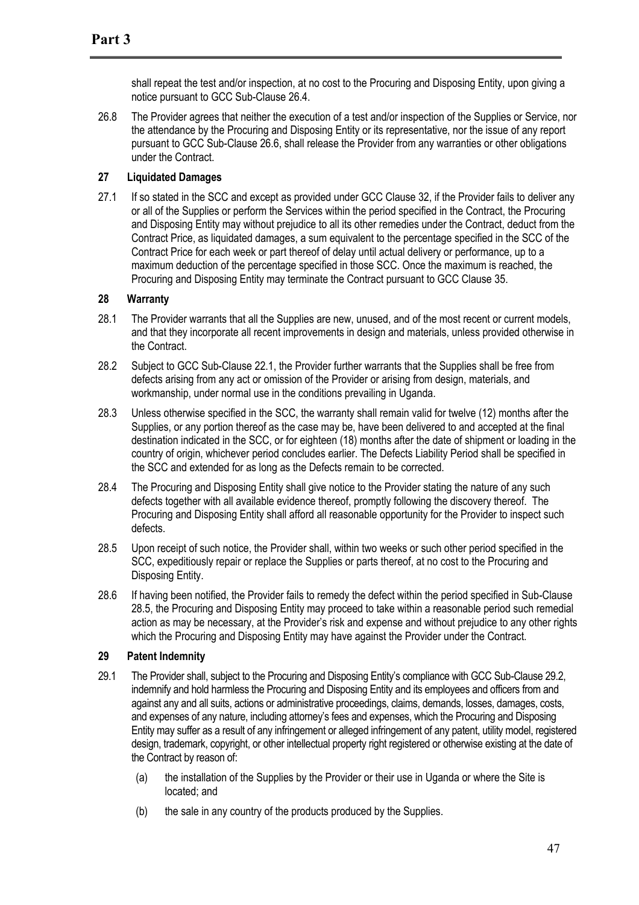shall repeat the test and/or inspection, at no cost to the Procuring and Disposing Entity, upon giving a notice pursuant to GCC Sub-Clause 26.4.

26.8 The Provider agrees that neither the execution of a test and/or inspection of the Supplies or Service, nor the attendance by the Procuring and Disposing Entity or its representative, nor the issue of any report pursuant to GCC Sub-Clause 26.6, shall release the Provider from any warranties or other obligations under the Contract.

### 27 Liquidated Damages

27.1 If so stated in the SCC and except as provided under GCC Clause 32, if the Provider fails to deliver any or all of the Supplies or perform the Services within the period specified in the Contract, the Procuring and Disposing Entity may without prejudice to all its other remedies under the Contract, deduct from the Contract Price, as liquidated damages, a sum equivalent to the percentage specified in the SCC of the Contract Price for each week or part thereof of delay until actual delivery or performance, up to a maximum deduction of the percentage specified in those SCC. Once the maximum is reached, the Procuring and Disposing Entity may terminate the Contract pursuant to GCC Clause 35.

### 28 Warranty

28.1 The Provider warrants that all the Supplies are new, unused, and of the most recent or current models, and that they incorporate all recent improvements in design and materials, unless provided otherwise in the Contract.

28.2 Subject to GCC Sub-Clause 22.1, the Provider further warrants that the Supplies shall be free from defects arising from any act or omission of the Provider or arising from design, materials, and workmanship, under normal use in the conditions prevailing in Uganda.

28.3 Unless otherwise specified in the SCC, the warranty shall remain valid for twelve (12) months after the Supplies, or any portion thereof as the case may be, have been delivered to and accepted at the final destination indicated in the SCC, or for eighteen (18) months after the date of shipment or loading in the country of origin, whichever period concludes earlier. The Defects Liability Period shall be specified in the SCC and extended for as long as the Defects remain to be corrected.

28.4 The Procuring and Disposing Entity shall give notice to the Provider stating the nature of any such defects together with all available evidence thereof, promptly following the discovery thereof. The Procuring and Disposing Entity shall afford all reasonable opportunity for the Provider to inspect such defects.

28.5 Upon receipt of such notice, the Provider shall, within two weeks or such other period specified in the SCC, expeditiously repair or replace the Supplies or parts thereof, at no cost to the Procuring and Disposing Entity.

28.6 If having been notified, the Provider fails to remedy the defect within the period specified in Sub-Clause 28.5, the Procuring and Disposing Entity may proceed to take within a reasonable period such remedial action as may be necessary, at the Provider's risk and expense and without prejudice to any other rights which the Procuring and Disposing Entity may have against the Provider under the Contract.

### 29 Patent Indemnity

29.1 The Provider shall, subject to the Procuring and Disposing Entity's compliance with GCC Sub-Clause 29.2, indemnify and hold harmless the Procuring and Disposing Entity and its employees and officers from and against any and all suits, actions or administrative proceedings, claims, demands, losses, damages, costs, and expenses of any nature, including attorney's fees and expenses, which the Procuring and Disposing Entity may suffer as a result of any infringement or alleged infringement of any patent, utility model, registered design, trademark, copyright, or other intellectual property right registered or otherwise existing at the date of the Contract by reason of:

(a) the installation of the Supplies by the Provider or their use in Uganda or where the Site is located; and

(b) the sale in any country of the products produced by the Supplies.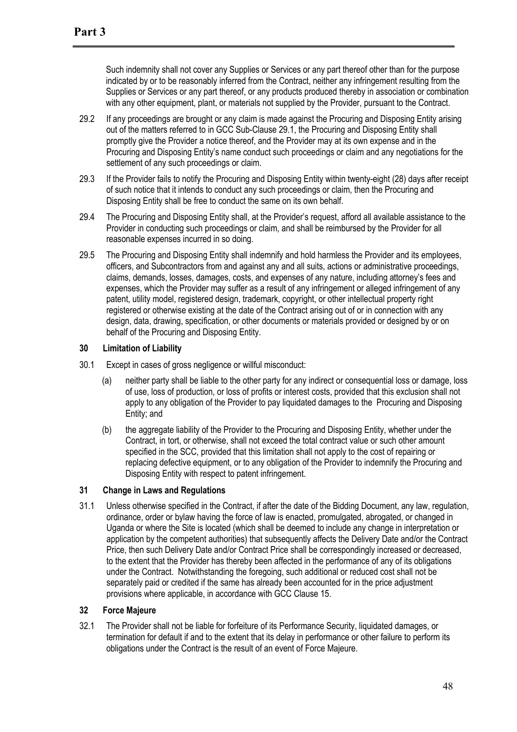Such indemnity shall not cover any Supplies or Services or any part thereof other than for the purpose indicated by or to be reasonably inferred from the Contract, neither any infringement resulting from the Supplies or Services or any part thereof, or any products produced thereby in association or combination with any other equipment, plant, or materials not supplied by the Provider, pursuant to the Contract.

29.2 If any proceedings are brought or any claim is made against the Procuring and Disposing Entity arising out of the matters referred to in GCC Sub-Clause 29.1, the Procuring and Disposing Entity shall promptly give the Provider a notice thereof, and the Provider may at its own expense and in the Procuring and Disposing Entity's name conduct such proceedings or claim and any negotiations for the settlement of any such proceedings or claim.

29.3 If the Provider fails to notify the Procuring and Disposing Entity within twenty-eight (28) days after receipt of such notice that it intends to conduct any such proceedings or claim, then the Procuring and Disposing Entity shall be free to conduct the same on its own behalf.

29.4 The Procuring and Disposing Entity shall, at the Provider's request, afford all available assistance to the Provider in conducting such proceedings or claim, and shall be reimbursed by the Provider for all reasonable expenses incurred in so doing.

29.5 The Procuring and Disposing Entity shall indemnify and hold harmless the Provider and its employees, officers, and Subcontractors from and against any and all suits, actions or administrative proceedings, claims, demands, losses, damages, costs, and expenses of any nature, including attorney's fees and expenses, which the Provider may suffer as a result of any infringement or alleged infringement of any patent, utility model, registered design, trademark, copyright, or other intellectual property right registered or otherwise existing at the date of the Contract arising out of or in connection with any design, data, drawing, specification, or other documents or materials provided or designed by or on behalf of the Procuring and Disposing Entity.

### 30 Limitation of Liability

30.1 Except in cases of gross negligence or willful misconduct:

(a) neither party shall be liable to the other party for any indirect or consequential loss or damage, loss of use, loss of production, or loss of profits or interest costs, provided that this exclusion shall not apply to any obligation of the Provider to pay liquidated damages to the Procuring and Disposing Entity; and

(b) the aggregate liability of the Provider to the Procuring and Disposing Entity, whether under the Contract, in tort, or otherwise, shall not exceed the total contract value or such other amount specified in the SCC, provided that this limitation shall not apply to the cost of repairing or replacing defective equipment, or to any obligation of the Provider to indemnify the Procuring and Disposing Entity with respect to patent infringement.

### 31 Change in Laws and Regulations

31.1 Unless otherwise specified in the Contract, if after the date of the Bidding Document, any law, regulation, ordinance, order or bylaw having the force of law is enacted, promulgated, abrogated, or changed in Uganda or where the Site is located (which shall be deemed to include any change in interpretation or application by the competent authorities) that subsequently affects the Delivery Date and/or the Contract Price, then such Delivery Date and/or Contract Price shall be correspondingly increased or decreased, to the extent that the Provider has thereby been affected in the performance of any of its obligations under the Contract. Notwithstanding the foregoing, such additional or reduced cost shall not be separately paid or credited if the same has already been accounted for in the price adjustment provisions where applicable, in accordance with GCC Clause 15.

### 32 Force Majeure

32.1 The Provider shall not be liable for forfeiture of its Performance Security, liquidated damages, or termination for default if and to the extent that its delay in performance or other failure to perform its obligations under the Contract is the result of an event of Force Majeure.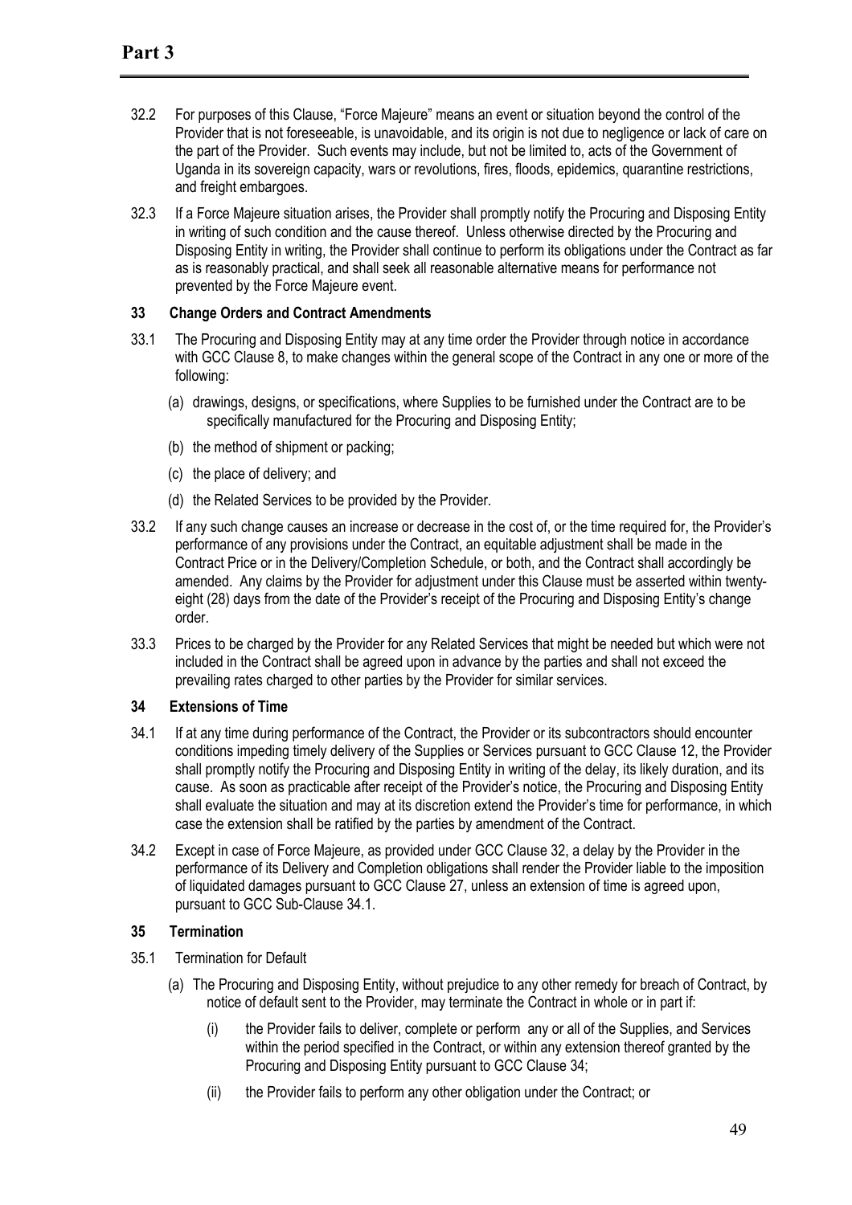32.2 For purposes of this Clause, "Force Majeure" means an event or situation beyond the control of the Provider that is not foreseeable, is unavoidable, and its origin is not due to negligence or lack of care on the part of the Provider. Such events may include, but not be limited to, acts of the Government of Uganda in its sovereign capacity, wars or revolutions, fires, floods, epidemics, quarantine restrictions, and freight embargoes.

32.3 If a Force Majeure situation arises, the Provider shall promptly notify the Procuring and Disposing Entity in writing of such condition and the cause thereof. Unless otherwise directed by the Procuring and Disposing Entity in writing, the Provider shall continue to perform its obligations under the Contract as far as is reasonably practical, and shall seek all reasonable alternative means for performance not prevented by the Force Majeure event.

### 33 Change Orders and Contract Amendments

33.1 The Procuring and Disposing Entity may at any time order the Provider through notice in accordance with GCC Clause 8, to make changes within the general scope of the Contract in any one or more of the following:

(a) drawings, designs, or specifications, where Supplies to be furnished under the Contract are to be specifically manufactured for the Procuring and Disposing Entity;

(b) the method of shipment or packing;

(c) the place of delivery; and

(d) the Related Services to be provided by the Provider.

33.2 If any such change causes an increase or decrease in the cost of, or the time required for, the Provider's performance of any provisions under the Contract, an equitable adjustment shall be made in the Contract Price or in the Delivery/Completion Schedule, or both, and the Contract shall accordingly be amended. Any claims by the Provider for adjustment under this Clause must be asserted within twenty-eight (28) days from the date of the Provider's receipt of the Procuring and Disposing Entity's change order.

33.3 Prices to be charged by the Provider for any Related Services that might be needed but which were not included in the Contract shall be agreed upon in advance by the parties and shall not exceed the prevailing rates charged to other parties by the Provider for similar services.

### 34 Extensions of Time

34.1 If at any time during performance of the Contract, the Provider or its subcontractors should encounter conditions impeding timely delivery of the Supplies or Services pursuant to GCC Clause 12, the Provider shall promptly notify the Procuring and Disposing Entity in writing of the delay, its likely duration, and its cause. As soon as practicable after receipt of the Provider's notice, the Procuring and Disposing Entity shall evaluate the situation and may at its discretion extend the Provider's time for performance, in which case the extension shall be ratified by the parties by amendment of the Contract.

34.2 Except in case of Force Majeure, as provided under GCC Clause 32, a delay by the Provider in the performance of its Delivery and Completion obligations shall render the Provider liable to the imposition of liquidated damages pursuant to GCC Clause 27, unless an extension of time is agreed upon, pursuant to GCC Sub-Clause 34.1.

### 35 Termination

35.1 Termination for Default

(a) The Procuring and Disposing Entity, without prejudice to any other remedy for breach of Contract, by notice of default sent to the Provider, may terminate the Contract in whole or in part if:

(i) the Provider fails to deliver, complete or perform any or all of the Supplies, and Services within the period specified in the Contract, or within any extension thereof granted by the Procuring and Disposing Entity pursuant to GCC Clause 34;

(ii) the Provider fails to perform any other obligation under the Contract; or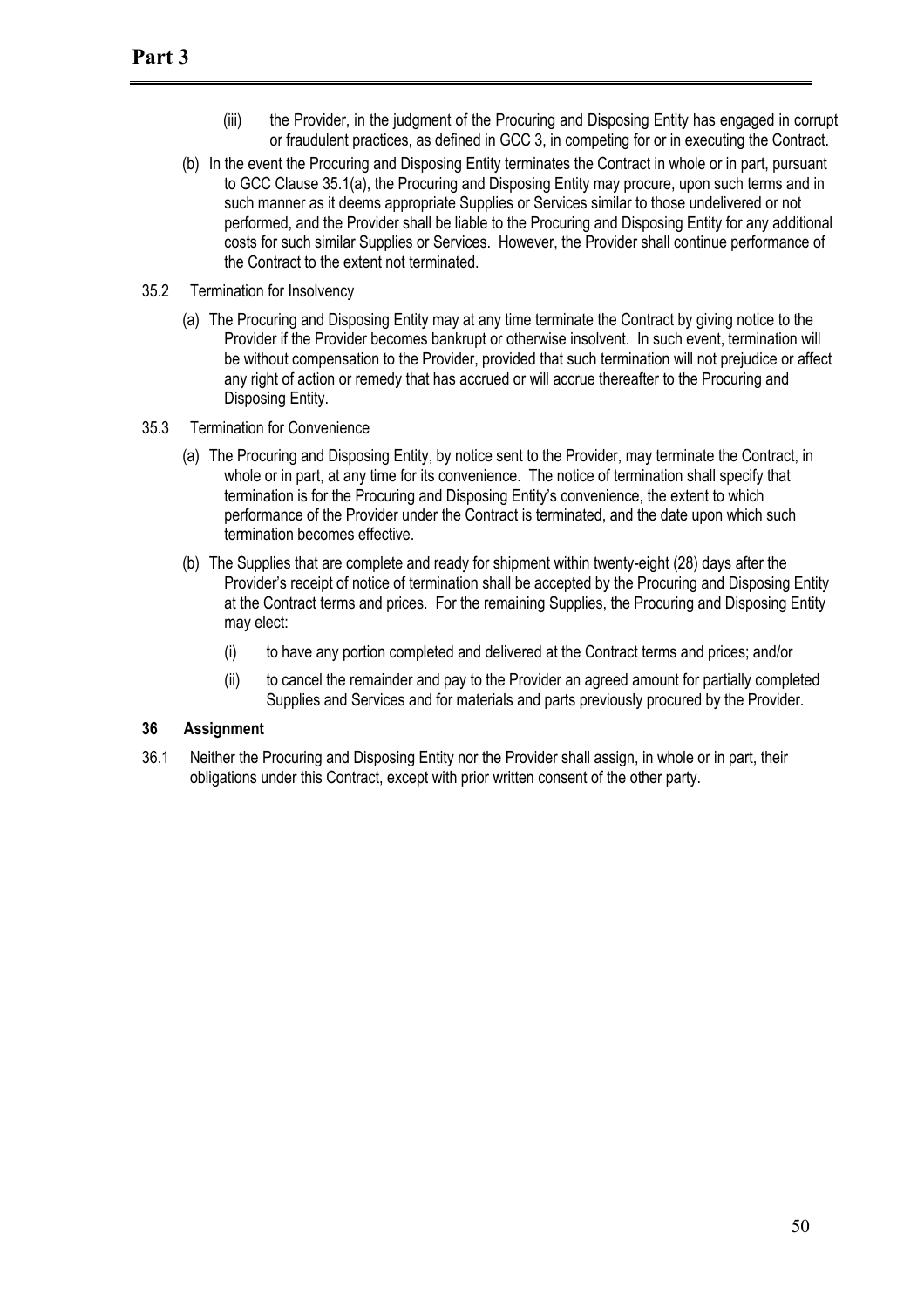(iii) the Provider, in the judgment of the Procuring and Disposing Entity has engaged in corrupt or fraudulent practices, as defined in GCC 3, in competing for or in executing the Contract.

(b) In the event the Procuring and Disposing Entity terminates the Contract in whole or in part, pursuant to GCC Clause 35.1(a), the Procuring and Disposing Entity may procure, upon such terms and in such manner as it deems appropriate Supplies or Services similar to those undelivered or not performed, and the Provider shall be liable to the Procuring and Disposing Entity for any additional costs for such similar Supplies or Services. However, the Provider shall continue performance of the Contract to the extent not terminated.

35.2 Termination for Insolvency

(a) The Procuring and Disposing Entity may at any time terminate the Contract by giving notice to the Provider if the Provider becomes bankrupt or otherwise insolvent. In such event, termination will be without compensation to the Provider, provided that such termination will not prejudice or affect any right of action or remedy that has accrued or will accrue thereafter to the Procuring and Disposing Entity.

35.3 Termination for Convenience

(a) The Procuring and Disposing Entity, by notice sent to the Provider, may terminate the Contract, in whole or in part, at any time for its convenience. The notice of termination shall specify that termination is for the Procuring and Disposing Entity's convenience, the extent to which performance of the Provider under the Contract is terminated, and the date upon which such termination becomes effective.

(b) The Supplies that are complete and ready for shipment within twenty-eight (28) days after the Provider's receipt of notice of termination shall be accepted by the Procuring and Disposing Entity at the Contract terms and prices. For the remaining Supplies, the Procuring and Disposing Entity may elect:

(i) to have any portion completed and delivered at the Contract terms and prices; and/or

(ii) to cancel the remainder and pay to the Provider an agreed amount for partially completed Supplies and Services and for materials and parts previously procured by the Provider.

**36 Assignment**

36.1 Neither the Procuring and Disposing Entity nor the Provider shall assign, in whole or in part, their obligations under this Contract, except with prior written consent of the other party.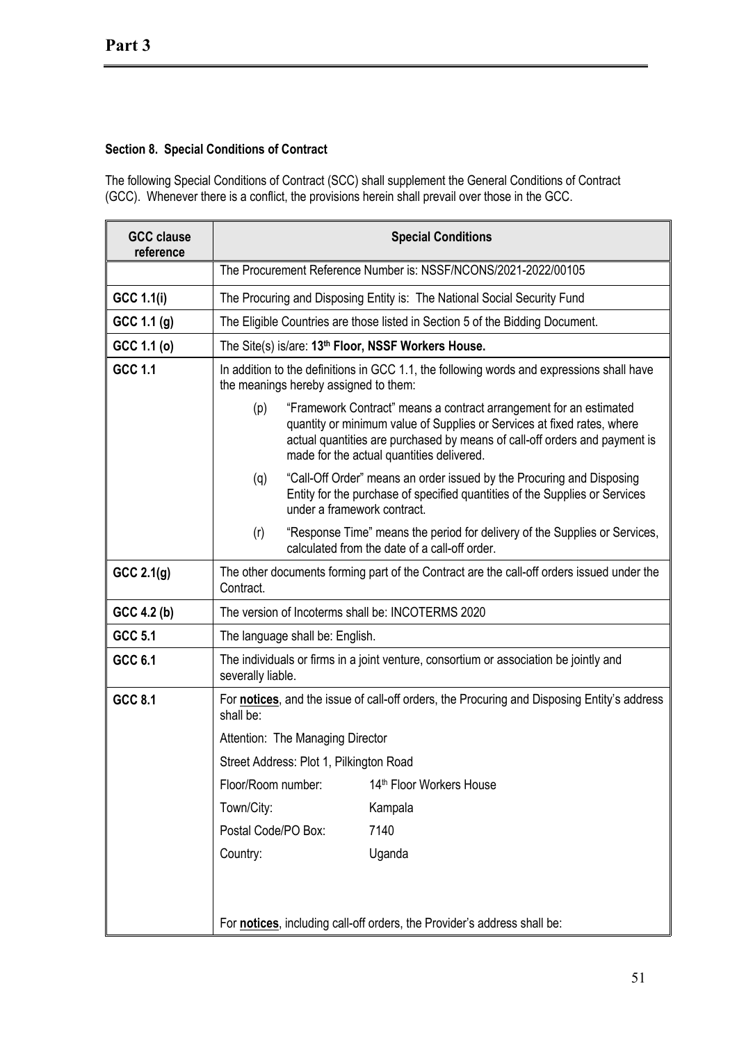# Part 3

### Section 8. Special Conditions of Contract

The following Special Conditions of Contract (SCC) shall supplement the General Conditions of Contract (GCC). Whenever there is a conflict, the provisions herein shall prevail over those in the GCC.

| GCC clause reference | Special Conditions |
|---|---|
| | The Procurement Reference Number is: NSSF/NCONS/2021-2022/00105 |
| **GCC 1.1(i)** | The Procuring and Disposing Entity is: The National Social Security Fund |
| **GCC 1.1 (g)** | The Eligible Countries are those listed in Section 5 of the Bidding Document. |
| **GCC 1.1 (o)** | The Site(s) is/are: **13th Floor, NSSF Workers House.** |
| **GCC 1.1** | In addition to the definitions in GCC 1.1, the following words and expressions shall have the meanings hereby assigned to them:<br>(p) "Framework Contract" means a contract arrangement for an estimated quantity or minimum value of Supplies or Services at fixed rates, where actual quantities are purchased by means of call-off orders and payment is made for the actual quantities delivered.<br>(q) "Call-Off Order" means an order issued by the Procuring and Disposing Entity for the purchase of specified quantities of the Supplies or Services under a framework contract.<br>(r) "Response Time" means the period for delivery of the Supplies or Services, calculated from the date of a call-off order. |
| **GCC 2.1(g)** | The other documents forming part of the Contract are the call-off orders issued under the Contract. |
| **GCC 4.2 (b)** | The version of Incoterms shall be: INCOTERMS 2020 |
| **GCC 5.1** | The language shall be: English. |
| **GCC 6.1** | The individuals or firms in a joint venture, consortium or association be jointly and severally liable. |
| **GCC 8.1** | For **notices**, and the issue of call-off orders, the Procuring and Disposing Entity's address shall be:<br>Attention: The Managing Director<br>Street Address: Plot 1, Pilkington Road<br>Floor/Room number: 14th Floor Workers House<br>Town/City: Kampala<br>Postal Code/PO Box: 7140<br>Country: Uganda<br><br>For **notices**, including call-off orders, the Provider's address shall be: |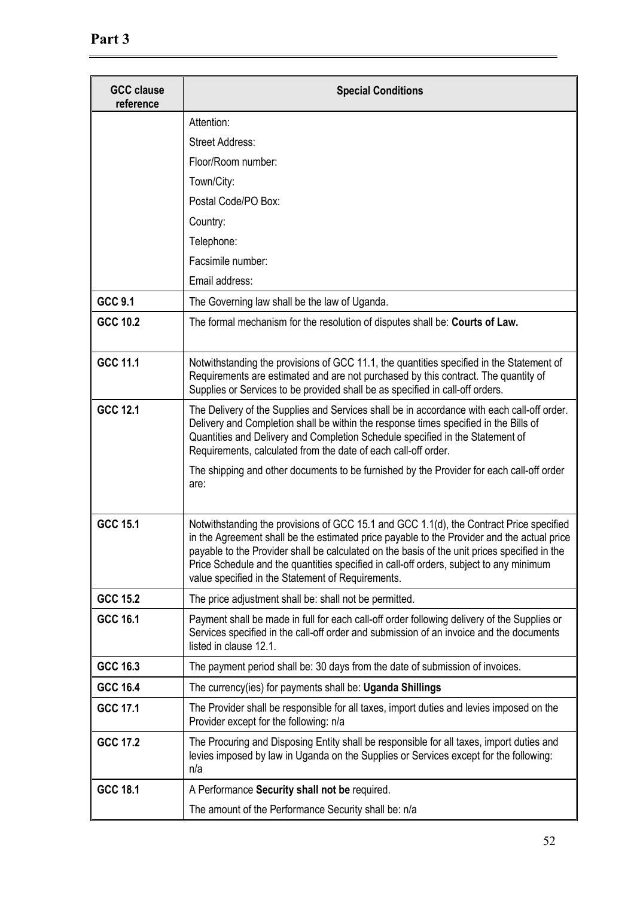# Part 3

| GCC clause reference | Special Conditions |
|---|---|
| | Attention:<br>Street Address:<br>Floor/Room number:<br>Town/City:<br>Postal Code/PO Box:<br>Country:<br>Telephone:<br>Facsimile number:<br>Email address: |
| **GCC 9.1** | The Governing law shall be the law of Uganda. |
| **GCC 10.2** | The formal mechanism for the resolution of disputes shall be: **Courts of Law.** |
| **GCC 11.1** | Notwithstanding the provisions of GCC 11.1, the quantities specified in the Statement of Requirements are estimated and are not purchased by this contract. The quantity of Supplies or Services to be provided shall be as specified in call-off orders. |
| **GCC 12.1** | The Delivery of the Supplies and Services shall be in accordance with each call-off order. Delivery and Completion shall be within the response times specified in the Bills of Quantities and Delivery and Completion Schedule specified in the Statement of Requirements, calculated from the date of each call-off order.<br><br>The shipping and other documents to be furnished by the Provider for each call-off order are: |
| **GCC 15.1** | Notwithstanding the provisions of GCC 15.1 and GCC 1.1(d), the Contract Price specified in the Agreement shall be the estimated price payable to the Provider and the actual price payable to the Provider shall be calculated on the basis of the unit prices specified in the Price Schedule and the quantities specified in call-off orders, subject to any minimum value specified in the Statement of Requirements. |
| **GCC 15.2** | The price adjustment shall be: shall not be permitted. |
| **GCC 16.1** | Payment shall be made in full for each call-off order following delivery of the Supplies or Services specified in the call-off order and submission of an invoice and the documents listed in clause 12.1. |
| **GCC 16.3** | The payment period shall be: 30 days from the date of submission of invoices. |
| **GCC 16.4** | The currency(ies) for payments shall be: **Uganda Shillings** |
| **GCC 17.1** | The Provider shall be responsible for all taxes, import duties and levies imposed on the Provider except for the following: n/a |
| **GCC 17.2** | The Procuring and Disposing Entity shall be responsible for all taxes, import duties and levies imposed by law in Uganda on the Supplies or Services except for the following: n/a |
| **GCC 18.1** | A Performance **Security shall not be** required.<br><br>The amount of the Performance Security shall be: n/a |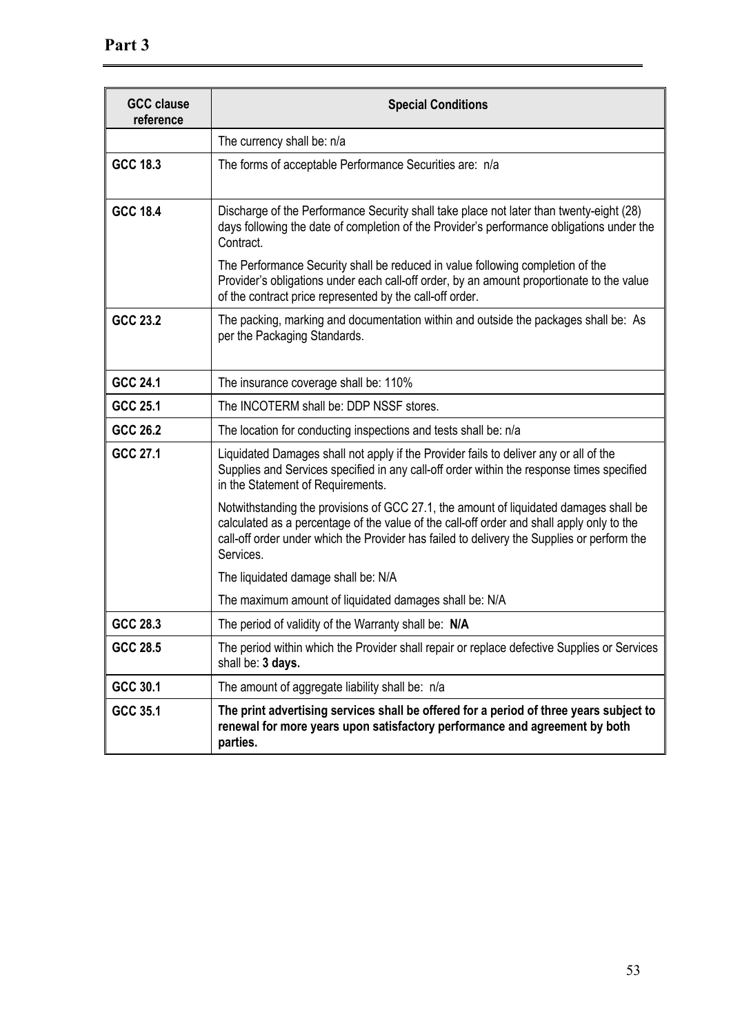# Part 3

| GCC clause reference | Special Conditions |
|---|---|
| | The currency shall be: n/a |
| **GCC 18.3** | The forms of acceptable Performance Securities are: n/a |
| **GCC 18.4** | Discharge of the Performance Security shall take place not later than twenty-eight (28) days following the date of completion of the Provider's performance obligations under the Contract.<br><br>The Performance Security shall be reduced in value following completion of the Provider's obligations under each call-off order, by an amount proportionate to the value of the contract price represented by the call-off order. |
| **GCC 23.2** | The packing, marking and documentation within and outside the packages shall be: As per the Packaging Standards. |
| **GCC 24.1** | The insurance coverage shall be: 110% |
| **GCC 25.1** | The INCOTERM shall be: DDP NSSF stores. |
| **GCC 26.2** | The location for conducting inspections and tests shall be: n/a |
| **GCC 27.1** | Liquidated Damages shall not apply if the Provider fails to deliver any or all of the Supplies and Services specified in any call-off order within the response times specified in the Statement of Requirements.<br><br>Notwithstanding the provisions of GCC 27.1, the amount of liquidated damages shall be calculated as a percentage of the value of the call-off order and shall apply only to the call-off order under which the Provider has failed to delivery the Supplies or perform the Services.<br><br>The liquidated damage shall be: N/A<br><br>The maximum amount of liquidated damages shall be: N/A |
| **GCC 28.3** | The period of validity of the Warranty shall be: **N/A** |
| **GCC 28.5** | The period within which the Provider shall repair or replace defective Supplies or Services shall be: **3 days.** |
| **GCC 30.1** | The amount of aggregate liability shall be: n/a |
| **GCC 35.1** | **The print advertising services shall be offered for a period of three years subject to renewal for more years upon satisfactory performance and agreement by both parties.** |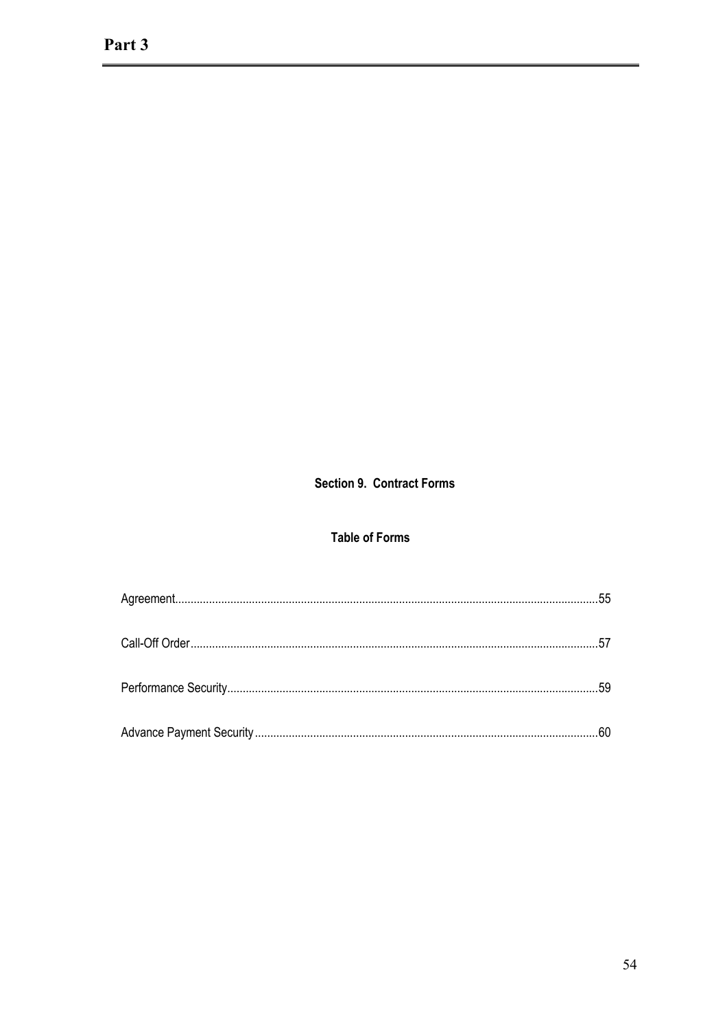# Part 3

## Section 9. Contract Forms

### Table of Forms

Agreement.......................................................................................................................................55

Call-Off Order..................................................................................................................................57

Performance Security......................................................................................................................59

Advance Payment Security.............................................................................................................60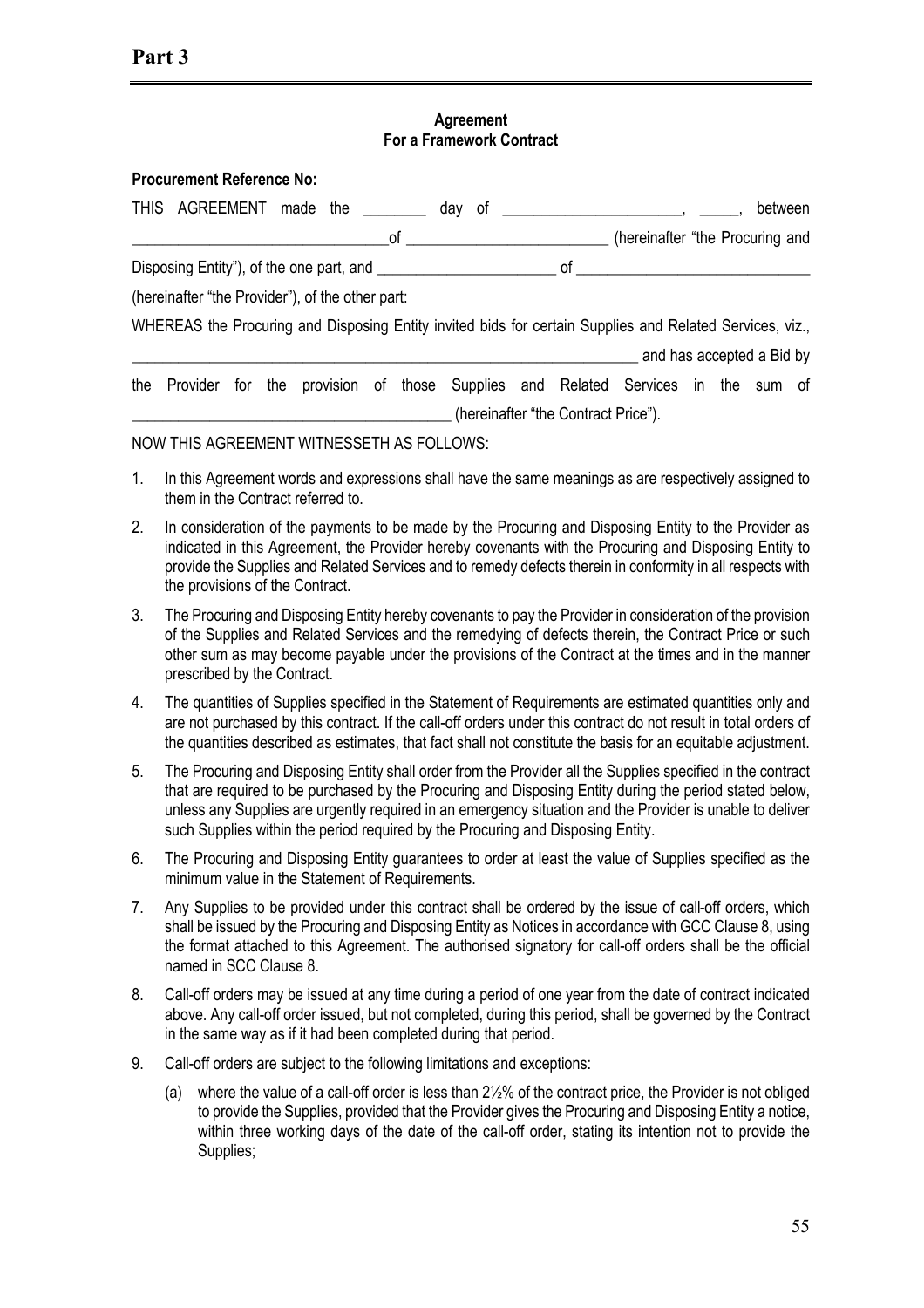# Part 3

**Agreement**
**For a Framework Contract**

**Procurement Reference No:**

THIS AGREEMENT made the ________ day of ______________________, _____, between ________________________________of _________________________ (hereinafter "the Procuring and Disposing Entity"), of the one part, and ______________________ of _____________________________ (hereinafter "the Provider"), of the other part:

WHEREAS the Procuring and Disposing Entity invited bids for certain Supplies and Related Services, viz., ____________________________________________________________________ and has accepted a Bid by the Provider for the provision of those Supplies and Related Services in the sum of ________________________________________ (hereinafter "the Contract Price").

NOW THIS AGREEMENT WITNESSETH AS FOLLOWS:

1. In this Agreement words and expressions shall have the same meanings as are respectively assigned to them in the Contract referred to.
2. In consideration of the payments to be made by the Procuring and Disposing Entity to the Provider as indicated in this Agreement, the Provider hereby covenants with the Procuring and Disposing Entity to provide the Supplies and Related Services and to remedy defects therein in conformity in all respects with the provisions of the Contract.
3. The Procuring and Disposing Entity hereby covenants to pay the Provider in consideration of the provision of the Supplies and Related Services and the remedying of defects therein, the Contract Price or such other sum as may become payable under the provisions of the Contract at the times and in the manner prescribed by the Contract.
4. The quantities of Supplies specified in the Statement of Requirements are estimated quantities only and are not purchased by this contract. If the call-off orders under this contract do not result in total orders of the quantities described as estimates, that fact shall not constitute the basis for an equitable adjustment.
5. The Procuring and Disposing Entity shall order from the Provider all the Supplies specified in the contract that are required to be purchased by the Procuring and Disposing Entity during the period stated below, unless any Supplies are urgently required in an emergency situation and the Provider is unable to deliver such Supplies within the period required by the Procuring and Disposing Entity.
6. The Procuring and Disposing Entity guarantees to order at least the value of Supplies specified as the minimum value in the Statement of Requirements.
7. Any Supplies to be provided under this contract shall be ordered by the issue of call-off orders, which shall be issued by the Procuring and Disposing Entity as Notices in accordance with GCC Clause 8, using the format attached to this Agreement. The authorised signatory for call-off orders shall be the official named in SCC Clause 8.
8. Call-off orders may be issued at any time during a period of one year from the date of contract indicated above. Any call-off order issued, but not completed, during this period, shall be governed by the Contract in the same way as if it had been completed during that period.
9. Call-off orders are subject to the following limitations and exceptions:
   (a) where the value of a call-off order is less than 2½% of the contract price, the Provider is not obliged to provide the Supplies, provided that the Provider gives the Procuring and Disposing Entity a notice, within three working days of the date of the call-off order, stating its intention not to provide the Supplies;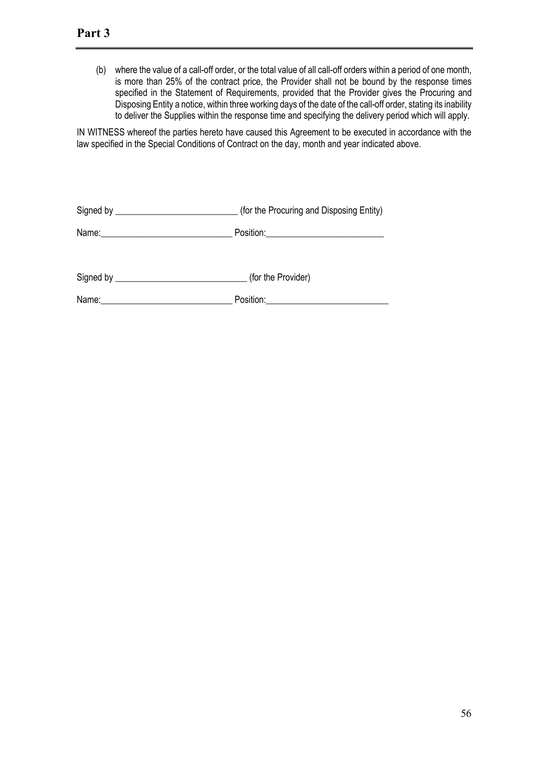(b) where the value of a call-off order, or the total value of all call-off orders within a period of one month, is more than 25% of the contract price, the Provider shall not be bound by the response times specified in the Statement of Requirements, provided that the Provider gives the Procuring and Disposing Entity a notice, within three working days of the date of the call-off order, stating its inability to deliver the Supplies within the response time and specifying the delivery period which will apply.

IN WITNESS whereof the parties hereto have caused this Agreement to be executed in accordance with the law specified in the Special Conditions of Contract on the day, month and year indicated above.

Signed by ___________________________ (for the Procuring and Disposing Entity)

Name:_____________________________ Position:__________________________

Signed by ____________________________ (for the Provider)

Name:_____________________________ Position:___________________________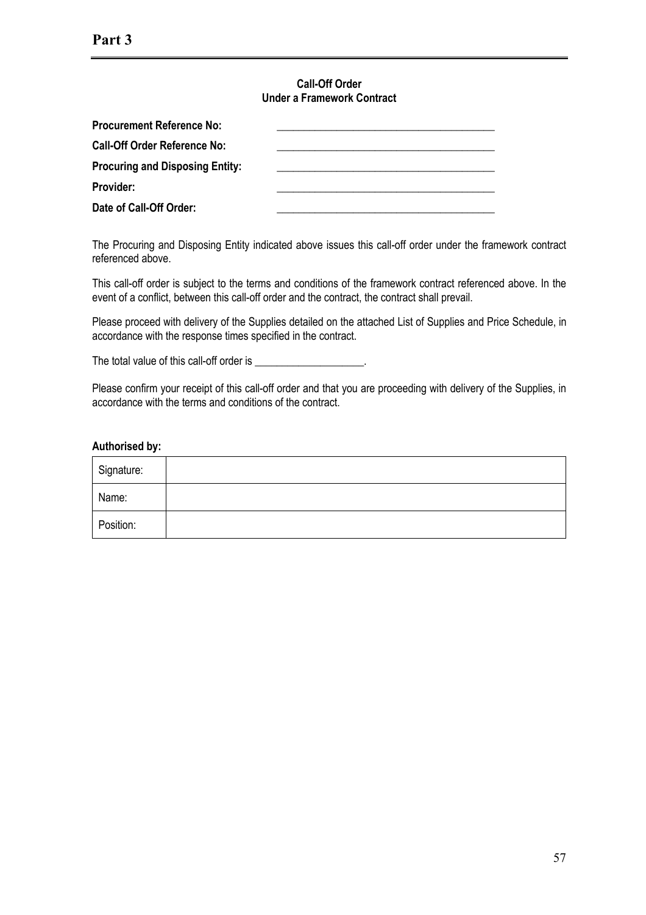# Part 3

**Call-Off Order**
**Under a Framework Contract**

**Procurement Reference No:** ________________________________________

**Call-Off Order Reference No:** ________________________________________

**Procuring and Disposing Entity:** ________________________________________

**Provider:** ________________________________________

**Date of Call-Off Order:** ________________________________________

The Procuring and Disposing Entity indicated above issues this call-off order under the framework contract referenced above.

This call-off order is subject to the terms and conditions of the framework contract referenced above. In the event of a conflict, between this call-off order and the contract, the contract shall prevail.

Please proceed with delivery of the Supplies detailed on the attached List of Supplies and Price Schedule, in accordance with the response times specified in the contract.

The total value of this call-off order is ____________________.

Please confirm your receipt of this call-off order and that you are proceeding with delivery of the Supplies, in accordance with the terms and conditions of the contract.

**Authorised by:**

| Signature: | |
|---|---|
| Name: | |
| Position: | |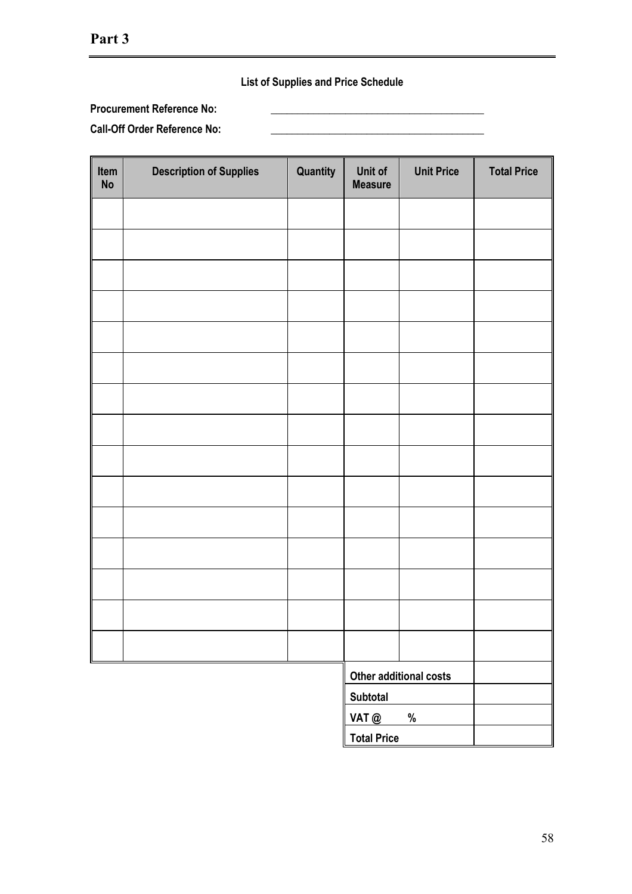# Part 3

**List of Supplies and Price Schedule**

**Procurement Reference No:** \_\_\_\_\_\_\_\_\_\_\_\_\_\_\_\_\_\_\_\_\_\_\_\_\_\_\_\_\_\_\_\_\_\_\_\_\_\_\_\_

**Call-Off Order Reference No:** \_\_\_\_\_\_\_\_\_\_\_\_\_\_\_\_\_\_\_\_\_\_\_\_\_\_\_\_\_\_\_\_\_\_\_\_\_\_\_\_

| Item No | Description of Supplies | Quantity | Unit of Measure | Unit Price | Total Price |
|---|---|---|---|---|---|
| | | | | | |
| | | | | | |
| | | | | | |
| | | | | | |
| | | | | | |
| | | | | | |
| | | | | | |
| | | | | | |
| | | | | | |
| | | | | | |
| | | | | | |
| | | | | | |
| | | | | | |
| | | | | | |
| | | | | | |
| | | | **Other additional costs** | | |
| | | | **Subtotal** | | |
| | | | **VAT @ %** | | |
| | | | **Total Price** | | |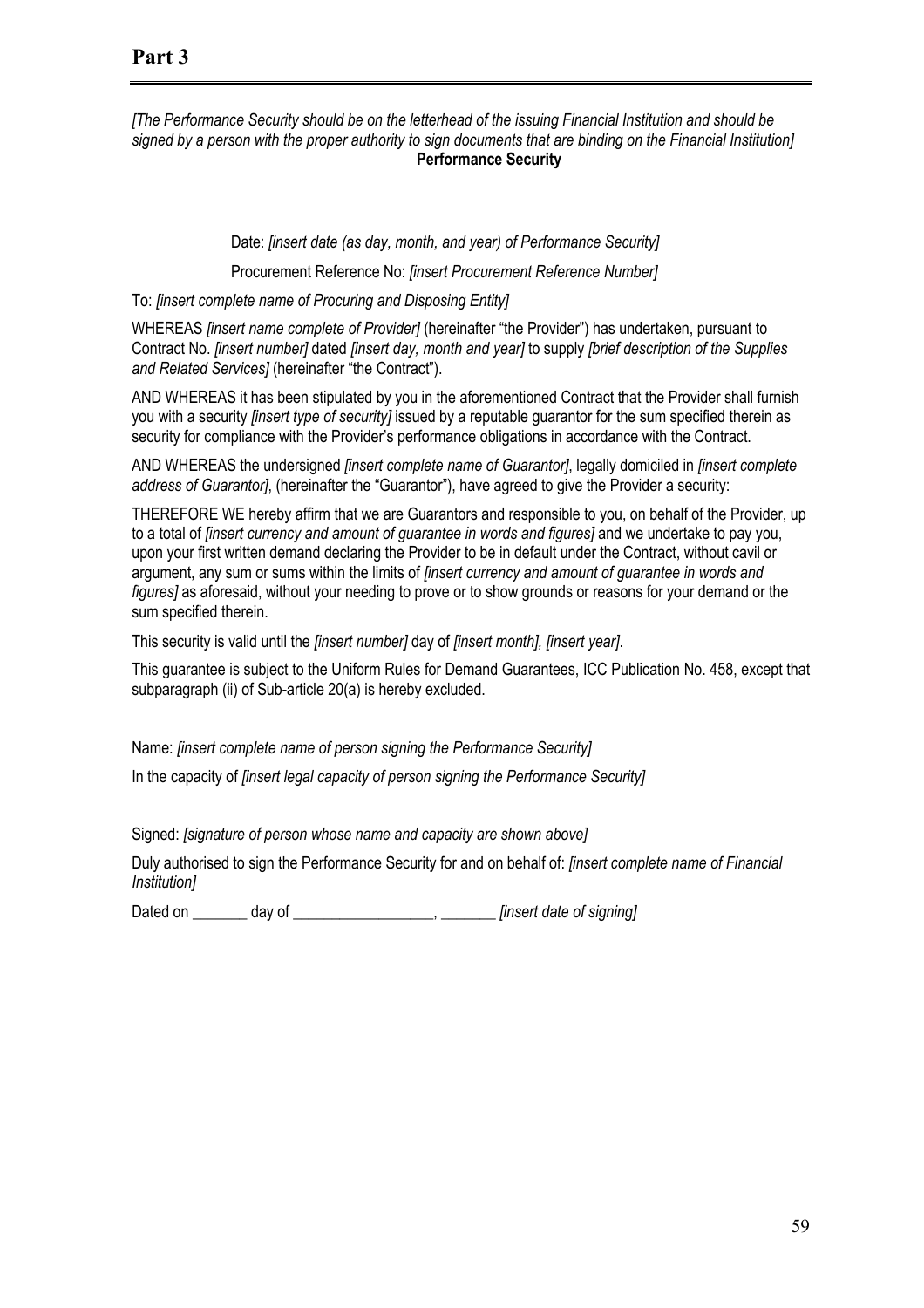# Part 3

*[The Performance Security should be on the letterhead of the issuing Financial Institution and should be signed by a person with the proper authority to sign documents that are binding on the Financial Institution]*

**Performance Security**

Date: *[insert date (as day, month, and year) of Performance Security]*

Procurement Reference No: *[insert Procurement Reference Number]*

To: *[insert complete name of Procuring and Disposing Entity]*

WHEREAS *[insert name complete of Provider]* (hereinafter "the Provider") has undertaken, pursuant to Contract No. *[insert number]* dated *[insert day, month and year]* to supply *[brief description of the Supplies and Related Services]* (hereinafter "the Contract").

AND WHEREAS it has been stipulated by you in the aforementioned Contract that the Provider shall furnish you with a security *[insert type of security]* issued by a reputable guarantor for the sum specified therein as security for compliance with the Provider's performance obligations in accordance with the Contract.

AND WHEREAS the undersigned *[insert complete name of Guarantor]*, legally domiciled in *[insert complete address of Guarantor]*, (hereinafter the "Guarantor"), have agreed to give the Provider a security:

THEREFORE WE hereby affirm that we are Guarantors and responsible to you, on behalf of the Provider, up to a total of *[insert currency and amount of guarantee in words and figures]* and we undertake to pay you, upon your first written demand declaring the Provider to be in default under the Contract, without cavil or argument, any sum or sums within the limits of *[insert currency and amount of guarantee in words and figures]* as aforesaid, without your needing to prove or to show grounds or reasons for your demand or the sum specified therein.

This security is valid until the *[insert number]* day of *[insert month], [insert year]*.

This guarantee is subject to the Uniform Rules for Demand Guarantees, ICC Publication No. 458, except that subparagraph (ii) of Sub-article 20(a) is hereby excluded.

Name: *[insert complete name of person signing the Performance Security]*

In the capacity of *[insert legal capacity of person signing the Performance Security]*

Signed: *[signature of person whose name and capacity are shown above]*

Duly authorised to sign the Performance Security for and on behalf of: *[insert complete name of Financial Institution]*

Dated on _______ day of __________________, _______ *[insert date of signing]*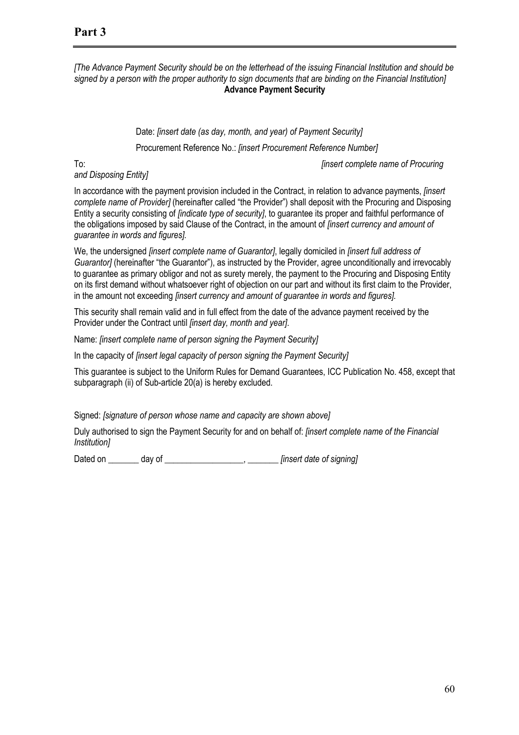# Part 3

*[The Advance Payment Security should be on the letterhead of the issuing Financial Institution and should be signed by a person with the proper authority to sign documents that are binding on the Financial Institution]*

**Advance Payment Security**

Date: *[insert date (as day, month, and year) of Payment Security]*

Procurement Reference No.: *[insert Procurement Reference Number]*

To: *[insert complete name of Procuring and Disposing Entity]*

In accordance with the payment provision included in the Contract, in relation to advance payments, *[insert complete name of Provider]* (hereinafter called "the Provider") shall deposit with the Procuring and Disposing Entity a security consisting of *[indicate type of security]*, to guarantee its proper and faithful performance of the obligations imposed by said Clause of the Contract, in the amount of *[insert currency and amount of guarantee in words and figures]*.

We, the undersigned *[insert complete name of Guarantor]*, legally domiciled in *[insert full address of Guarantor]* (hereinafter "the Guarantor"), as instructed by the Provider, agree unconditionally and irrevocably to guarantee as primary obligor and not as surety merely, the payment to the Procuring and Disposing Entity on its first demand without whatsoever right of objection on our part and without its first claim to the Provider, in the amount not exceeding *[insert currency and amount of guarantee in words and figures].*

This security shall remain valid and in full effect from the date of the advance payment received by the Provider under the Contract until *[insert day, month and year]*.

Name: *[insert complete name of person signing the Payment Security]*

In the capacity of *[insert legal capacity of person signing the Payment Security]*

This guarantee is subject to the Uniform Rules for Demand Guarantees, ICC Publication No. 458, except that subparagraph (ii) of Sub-article 20(a) is hereby excluded.

Signed: *[signature of person whose name and capacity are shown above]*

Duly authorised to sign the Payment Security for and on behalf of: *[insert complete name of the Financial Institution]*

Dated on _______ day of __________________, _______ *[insert date of signing]*